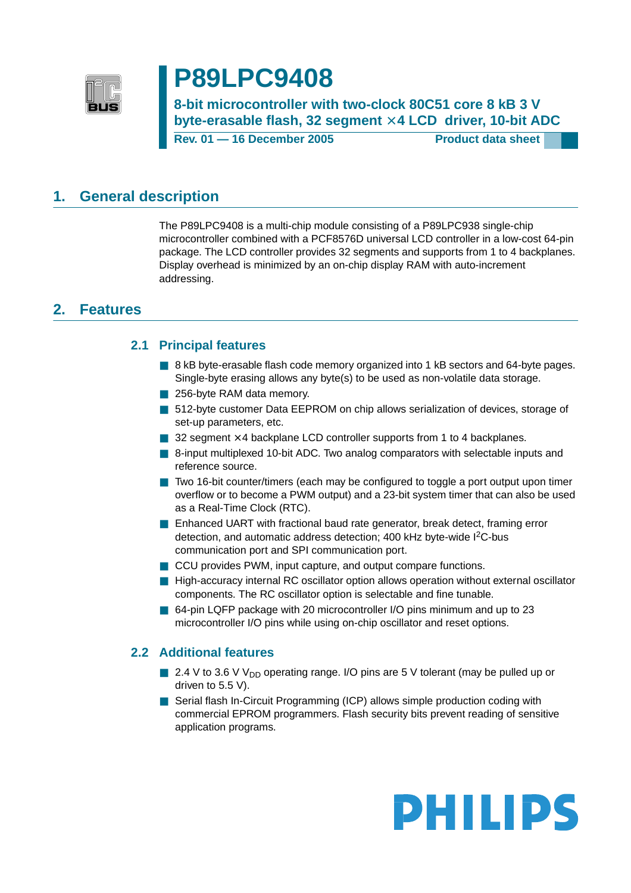# P89LPC9408

**8-bit microcontroller with two-clock 80C51 core 8 kB 3 V byte-erasable flash, 32 segment × 4 LCD driver, 10-bit ADC**

**Rev. 01 — 16 December 2005** **Product data sheet**

## 1. General description

The P89LPC9408 is a multi-chip module consisting of a P89LPC938 single-chip microcontroller combined with a PCF8576D universal LCD controller in a low-cost 64-pin package. The LCD controller provides 32 segments and supports from 1 to 4 backplanes. Display overhead is minimized by an on-chip display RAM with auto-increment addressing.

## 2. Features

### 2.1 Principal features

- 8 kB byte-erasable flash code memory organized into 1 kB sectors and 64-byte pages. Single-byte erasing allows any byte(s) to be used as non-volatile data storage.
- 256-byte RAM data memory.
- 512-byte customer Data EEPROM on chip allows serialization of devices, storage of set-up parameters, etc.
- 32 segment × 4 backplane LCD controller supports from 1 to 4 backplanes.
- 8-input multiplexed 10-bit ADC. Two analog comparators with selectable inputs and reference source.
- Two 16-bit counter/timers (each may be configured to toggle a port output upon timer overflow or to become a PWM output) and a 23-bit system timer that can also be used as a Real-Time Clock (RTC).
- Enhanced UART with fractional baud rate generator, break detect, framing error detection, and automatic address detection; 400 kHz byte-wide $I^2C$-bus communication port and SPI communication port.
- CCU provides PWM, input capture, and output compare functions.
- High-accuracy internal RC oscillator option allows operation without external oscillator components. The RC oscillator option is selectable and fine tunable.
- 64-pin LQFP package with 20 microcontroller I/O pins minimum and up to 23 microcontroller I/O pins while using on-chip oscillator and reset options.

### 2.2 Additional features

- 2.4 V to 3.6 V $V_{DD}$ operating range. I/O pins are 5 V tolerant (may be pulled up or driven to 5.5 V).
- Serial flash In-Circuit Programming (ICP) allows simple production coding with commercial EPROM programmers. Flash security bits prevent reading of sensitive application programs.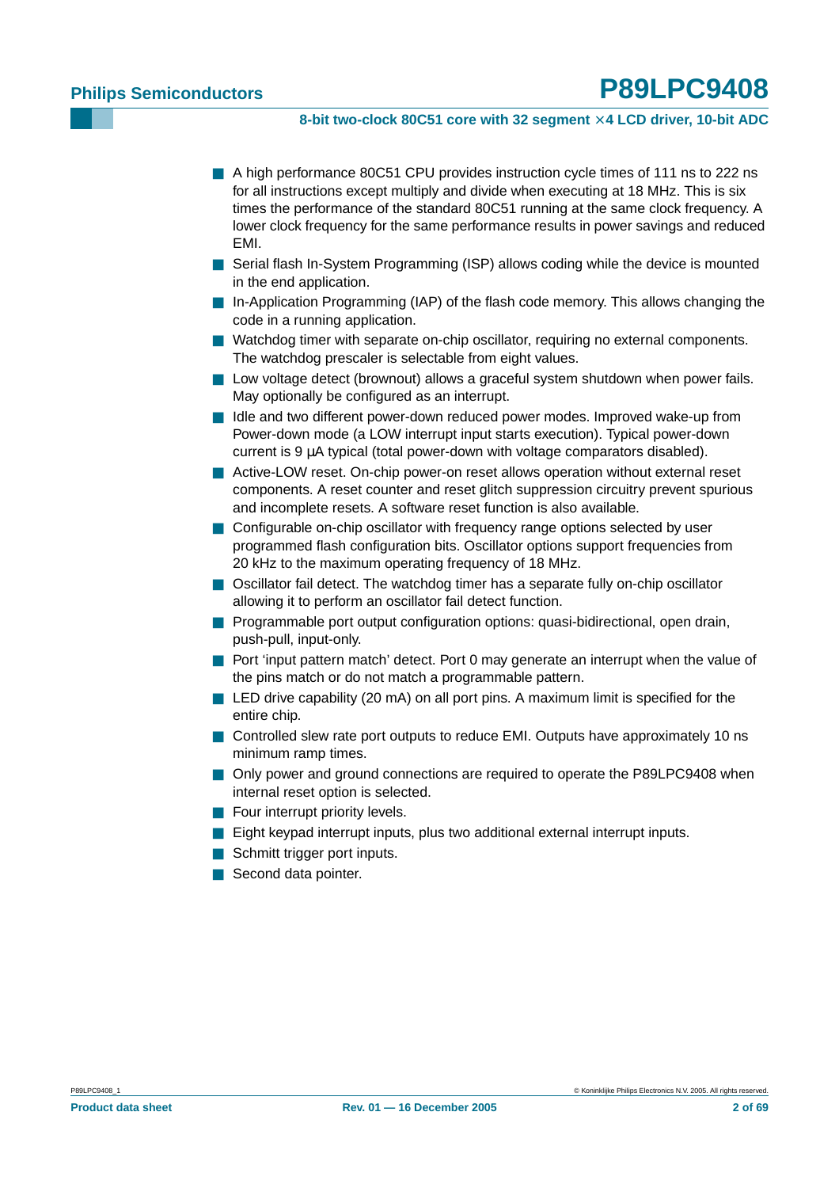- A high performance 80C51 CPU provides instruction cycle times of 111 ns to 222 ns for all instructions except multiply and divide when executing at 18 MHz. This is six times the performance of the standard 80C51 running at the same clock frequency. A lower clock frequency for the same performance results in power savings and reduced EMI.
- Serial flash In-System Programming (ISP) allows coding while the device is mounted in the end application.
- In-Application Programming (IAP) of the flash code memory. This allows changing the code in a running application.
- Watchdog timer with separate on-chip oscillator, requiring no external components. The watchdog prescaler is selectable from eight values.
- Low voltage detect (brownout) allows a graceful system shutdown when power fails. May optionally be configured as an interrupt.
- Idle and two different power-down reduced power modes. Improved wake-up from Power-down mode (a LOW interrupt input starts execution). Typical power-down current is 9 μA typical (total power-down with voltage comparators disabled).
- Active-LOW reset. On-chip power-on reset allows operation without external reset components. A reset counter and reset glitch suppression circuitry prevent spurious and incomplete resets. A software reset function is also available.
- Configurable on-chip oscillator with frequency range options selected by user programmed flash configuration bits. Oscillator options support frequencies from 20 kHz to the maximum operating frequency of 18 MHz.
- Oscillator fail detect. The watchdog timer has a separate fully on-chip oscillator allowing it to perform an oscillator fail detect function.
- Programmable port output configuration options: quasi-bidirectional, open drain, push-pull, input-only.
- Port 'input pattern match' detect. Port 0 may generate an interrupt when the value of the pins match or do not match a programmable pattern.
- LED drive capability (20 mA) on all port pins. A maximum limit is specified for the entire chip.
- Controlled slew rate port outputs to reduce EMI. Outputs have approximately 10 ns minimum ramp times.
- Only power and ground connections are required to operate the P89LPC9408 when internal reset option is selected.
- Four interrupt priority levels.
- Eight keypad interrupt inputs, plus two additional external interrupt inputs.
- Schmitt trigger port inputs.
- Second data pointer.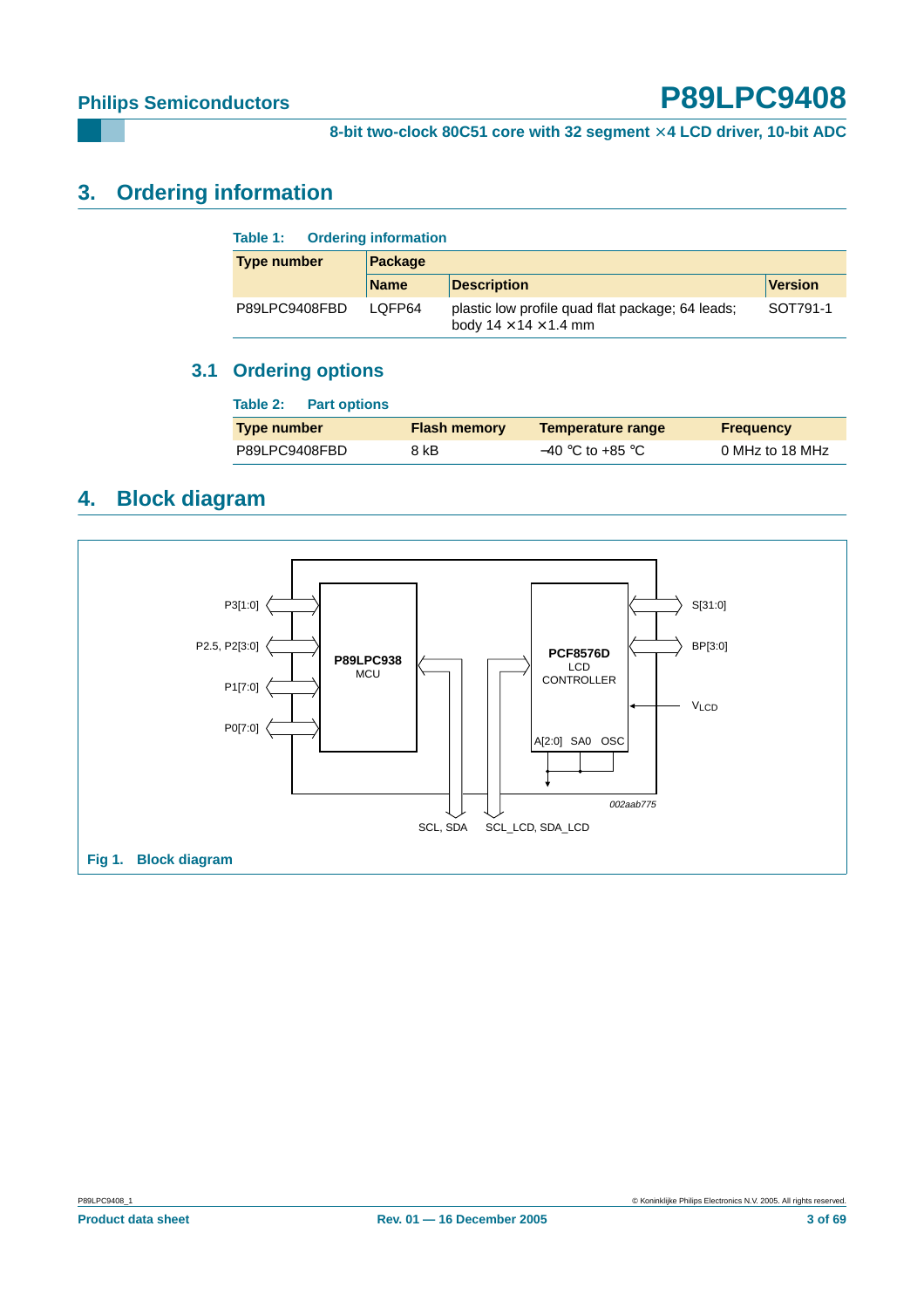## 3. Ordering information

**Table 1: Ordering information**

| Type number | Package | | |
|---|---|---|---|
| | Name | Description | Version |
| P89LPC9408FBD | LQFP64 | plastic low profile quad flat package; 64 leads; body 14 × 14 × 1.4 mm | SOT791-1 |

### 3.1 Ordering options

**Table 2: Part options**

| Type number | Flash memory | Temperature range | Frequency |
|---|---|---|---|
| P89LPC9408FBD | 8 kB | −40 °C to +85 °C | 0 MHz to 18 MHz |

## 4. Block diagram

P3[1:0]
P2.5, P2[3:0]
P1[7:0]
P0[7:0]
**P89LPC938**
MCU
**PCF8576D**
LCD
CONTROLLER
A[2:0] SA0 OSC
S[31:0]
BP[3:0]
$V_{LCD}$
SCL, SDA
SCL_LCD, SDA_LCD
002aab775

**Fig 1. Block diagram**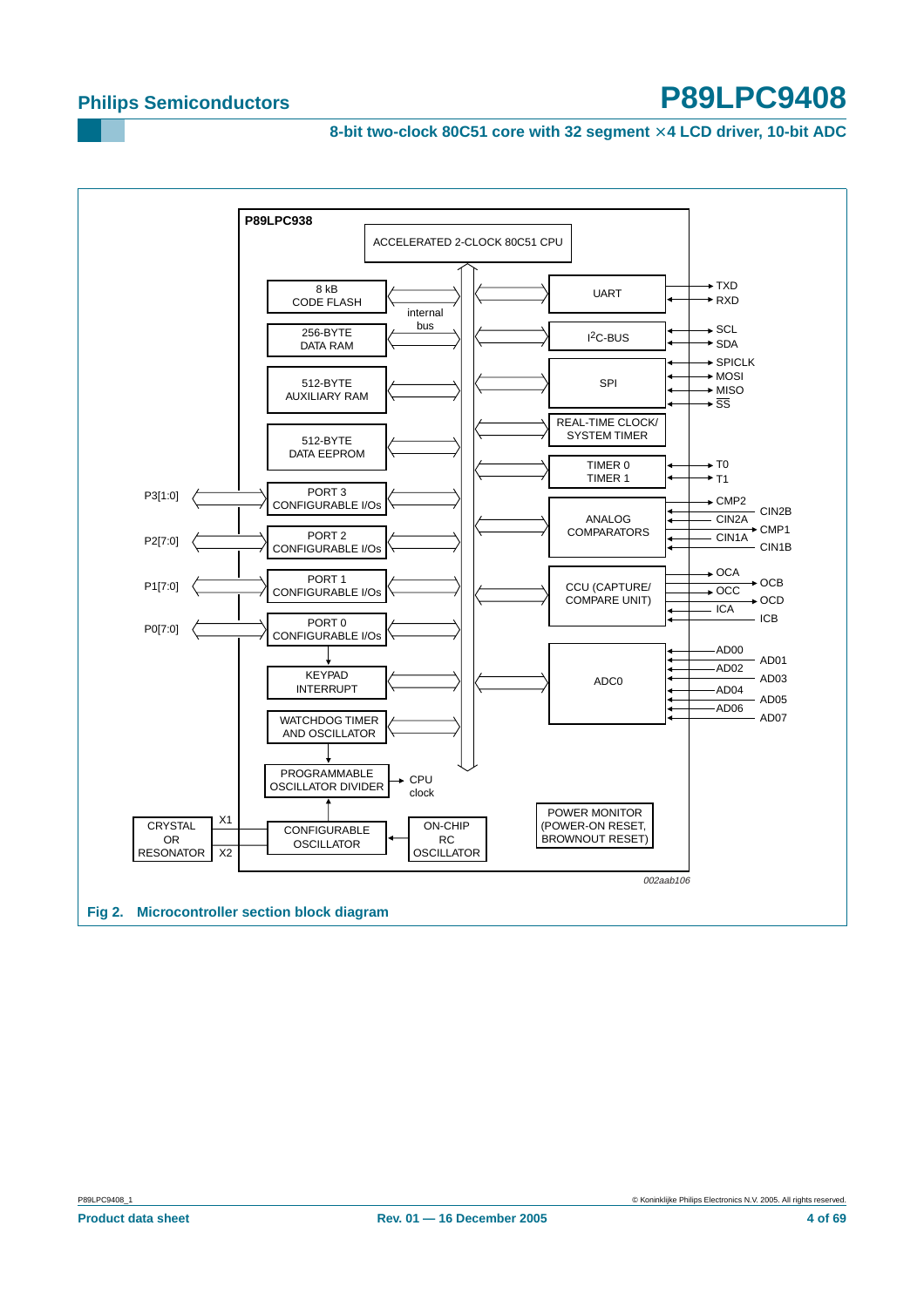P89LPC938

ACCELERATED 2-CLOCK 80C51 CPU

8 kB CODE FLASH

256-BYTE DATA RAM

512-BYTE AUXILIARY RAM

512-BYTE DATA EEPROM

internal bus

UART — TXD, RXD

$I^2C$-BUS — SCL, SDA

SPI — SPICLK, MOSI, MISO, SS

REAL-TIME CLOCK/ SYSTEM TIMER

TIMER 0 TIMER 1 — T0, T1

ANALOG COMPARATORS — CMP2, CIN2B, CIN2A, CMP1, CIN1A, CIN1B

CCU (CAPTURE/ COMPARE UNIT) — OCA, OCB, OCC, OCD, ICA, ICB

ADC0 — AD00, AD01, AD02, AD03, AD04, AD05, AD06, AD07

P3[1:0] — PORT 3 CONFIGURABLE I/Os

P2[7:0] — PORT 2 CONFIGURABLE I/Os

P1[7:0] — PORT 1 CONFIGURABLE I/Os

P0[7:0] — PORT 0 CONFIGURABLE I/Os

KEYPAD INTERRUPT

WATCHDOG TIMER AND OSCILLATOR

PROGRAMMABLE OSCILLATOR DIVIDER — CPU clock

CRYSTAL OR RESONATOR — X1, X2

CONFIGURABLE OSCILLATOR

ON-CHIP RC OSCILLATOR

POWER MONITOR (POWER-ON RESET, BROWNOUT RESET)

002aab106

**Fig 2. Microcontroller section block diagram**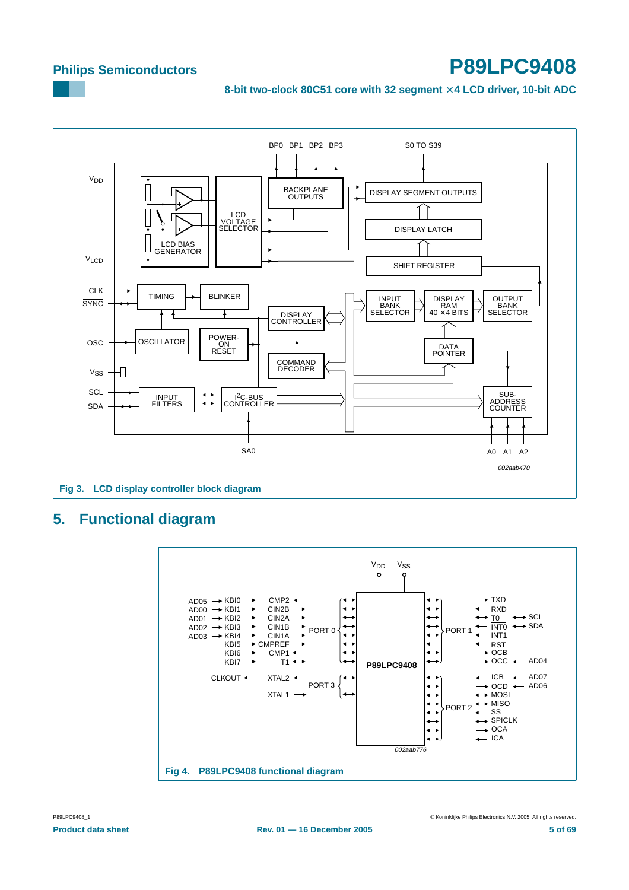Fig 3. LCD display controller block diagram

## 5. Functional diagram

Fig 4. P89LPC9408 functional diagram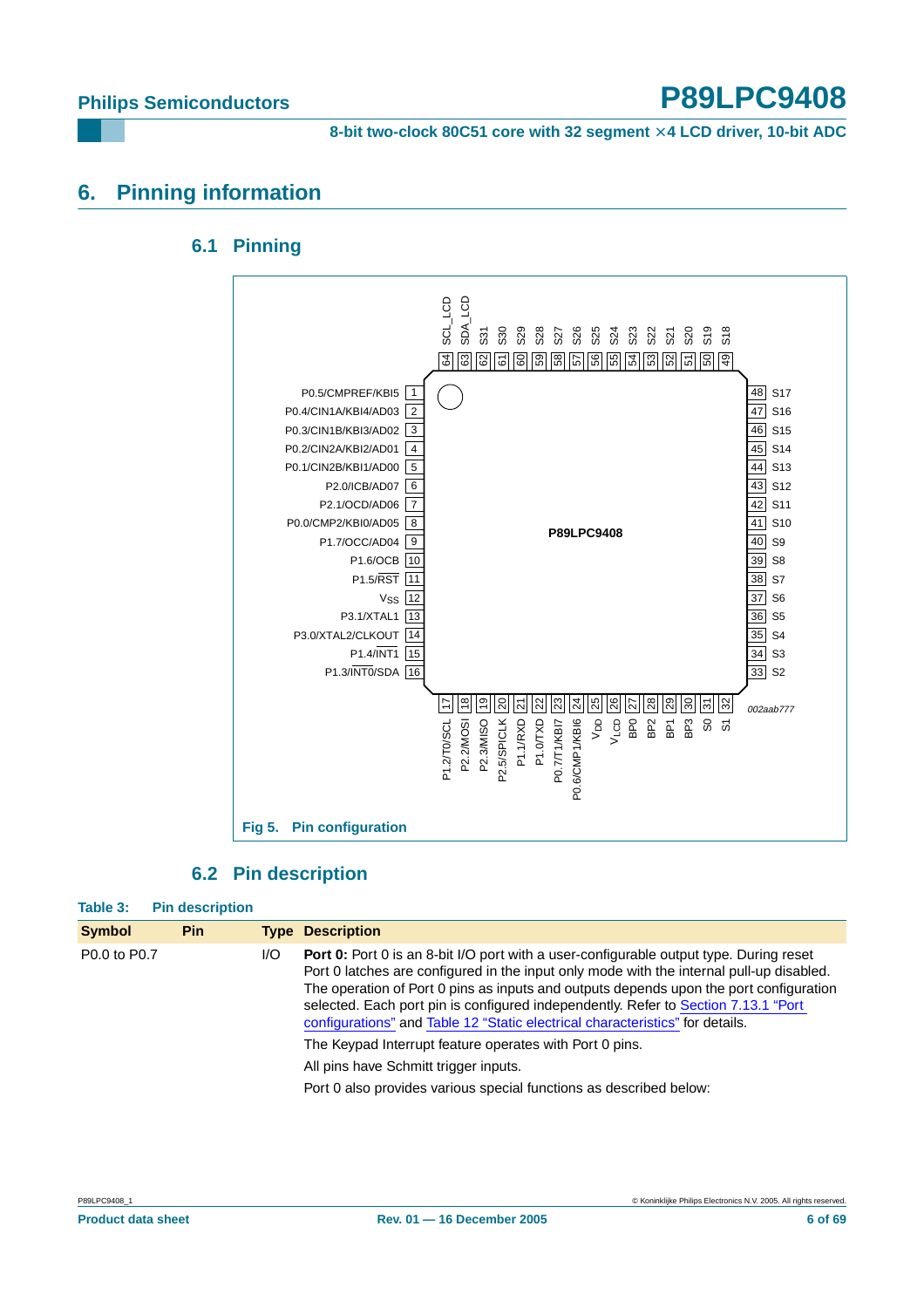# 6. Pinning information

## 6.1 Pinning

Fig 5. Pin configuration

## 6.2 Pin description

**Table 3: Pin description**

| Symbol | Pin | Type | Description |
|---|---|---|---|
| P0.0 to P0.7 | | I/O | **Port 0:** Port 0 is an 8-bit I/O port with a user-configurable output type. During reset Port 0 latches are configured in the input only mode with the internal pull-up disabled. The operation of Port 0 pins as inputs and outputs depends upon the port configuration selected. Each port pin is configured independently. Refer to Section 7.13.1 "Port configurations" and Table 12 "Static electrical characteristics" for details. The Keypad Interrupt feature operates with Port 0 pins. All pins have Schmitt trigger inputs. Port 0 also provides various special functions as described below: |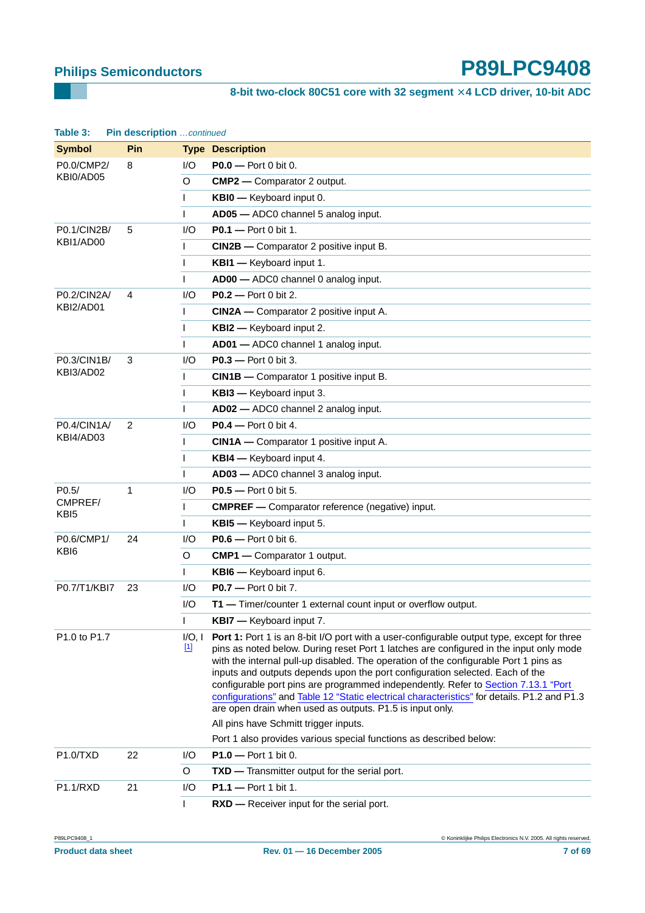**Table 3: Pin description** *…continued*

| Symbol | Pin | Type | Description |
|---|---|---|---|
| P0.0/CMP2/ KBI0/AD05 | 8 | I/O | **P0.0 —** Port 0 bit 0. |
| | | O | **CMP2 —** Comparator 2 output. |
| | | I | **KBI0 —** Keyboard input 0. |
| | | I | **AD05 —** ADC0 channel 5 analog input. |
| P0.1/CIN2B/ KBI1/AD00 | 5 | I/O | **P0.1 —** Port 0 bit 1. |
| | | I | **CIN2B —** Comparator 2 positive input B. |
| | | I | **KBI1 —** Keyboard input 1. |
| | | I | **AD00 —** ADC0 channel 0 analog input. |
| P0.2/CIN2A/ KBI2/AD01 | 4 | I/O | **P0.2 —** Port 0 bit 2. |
| | | I | **CIN2A —** Comparator 2 positive input A. |
| | | I | **KBI2 —** Keyboard input 2. |
| | | I | **AD01 —** ADC0 channel 1 analog input. |
| P0.3/CIN1B/ KBI3/AD02 | 3 | I/O | **P0.3 —** Port 0 bit 3. |
| | | I | **CIN1B —** Comparator 1 positive input B. |
| | | I | **KBI3 —** Keyboard input 3. |
| | | I | **AD02 —** ADC0 channel 2 analog input. |
| P0.4/CIN1A/ KBI4/AD03 | 2 | I/O | **P0.4 —** Port 0 bit 4. |
| | | I | **CIN1A —** Comparator 1 positive input A. |
| | | I | **KBI4 —** Keyboard input 4. |
| | | I | **AD03 —** ADC0 channel 3 analog input. |
| P0.5/ CMPREF/ KBI5 | 1 | I/O | **P0.5 —** Port 0 bit 5. |
| | | I | **CMPREF —** Comparator reference (negative) input. |
| | | I | **KBI5 —** Keyboard input 5. |
| P0.6/CMP1/ KBI6 | 24 | I/O | **P0.6 —** Port 0 bit 6. |
| | | O | **CMP1 —** Comparator 1 output. |
| | | I | **KBI6 —** Keyboard input 6. |
| P0.7/T1/KBI7 | 23 | I/O | **P0.7 —** Port 0 bit 7. |
| | | I/O | **T1 —** Timer/counter 1 external count input or overflow output. |
| | | I | **KBI7 —** Keyboard input 7. |
| P1.0 to P1.7 | | I/O, I [1] | **Port 1:** Port 1 is an 8-bit I/O port with a user-configurable output type, except for three pins as noted below. During reset Port 1 latches are configured in the input only mode with the internal pull-up disabled. The operation of the configurable Port 1 pins as inputs and outputs depends upon the port configuration selected. Each of the configurable port pins are programmed independently. Refer to Section 7.13.1 "Port configurations" and Table 12 "Static electrical characteristics" for details. P1.2 and P1.3 are open drain when used as outputs. P1.5 is input only. All pins have Schmitt trigger inputs. Port 1 also provides various special functions as described below: |
| P1.0/TXD | 22 | I/O | **P1.0 —** Port 1 bit 0. |
| | | O | **TXD —** Transmitter output for the serial port. |
| P1.1/RXD | 21 | I/O | **P1.1 —** Port 1 bit 1. |
| | | I | **RXD —** Receiver input for the serial port. |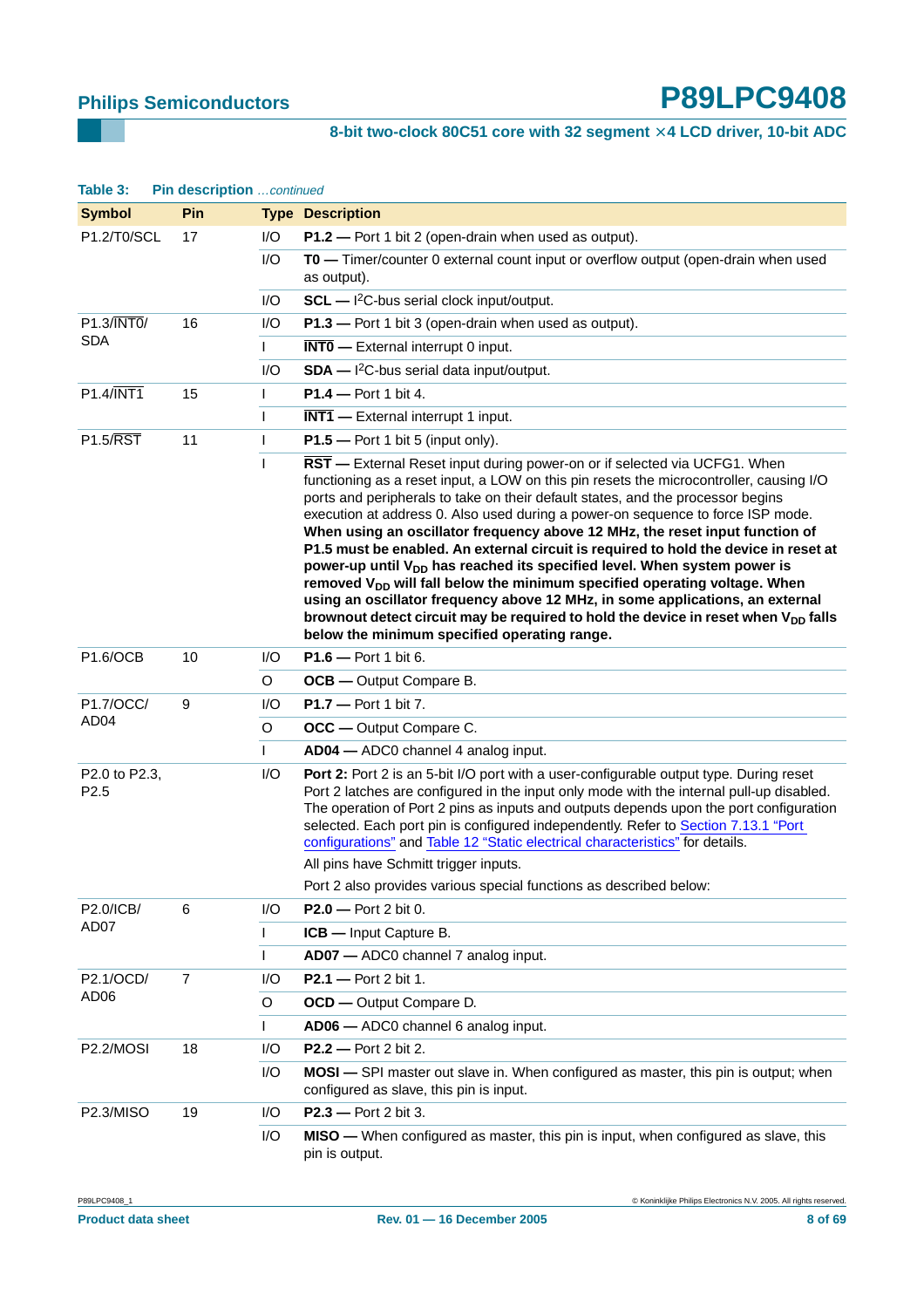**Table 3: Pin description** *…continued*

| Symbol | Pin | Type | Description |
|---|---|---|---|
| P1.2/T0/SCL | 17 | I/O | **P1.2 —** Port 1 bit 2 (open-drain when used as output). |
| | | I/O | **T0 —** Timer/counter 0 external count input or overflow output (open-drain when used as output). |
| | | I/O | **SCL —** $I^2C$-bus serial clock input/output. |
| P1.3/$\overline{INT0}$/SDA | 16 | I/O | **P1.3 —** Port 1 bit 3 (open-drain when used as output). |
| | | I | **$\overline{INT0}$ —** External interrupt 0 input. |
| | | I/O | **SDA —** $I^2C$-bus serial data input/output. |
| P1.4/$\overline{INT1}$ | 15 | I | **P1.4 —** Port 1 bit 4. |
| | | I | **$\overline{INT1}$ —** External interrupt 1 input. |
| P1.5/$\overline{RST}$ | 11 | I | **P1.5 —** Port 1 bit 5 (input only). |
| | | I | **$\overline{RST}$ —** External Reset input during power-on or if selected via UCFG1. When functioning as a reset input, a LOW on this pin resets the microcontroller, causing I/O ports and peripherals to take on their default states, and the processor begins execution at address 0. Also used during a power-on sequence to force ISP mode. **When using an oscillator frequency above 12 MHz, the reset input function of P1.5 must be enabled. An external circuit is required to hold the device in reset at power-up until $V_{DD}$ has reached its specified level. When system power is removed $V_{DD}$ will fall below the minimum specified operating voltage. When using an oscillator frequency above 12 MHz, in some applications, an external brownout detect circuit may be required to hold the device in reset when $V_{DD}$ falls below the minimum specified operating range.** |
| P1.6/OCB | 10 | I/O | **P1.6 —** Port 1 bit 6. |
| | | O | **OCB —** Output Compare B. |
| P1.7/OCC/AD04 | 9 | I/O | **P1.7 —** Port 1 bit 7. |
| | | O | **OCC —** Output Compare C. |
| | | I | **AD04 —** ADC0 channel 4 analog input. |
| P2.0 to P2.3, P2.5 | | I/O | **Port 2:** Port 2 is an 5-bit I/O port with a user-configurable output type. During reset Port 2 latches are configured in the input only mode with the internal pull-up disabled. The operation of Port 2 pins as inputs and outputs depends upon the port configuration selected. Each port pin is configured independently. Refer to Section 7.13.1 "Port configurations" and Table 12 "Static electrical characteristics" for details. All pins have Schmitt trigger inputs. Port 2 also provides various special functions as described below: |
| P2.0/ICB/AD07 | 6 | I/O | **P2.0 —** Port 2 bit 0. |
| | | I | **ICB —** Input Capture B. |
| | | I | **AD07 —** ADC0 channel 7 analog input. |
| P2.1/OCD/AD06 | 7 | I/O | **P2.1 —** Port 2 bit 1. |
| | | O | **OCD —** Output Compare D. |
| | | I | **AD06 —** ADC0 channel 6 analog input. |
| P2.2/MOSI | 18 | I/O | **P2.2 —** Port 2 bit 2. |
| | | I/O | **MOSI —** SPI master out slave in. When configured as master, this pin is output; when configured as slave, this pin is input. |
| P2.3/MISO | 19 | I/O | **P2.3 —** Port 2 bit 3. |
| | | I/O | **MISO —** When configured as master, this pin is input, when configured as slave, this pin is output. |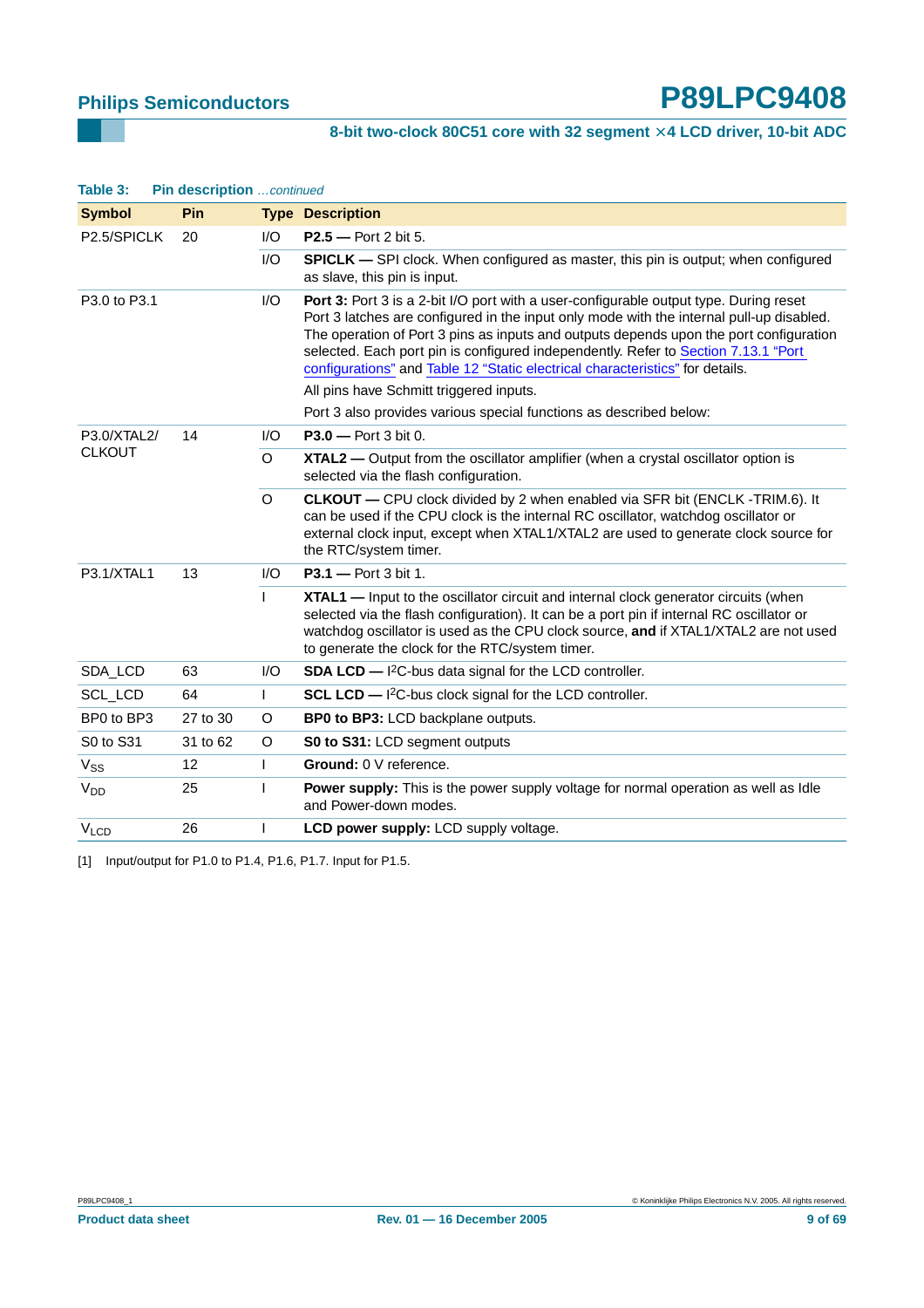**Table 3: Pin description** *…continued*

| Symbol | Pin | Type | Description |
|---|---|---|---|
| P2.5/SPICLK | 20 | I/O | **P2.5 —** Port 2 bit 5. |
| | | I/O | **SPICLK —** SPI clock. When configured as master, this pin is output; when configured as slave, this pin is input. |
| P3.0 to P3.1 | | I/O | **Port 3:** Port 3 is a 2-bit I/O port with a user-configurable output type. During reset Port 3 latches are configured in the input only mode with the internal pull-up disabled. The operation of Port 3 pins as inputs and outputs depends upon the port configuration selected. Each port pin is configured independently. Refer to Section 7.13.1 "Port configurations" and Table 12 "Static electrical characteristics" for details. |
| | | | All pins have Schmitt triggered inputs. |
| | | | Port 3 also provides various special functions as described below: |
| P3.0/XTAL2/ CLKOUT | 14 | I/O | **P3.0 —** Port 3 bit 0. |
| | | O | **XTAL2 —** Output from the oscillator amplifier (when a crystal oscillator option is selected via the flash configuration. |
| | | O | **CLKOUT —** CPU clock divided by 2 when enabled via SFR bit (ENCLK -TRIM.6). It can be used if the CPU clock is the internal RC oscillator, watchdog oscillator or external clock input, except when XTAL1/XTAL2 are used to generate clock source for the RTC/system timer. |
| P3.1/XTAL1 | 13 | I/O | **P3.1 —** Port 3 bit 1. |
| | | I | **XTAL1 —** Input to the oscillator circuit and internal clock generator circuits (when selected via the flash configuration). It can be a port pin if internal RC oscillator or watchdog oscillator is used as the CPU clock source, **and** if XTAL1/XTAL2 are not used to generate the clock for the RTC/system timer. |
| SDA_LCD | 63 | I/O | **SDA LCD —** $I^2C$-bus data signal for the LCD controller. |
| SCL_LCD | 64 | I | **SCL LCD —** $I^2C$-bus clock signal for the LCD controller. |
| BP0 to BP3 | 27 to 30 | O | **BP0 to BP3:** LCD backplane outputs. |
| S0 to S31 | 31 to 62 | O | **S0 to S31:** LCD segment outputs |
| $V_{SS}$ | 12 | I | **Ground:** 0 V reference. |
| $V_{DD}$ | 25 | I | **Power supply:** This is the power supply voltage for normal operation as well as Idle and Power-down modes. |
| $V_{LCD}$ | 26 | I | **LCD power supply:** LCD supply voltage. |

[1] Input/output for P1.0 to P1.4, P1.6, P1.7. Input for P1.5.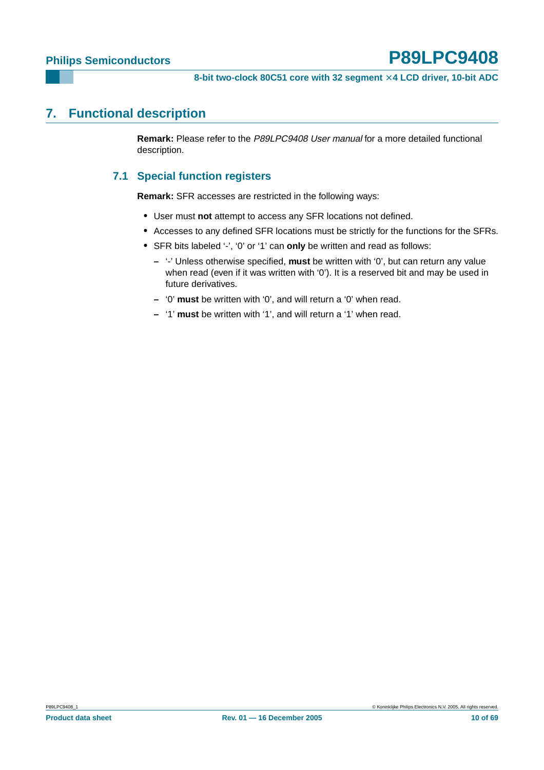# 7. Functional description

**Remark:** Please refer to the *P89LPC9408 User manual* for a more detailed functional description.

## 7.1 Special function registers

**Remark:** SFR accesses are restricted in the following ways:

- User must **not** attempt to access any SFR locations not defined.
- Accesses to any defined SFR locations must be strictly for the functions for the SFRs.
- SFR bits labeled '-', '0' or '1' can **only** be written and read as follows:
  - '-' Unless otherwise specified, **must** be written with '0', but can return any value when read (even if it was written with '0'). It is a reserved bit and may be used in future derivatives.
  - '0' **must** be written with '0', and will return a '0' when read.
  - '1' **must** be written with '1', and will return a '1' when read.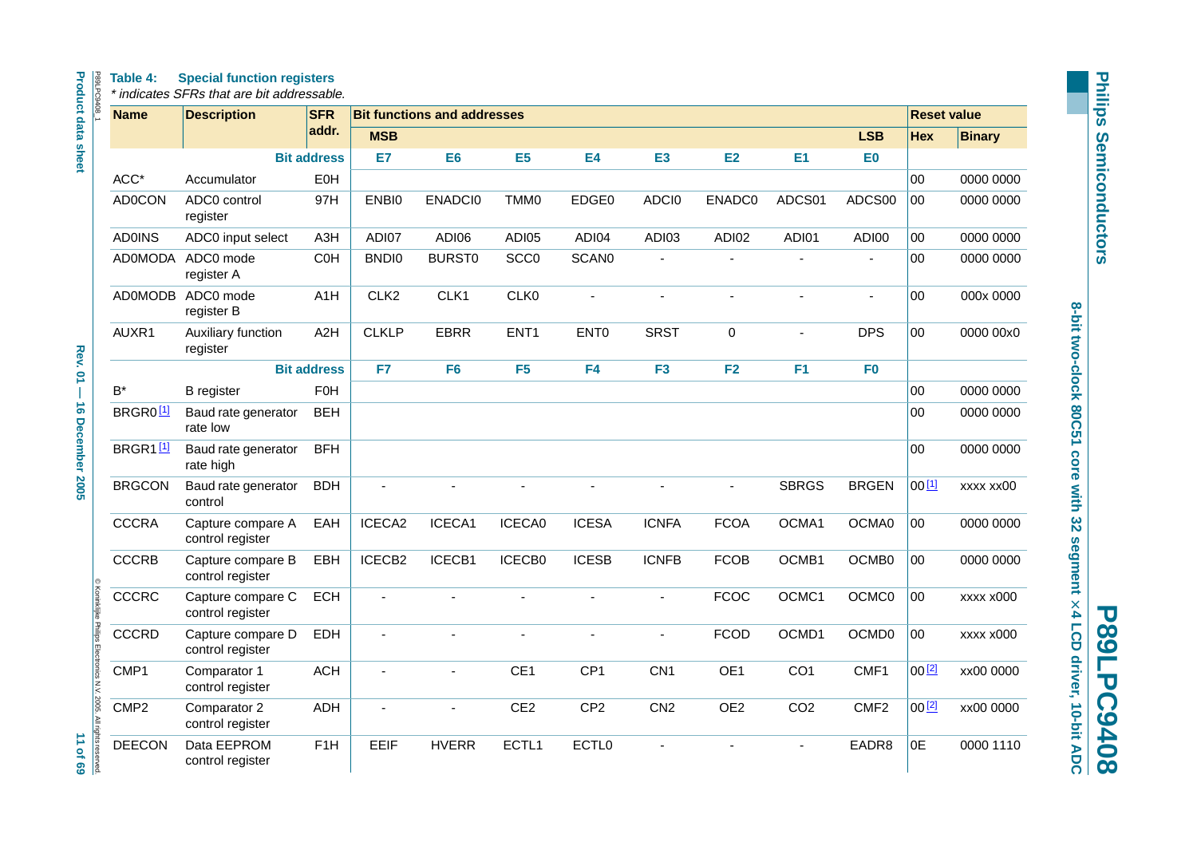**Table 4: Special function registers**

*\* indicates SFRs that are bit addressable.*

| Name | Description | SFR addr. | Bit functions and addresses | | | | | | | | Reset value | |
|---|---|---|---|---|---|---|---|---|---|---|---|---|
| | | | MSB | | | | | | | LSB | Hex | Binary |
| | | Bit address | E7 | E6 | E5 | E4 | E3 | E2 | E1 | E0 | | |
| ACC* | Accumulator | E0H | | | | | | | | | 00 | 0000 0000 |
| AD0CON | ADC0 control register | 97H | ENBI0 | ENADCI0 | TMM0 | EDGE0 | ADCI0 | ENADC0 | ADCS01 | ADCS00 | 00 | 0000 0000 |
| AD0INS | ADC0 input select | A3H | ADI07 | ADI06 | ADI05 | ADI04 | ADI03 | ADI02 | ADI01 | ADI00 | 00 | 0000 0000 |
| AD0MODA | ADC0 mode register A | C0H | BNDI0 | BURST0 | SCC0 | SCAN0 | - | - | - | - | 00 | 0000 0000 |
| AD0MODB | ADC0 mode register B | A1H | CLK2 | CLK1 | CLK0 | - | - | - | - | - | 00 | 000x 0000 |
| AUXR1 | Auxiliary function register | A2H | CLKLP | EBRR | ENT1 | ENT0 | SRST | 0 | - | DPS | 00 | 0000 00x0 |
| | | Bit address | F7 | F6 | F5 | F4 | F3 | F2 | F1 | F0 | | |
| B* | B register | F0H | | | | | | | | | 00 | 0000 0000 |
| BRGR0[1] | Baud rate generator rate low | BEH | | | | | | | | | 00 | 0000 0000 |
| BRGR1[1] | Baud rate generator rate high | BFH | | | | | | | | | 00 | 0000 0000 |
| BRGCON | Baud rate generator control | BDH | - | - | - | - | - | - | SBRGS | BRGEN | 00[1] | xxxx xx00 |
| CCCRA | Capture compare A control register | EAH | ICECA2 | ICECA1 | ICECA0 | ICESA | ICNFA | FCOA | OCMA1 | OCMA0 | 00 | 0000 0000 |
| CCCRB | Capture compare B control register | EBH | ICECB2 | ICECB1 | ICECB0 | ICESB | ICNFB | FCOB | OCMB1 | OCMB0 | 00 | 0000 0000 |
| CCCRC | Capture compare C control register | ECH | - | - | - | - | - | FCOC | OCMC1 | OCMC0 | 00 | xxxx x000 |
| CCCRD | Capture compare D control register | EDH | - | - | - | - | - | FCOD | OCMD1 | OCMD0 | 00 | xxxx x000 |
| CMP1 | Comparator 1 control register | ACH | - | - | CE1 | CP1 | CN1 | OE1 | CO1 | CMF1 | 00[2] | xx00 0000 |
| CMP2 | Comparator 2 control register | ADH | - | - | CE2 | CP2 | CN2 | OE2 | CO2 | CMF2 | 00[2] | xx00 0000 |
| DEECON | Data EEPROM control register | F1H | EEIF | HVERR | ECTL1 | ECTL0 | - | - | - | EADR8 | 0E | 0000 1110 |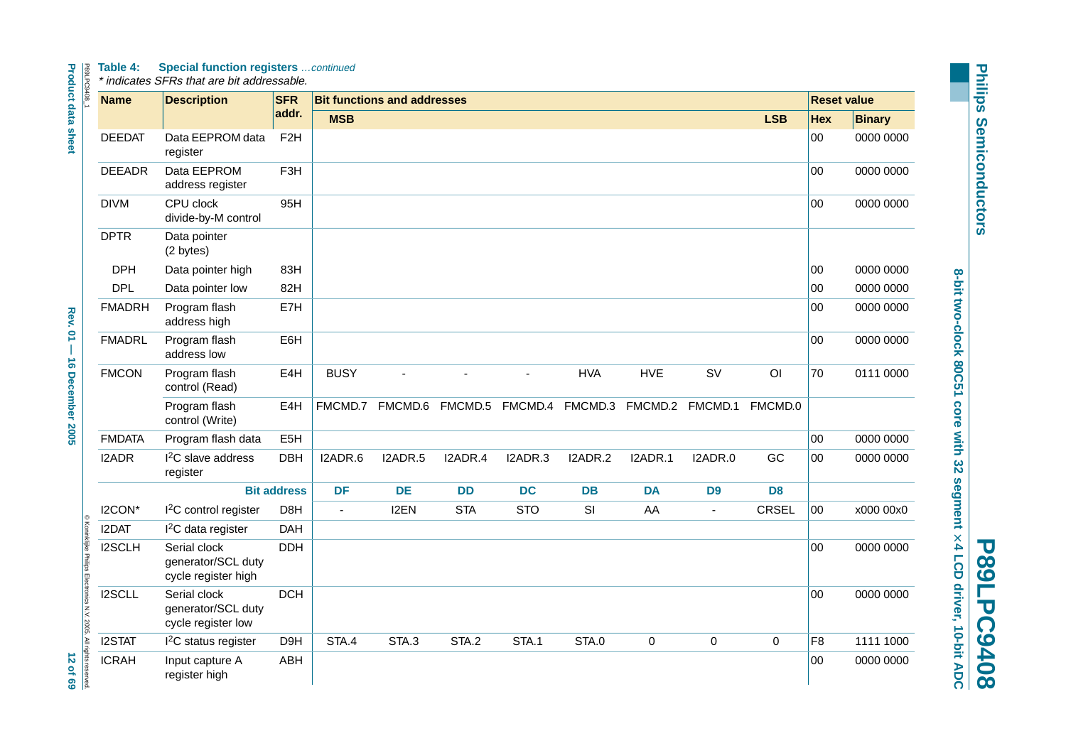**Table 4: Special function registers** *...continued*

*\* indicates SFRs that are bit addressable.*

| Name | Description | SFR addr. | Bit functions and addresses | | | | | | | | Reset value | |
|---|---|---|---|---|---|---|---|---|---|---|---|---|
| | | | MSB | | | | | | | LSB | Hex | Binary |
| DEEDAT | Data EEPROM data register | F2H | | | | | | | | | 00 | 0000 0000 |
| DEEADR | Data EEPROM address register | F3H | | | | | | | | | 00 | 0000 0000 |
| DIVM | CPU clock divide-by-M control | 95H | | | | | | | | | 00 | 0000 0000 |
| DPTR | Data pointer (2 bytes) | | | | | | | | | | | |
| DPH | Data pointer high | 83H | | | | | | | | | 00 | 0000 0000 |
| DPL | Data pointer low | 82H | | | | | | | | | 00 | 0000 0000 |
| FMADRH | Program flash address high | E7H | | | | | | | | | 00 | 0000 0000 |
| FMADRL | Program flash address low | E6H | | | | | | | | | 00 | 0000 0000 |
| FMCON | Program flash control (Read) | E4H | BUSY | - | - | - | HVA | HVE | SV | OI | 70 | 0111 0000 |
| | Program flash control (Write) | E4H | FMCMD.7 | FMCMD.6 | FMCMD.5 | FMCMD.4 | FMCMD.3 | FMCMD.2 | FMCMD.1 | FMCMD.0 | | |
| FMDATA | Program flash data | E5H | | | | | | | | | 00 | 0000 0000 |
| I2ADR | I²C slave address register | DBH | I2ADR.6 | I2ADR.5 | I2ADR.4 | I2ADR.3 | I2ADR.2 | I2ADR.1 | I2ADR.0 | GC | 00 | 0000 0000 |
| | | Bit address | DF | DE | DD | DC | DB | DA | D9 | D8 | | |
| I2CON* | I²C control register | D8H | - | I2EN | STA | STO | SI | AA | - | CRSEL | 00 | x000 00x0 |
| I2DAT | I²C data register | DAH | | | | | | | | | | |
| I2SCLH | Serial clock generator/SCL duty cycle register high | DDH | | | | | | | | | 00 | 0000 0000 |
| I2SCLL | Serial clock generator/SCL duty cycle register low | DCH | | | | | | | | | 00 | 0000 0000 |
| I2STAT | I²C status register | D9H | STA.4 | STA.3 | STA.2 | STA.1 | STA.0 | 0 | 0 | 0 | F8 | 1111 1000 |
| ICRAH | Input capture A register high | ABH | | | | | | | | | 00 | 0000 0000 |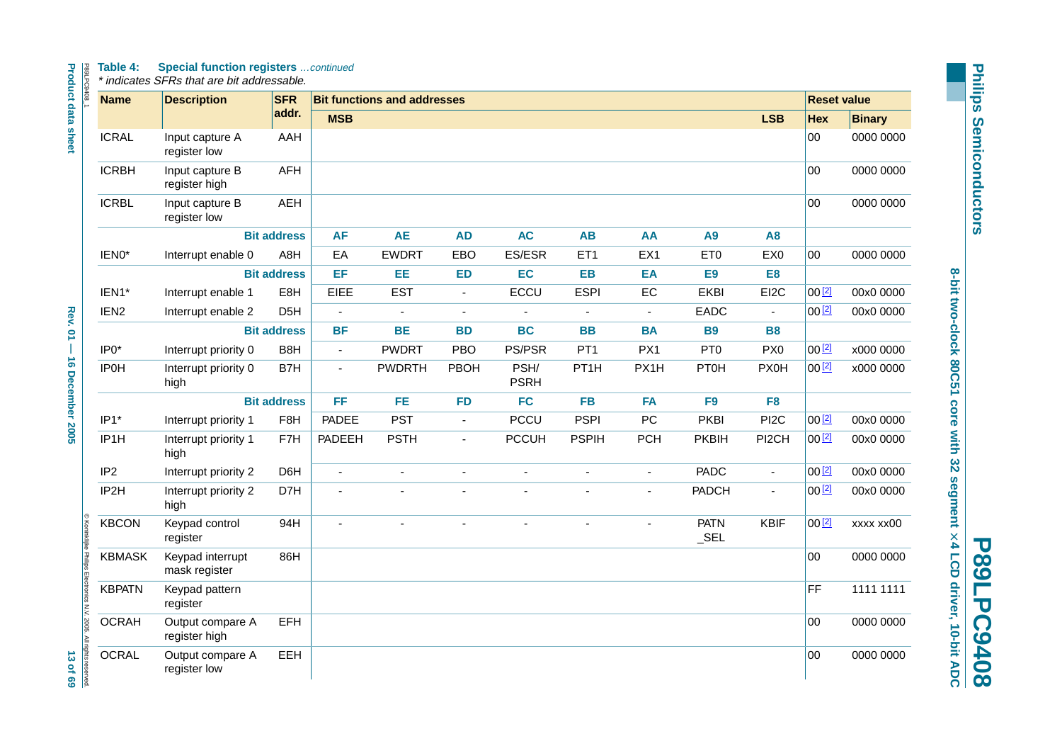**Table 4: Special function registers** *…continued*

*\* indicates SFRs that are bit addressable.*

| Name | Description | SFR addr. | Bit functions and addresses | | | | | | | | Reset value | |
|---|---|---|---|---|---|---|---|---|---|---|---|---|
| | | | MSB | | | | | | | LSB | Hex | Binary |
| ICRAL | Input capture A register low | AAH | | | | | | | | | 00 | 0000 0000 |
| ICRBH | Input capture B register high | AFH | | | | | | | | | 00 | 0000 0000 |
| ICRBL | Input capture B register low | AEH | | | | | | | | | 00 | 0000 0000 |
| | | Bit address | AF | AE | AD | AC | AB | AA | A9 | A8 | | |
| IEN0* | Interrupt enable 0 | A8H | EA | EWDRT | EBO | ES/ESR | ET1 | EX1 | ET0 | EX0 | 00 | 0000 0000 |
| | | Bit address | EF | EE | ED | EC | EB | EA | E9 | E8 | | |
| IEN1* | Interrupt enable 1 | E8H | EIEE | EST | - | ECCU | ESPI | EC | EKBI | EI2C | 00 [2] | 00x0 0000 |
| IEN2 | Interrupt enable 2 | D5H | - | - | - | - | - | - | EADC | - | 00 [2] | 00x0 0000 |
| | | Bit address | BF | BE | BD | BC | BB | BA | B9 | B8 | | |
| IP0* | Interrupt priority 0 | B8H | - | PWDRT | PBO | PS/PSR | PT1 | PX1 | PT0 | PX0 | 00 [2] | x000 0000 |
| IP0H | Interrupt priority 0 high | B7H | - | PWDRTH | PBOH | PSH/ PSRH | PT1H | PX1H | PT0H | PX0H | 00 [2] | x000 0000 |
| | | Bit address | FF | FE | FD | FC | FB | FA | F9 | F8 | | |
| IP1* | Interrupt priority 1 | F8H | PADEE | PST | - | PCCU | PSPI | PC | PKBI | PI2C | 00 [2] | 00x0 0000 |
| IP1H | Interrupt priority 1 high | F7H | PADEEH | PSTH | - | PCCUH | PSPIH | PCH | PKBIH | PI2CH | 00 [2] | 00x0 0000 |
| IP2 | Interrupt priority 2 | D6H | - | - | - | - | - | - | PADC | - | 00 [2] | 00x0 0000 |
| IP2H | Interrupt priority 2 high | D7H | - | - | - | - | - | - | PADCH | - | 00 [2] | 00x0 0000 |
| KBCON | Keypad control register | 94H | - | - | - | - | - | - | PATN _SEL | KBIF | 00 [2] | xxxx xx00 |
| KBMASK | Keypad interrupt mask register | 86H | | | | | | | | | 00 | 0000 0000 |
| KBPATN | Keypad pattern register | | | | | | | | | | FF | 1111 1111 |
| OCRAH | Output compare A register high | EFH | | | | | | | | | 00 | 0000 0000 |
| OCRAL | Output compare A register low | EEH | | | | | | | | | 00 | 0000 0000 |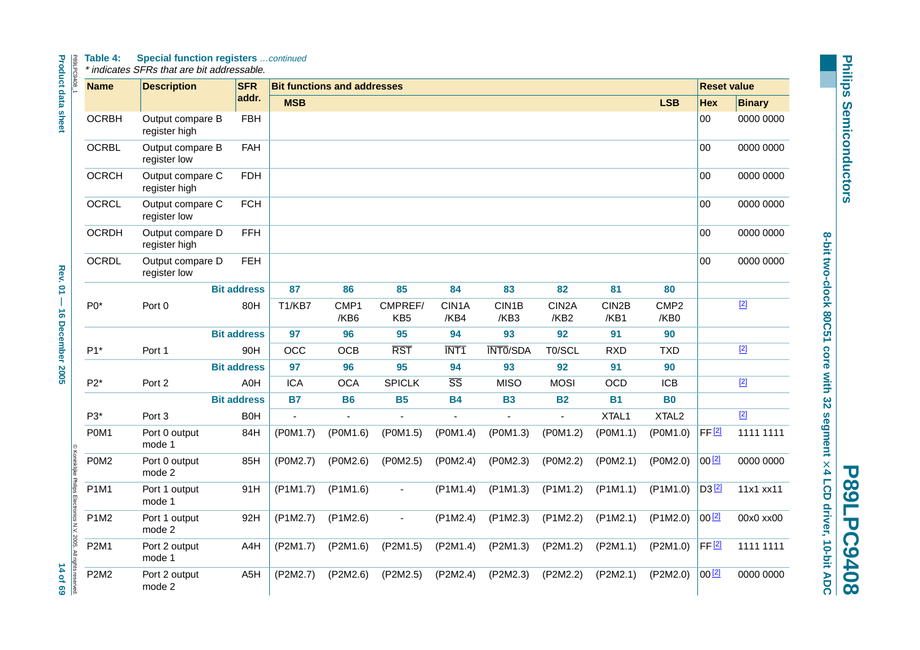**Table 4: Special function registers** *...continued*

*\* indicates SFRs that are bit addressable.*

| Name | Description | SFR addr. | Bit functions and addresses | | | | | | | | Reset value | |
|---|---|---|---|---|---|---|---|---|---|---|---|---|
| | | | MSB | | | | | | | LSB | Hex | Binary |
| OCRBH | Output compare B register high | FBH | | | | | | | | | 00 | 0000 0000 |
| OCRBL | Output compare B register low | FAH | | | | | | | | | 00 | 0000 0000 |
| OCRCH | Output compare C register high | FDH | | | | | | | | | 00 | 0000 0000 |
| OCRCL | Output compare C register low | FCH | | | | | | | | | 00 | 0000 0000 |
| OCRDH | Output compare D register high | FFH | | | | | | | | | 00 | 0000 0000 |
| OCRDL | Output compare D register low | FEH | | | | | | | | | 00 | 0000 0000 |
| | | **Bit address** | **87** | **86** | **85** | **84** | **83** | **82** | **81** | **80** | | |
| P0* | Port 0 | 80H | T1/KB7 | CMP1 /KB6 | CMPREF/ KB5 | CIN1A /KB4 | CIN1B /KB3 | CIN2A /KB2 | CIN2B /KB1 | CMP2 /KB0 | | [2] |
| | | **Bit address** | **97** | **96** | **95** | **94** | **93** | **92** | **91** | **90** | | |
| P1* | Port 1 | 90H | OCC | OCB | $\overline{RST}$ | $\overline{INT1}$ | $\overline{INT0}$/SDA | T0/SCL | RXD | TXD | | [2] |
| | | **Bit address** | **97** | **96** | **95** | **94** | **93** | **92** | **91** | **90** | | |
| P2* | Port 2 | A0H | ICA | OCA | SPICLK | $\overline{SS}$ | MISO | MOSI | OCD | ICB | | [2] |
| | | **Bit address** | **B7** | **B6** | **B5** | **B4** | **B3** | **B2** | **B1** | **B0** | | |
| P3* | Port 3 | B0H | - | - | - | - | - | - | XTAL1 | XTAL2 | | [2] |
| P0M1 | Port 0 output mode 1 | 84H | (P0M1.7) | (P0M1.6) | (P0M1.5) | (P0M1.4) | (P0M1.3) | (P0M1.2) | (P0M1.1) | (P0M1.0) | FF [2] | 1111 1111 |
| P0M2 | Port 0 output mode 2 | 85H | (P0M2.7) | (P0M2.6) | (P0M2.5) | (P0M2.4) | (P0M2.3) | (P0M2.2) | (P0M2.1) | (P0M2.0) | 00 [2] | 0000 0000 |
| P1M1 | Port 1 output mode 1 | 91H | (P1M1.7) | (P1M1.6) | - | (P1M1.4) | (P1M1.3) | (P1M1.2) | (P1M1.1) | (P1M1.0) | D3 [2] | 11x1 xx11 |
| P1M2 | Port 1 output mode 2 | 92H | (P1M2.7) | (P1M2.6) | - | (P1M2.4) | (P1M2.3) | (P1M2.2) | (P1M2.1) | (P1M2.0) | 00 [2] | 00x0 xx00 |
| P2M1 | Port 2 output mode 1 | A4H | (P2M1.7) | (P2M1.6) | (P2M1.5) | (P2M1.4) | (P2M1.3) | (P2M1.2) | (P2M1.1) | (P2M1.0) | FF [2] | 1111 1111 |
| P2M2 | Port 2 output mode 2 | A5H | (P2M2.7) | (P2M2.6) | (P2M2.5) | (P2M2.4) | (P2M2.3) | (P2M2.2) | (P2M2.1) | (P2M2.0) | 00 [2] | 0000 0000 |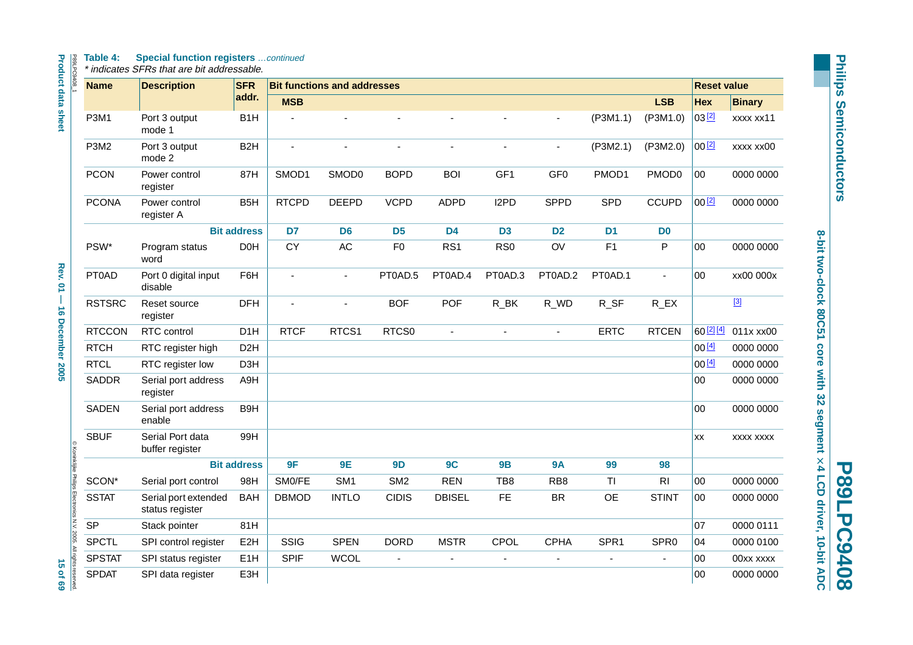**Table 4: Special function registers** *...continued*

*\* indicates SFRs that are bit addressable.*

| Name | Description | SFR addr. | Bit functions and addresses | | | | | | | | Reset value | |
|---|---|---|---|---|---|---|---|---|---|---|---|---|
| | | | MSB | | | | | | | LSB | Hex | Binary |
| P3M1 | Port 3 output mode 1 | B1H | - | - | - | - | - | - | (P3M1.1) | (P3M1.0) | 03 [2] | xxxx xx11 |
| P3M2 | Port 3 output mode 2 | B2H | - | - | - | - | - | - | (P3M2.1) | (P3M2.0) | 00 [2] | xxxx xx00 |
| PCON | Power control register | 87H | SMOD1 | SMOD0 | BOPD | BOI | GF1 | GF0 | PMOD1 | PMOD0 | 00 | 0000 0000 |
| PCONA | Power control register A | B5H | RTCPD | DEEPD | VCPD | ADPD | I2PD | SPPD | SPD | CCUPD | 00 [2] | 0000 0000 |
| | | Bit address | D7 | D6 | D5 | D4 | D3 | D2 | D1 | D0 | | |
| PSW* | Program status word | D0H | CY | AC | F0 | RS1 | RS0 | OV | F1 | P | 00 | 0000 0000 |
| PT0AD | Port 0 digital input disable | F6H | - | - | PT0AD.5 | PT0AD.4 | PT0AD.3 | PT0AD.2 | PT0AD.1 | - | 00 | xx00 000x |
| RSTSRC | Reset source register | DFH | - | - | BOF | POF | R_BK | R_WD | R_SF | R_EX | | [3] |
| RTCCON | RTC control | D1H | RTCF | RTCS1 | RTCS0 | - | - | - | ERTC | RTCEN | 60 [2] [4] | 011x xx00 |
| RTCH | RTC register high | D2H | | | | | | | | | 00 [4] | 0000 0000 |
| RTCL | RTC register low | D3H | | | | | | | | | 00 [4] | 0000 0000 |
| SADDR | Serial port address register | A9H | | | | | | | | | 00 | 0000 0000 |
| SADEN | Serial port address enable | B9H | | | | | | | | | 00 | 0000 0000 |
| SBUF | Serial Port data buffer register | 99H | | | | | | | | | xx | xxxx xxxx |
| | | Bit address | 9F | 9E | 9D | 9C | 9B | 9A | 99 | 98 | | |
| SCON* | Serial port control | 98H | SM0/FE | SM1 | SM2 | REN | TB8 | RB8 | TI | RI | 00 | 0000 0000 |
| SSTAT | Serial port extended status register | BAH | DBMOD | INTLO | CIDIS | DBISEL | FE | BR | OE | STINT | 00 | 0000 0000 |
| SP | Stack pointer | 81H | | | | | | | | | 07 | 0000 0111 |
| SPCTL | SPI control register | E2H | SSIG | SPEN | DORD | MSTR | CPOL | CPHA | SPR1 | SPR0 | 04 | 0000 0100 |
| SPSTAT | SPI status register | E1H | SPIF | WCOL | - | - | - | - | - | - | 00 | 00xx xxxx |
| SPDAT | SPI data register | E3H | | | | | | | | | 00 | 0000 0000 |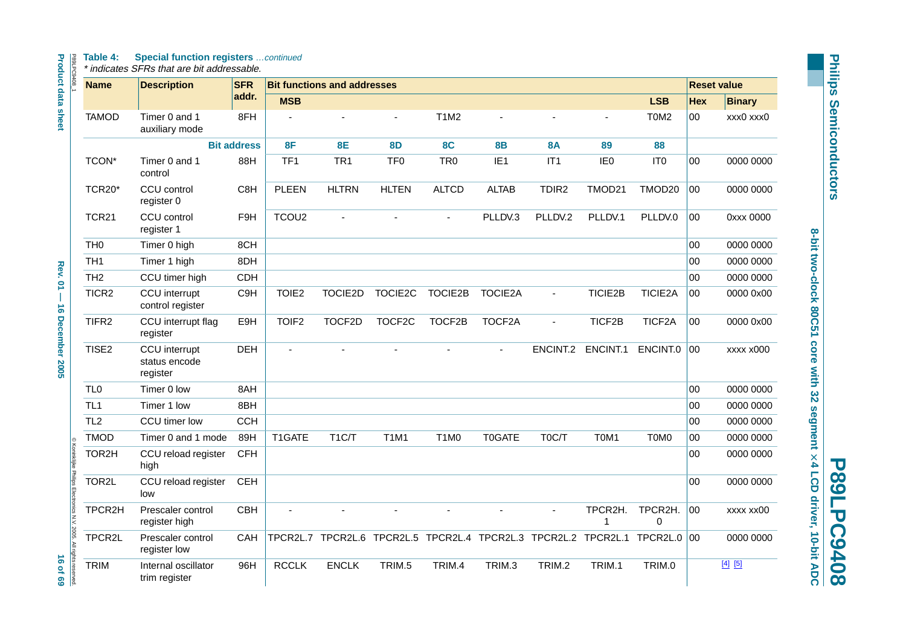**Table 4: Special function registers** *…continued*

*\* indicates SFRs that are bit addressable.*

| Name | Description | SFR addr. | Bit functions and addresses | | | | | | | | Reset value | |
|---|---|---|---|---|---|---|---|---|---|---|---|---|
| | | | MSB | | | | | | | LSB | Hex | Binary |
| TAMOD | Timer 0 and 1 auxiliary mode | 8FH | - | - | - | T1M2 | - | - | - | T0M2 | 00 | xxx0 xxx0 |
| | | Bit address | 8F | 8E | 8D | 8C | 8B | 8A | 89 | 88 | | |
| TCON* | Timer 0 and 1 control | 88H | TF1 | TR1 | TF0 | TR0 | IE1 | IT1 | IE0 | IT0 | 00 | 0000 0000 |
| TCR20* | CCU control register 0 | C8H | PLEEN | HLTRN | HLTEN | ALTCD | ALTAB | TDIR2 | TMOD21 | TMOD20 | 00 | 0000 0000 |
| TCR21 | CCU control register 1 | F9H | TCOU2 | - | - | - | PLLDV.3 | PLLDV.2 | PLLDV.1 | PLLDV.0 | 00 | 0xxx 0000 |
| TH0 | Timer 0 high | 8CH | | | | | | | | | 00 | 0000 0000 |
| TH1 | Timer 1 high | 8DH | | | | | | | | | 00 | 0000 0000 |
| TH2 | CCU timer high | CDH | | | | | | | | | 00 | 0000 0000 |
| TICR2 | CCU interrupt control register | C9H | TOIE2 | TOCIE2D | TOCIE2C | TOCIE2B | TOCIE2A | - | TICIE2B | TICIE2A | 00 | 0000 0x00 |
| TIFR2 | CCU interrupt flag register | E9H | TOIF2 | TOCF2D | TOCF2C | TOCF2B | TOCF2A | - | TICF2B | TICF2A | 00 | 0000 0x00 |
| TISE2 | CCU interrupt status encode register | DEH | - | - | - | - | - | ENCINT.2 | ENCINT.1 | ENCINT.0 | 00 | xxxx x000 |
| TL0 | Timer 0 low | 8AH | | | | | | | | | 00 | 0000 0000 |
| TL1 | Timer 1 low | 8BH | | | | | | | | | 00 | 0000 0000 |
| TL2 | CCU timer low | CCH | | | | | | | | | 00 | 0000 0000 |
| TMOD | Timer 0 and 1 mode | 89H | T1GATE | T1C/T | T1M1 | T1M0 | T0GATE | T0C/T | T0M1 | T0M0 | 00 | 0000 0000 |
| TOR2H | CCU reload register high | CFH | | | | | | | | | 00 | 0000 0000 |
| TOR2L | CCU reload register low | CEH | | | | | | | | | 00 | 0000 0000 |
| TPCR2H | Prescaler control register high | CBH | - | - | - | - | - | - | TPCR2H.1 | TPCR2H.0 | 00 | xxxx xx00 |
| TPCR2L | Prescaler control register low | CAH | TPCR2L.7 | TPCR2L.6 | TPCR2L.5 | TPCR2L.4 | TPCR2L.3 | TPCR2L.2 | TPCR2L.1 | TPCR2L.0 | 00 | 0000 0000 |
| TRIM | Internal oscillator trim register | 96H | RCCLK | ENCLK | TRIM.5 | TRIM.4 | TRIM.3 | TRIM.2 | TRIM.1 | TRIM.0 | [4] [5] | |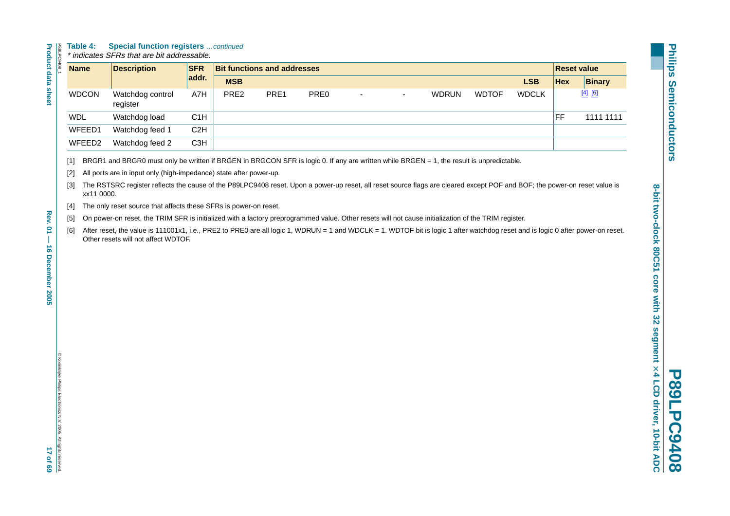**Table 4: Special function registers** *...continued*

*\* indicates SFRs that are bit addressable.*

| Name | Description | SFR addr. | Bit functions and addresses | | | | | | | | Reset value | |
|---|---|---|---|---|---|---|---|---|---|---|---|---|
| | | | MSB | | | | | | | LSB | Hex | Binary |
| WDCON | Watchdog control register | A7H | PRE2 | PRE1 | PRE0 | - | - | WDRUN | WDTOF | WDCLK | | [4] [6] |
| WDL | Watchdog load | C1H | | | | | | | | | FF | 1111 1111 |
| WFEED1 | Watchdog feed 1 | C2H | | | | | | | | | | |
| WFEED2 | Watchdog feed 2 | C3H | | | | | | | | | | |

[1] BRGR1 and BRGR0 must only be written if BRGEN in BRGCON SFR is logic 0. If any are written while BRGEN = 1, the result is unpredictable.

[2] All ports are in input only (high-impedance) state after power-up.

[3] The RSTSRC register reflects the cause of the P89LPC9408 reset. Upon a power-up reset, all reset source flags are cleared except POF and BOF; the power-on reset value is xx11 0000.

[4] The only reset source that affects these SFRs is power-on reset.

[5] On power-on reset, the TRIM SFR is initialized with a factory preprogrammed value. Other resets will not cause initialization of the TRIM register.

[6] After reset, the value is 111001x1, i.e., PRE2 to PRE0 are all logic 1, WDRUN = 1 and WDCLK = 1. WDTOF bit is logic 1 after watchdog reset and is logic 0 after power-on reset. Other resets will not affect WDTOF.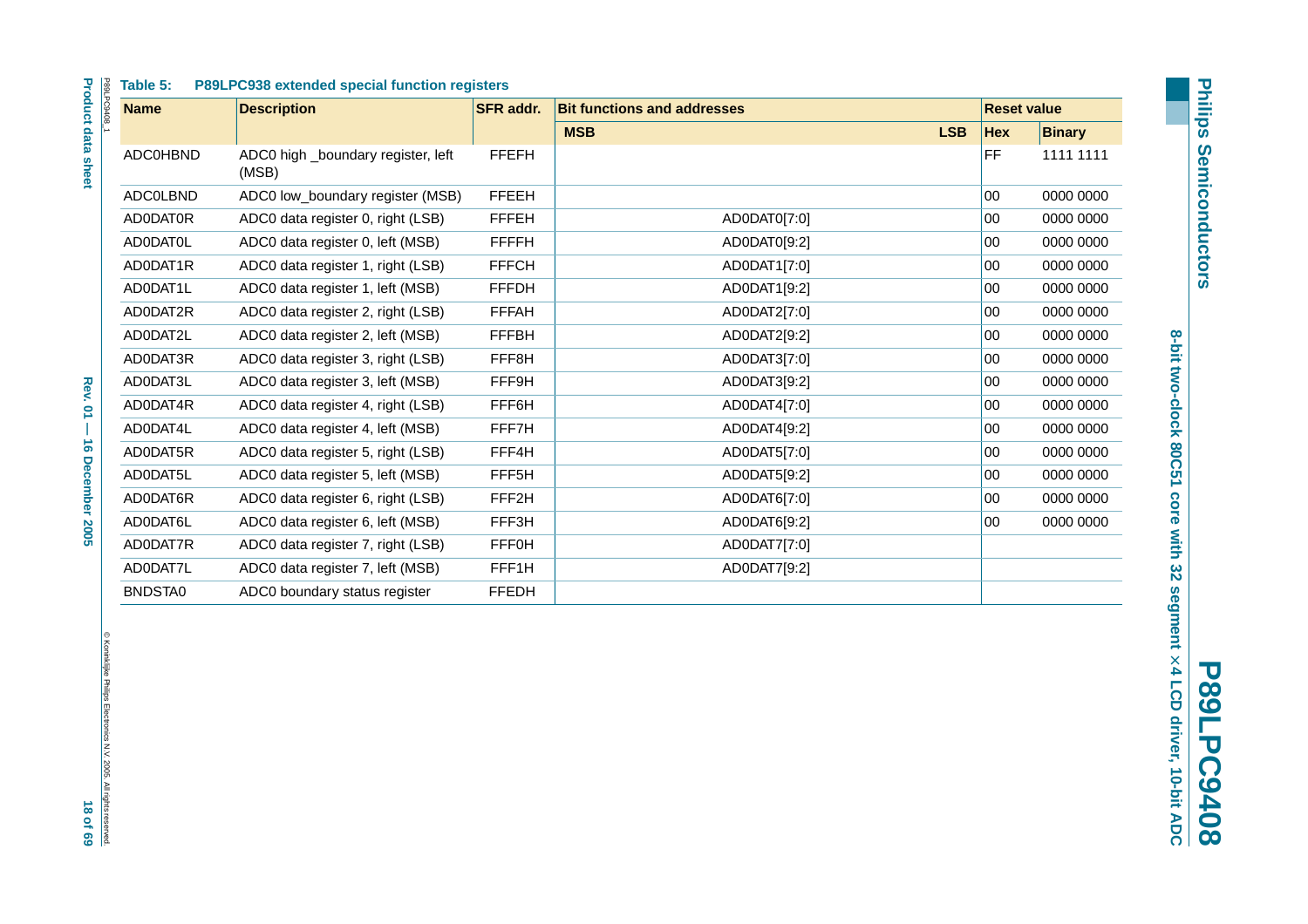**Table 5: P89LPC938 extended special function registers**

| Name | Description | SFR addr. | Bit functions and addresses | Reset value | |
|---|---|---|---|---|---|
| | | | MSB LSB | Hex | Binary |
| ADC0HBND | ADC0 high _boundary register, left (MSB) | FFEFH | | FF | 1111 1111 |
| ADC0LBND | ADC0 low_boundary register (MSB) | FFEEH | | 00 | 0000 0000 |
| AD0DAT0R | ADC0 data register 0, right (LSB) | FFFEH | AD0DAT0[7:0] | 00 | 0000 0000 |
| AD0DAT0L | ADC0 data register 0, left (MSB) | FFFFH | AD0DAT0[9:2] | 00 | 0000 0000 |
| AD0DAT1R | ADC0 data register 1, right (LSB) | FFFCH | AD0DAT1[7:0] | 00 | 0000 0000 |
| AD0DAT1L | ADC0 data register 1, left (MSB) | FFFDH | AD0DAT1[9:2] | 00 | 0000 0000 |
| AD0DAT2R | ADC0 data register 2, right (LSB) | FFFAH | AD0DAT2[7:0] | 00 | 0000 0000 |
| AD0DAT2L | ADC0 data register 2, left (MSB) | FFFBH | AD0DAT2[9:2] | 00 | 0000 0000 |
| AD0DAT3R | ADC0 data register 3, right (LSB) | FFF8H | AD0DAT3[7:0] | 00 | 0000 0000 |
| AD0DAT3L | ADC0 data register 3, left (MSB) | FFF9H | AD0DAT3[9:2] | 00 | 0000 0000 |
| AD0DAT4R | ADC0 data register 4, right (LSB) | FFF6H | AD0DAT4[7:0] | 00 | 0000 0000 |
| AD0DAT4L | ADC0 data register 4, left (MSB) | FFF7H | AD0DAT4[9:2] | 00 | 0000 0000 |
| AD0DAT5R | ADC0 data register 5, right (LSB) | FFF4H | AD0DAT5[7:0] | 00 | 0000 0000 |
| AD0DAT5L | ADC0 data register 5, left (MSB) | FFF5H | AD0DAT5[9:2] | 00 | 0000 0000 |
| AD0DAT6R | ADC0 data register 6, right (LSB) | FFF2H | AD0DAT6[7:0] | 00 | 0000 0000 |
| AD0DAT6L | ADC0 data register 6, left (MSB) | FFF3H | AD0DAT6[9:2] | 00 | 0000 0000 |
| AD0DAT7R | ADC0 data register 7, right (LSB) | FFF0H | AD0DAT7[7:0] | | |
| AD0DAT7L | ADC0 data register 7, left (MSB) | FFF1H | AD0DAT7[9:2] | | |
| BNDSTA0 | ADC0 boundary status register | FFEDH | | | |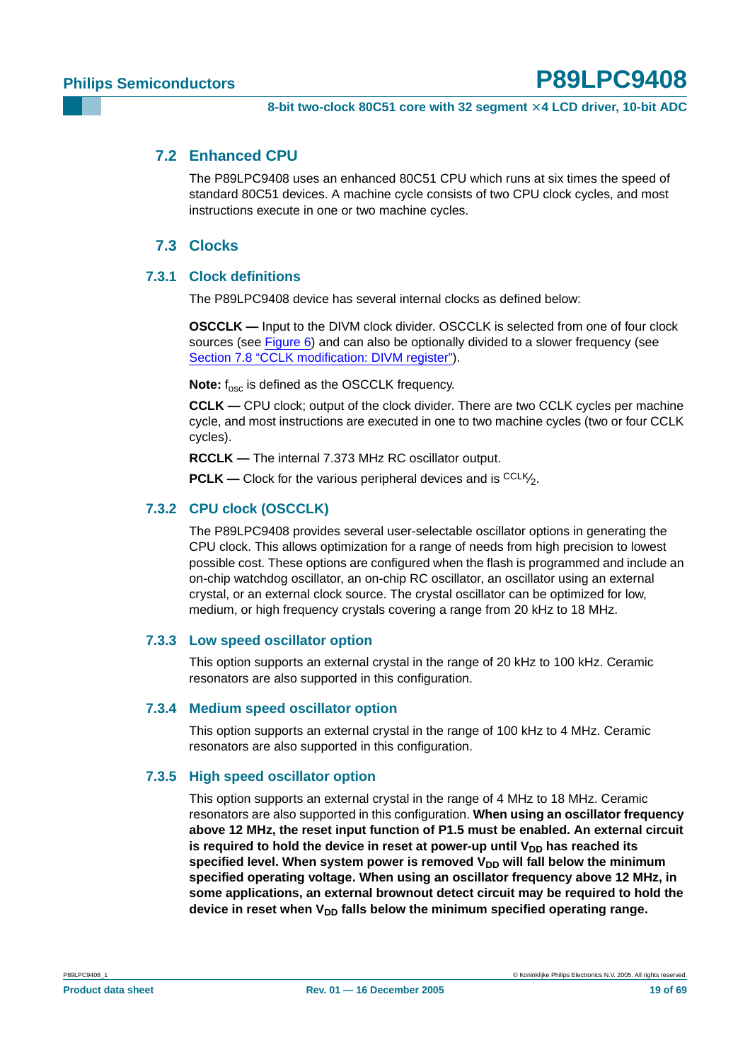## 7.2 Enhanced CPU

The P89LPC9408 uses an enhanced 80C51 CPU which runs at six times the speed of standard 80C51 devices. A machine cycle consists of two CPU clock cycles, and most instructions execute in one or two machine cycles.

## 7.3 Clocks

### 7.3.1 Clock definitions

The P89LPC9408 device has several internal clocks as defined below:

**OSCCLK —** Input to the DIVM clock divider. OSCCLK is selected from one of four clock sources (see Figure 6) and can also be optionally divided to a slower frequency (see Section 7.8 "CCLK modification: DIVM register").

**Note:** $f_{osc}$ is defined as the OSCCLK frequency.

**CCLK —** CPU clock; output of the clock divider. There are two CCLK cycles per machine cycle, and most instructions are executed in one to two machine cycles (two or four CCLK cycles).

**RCCLK —** The internal 7.373 MHz RC oscillator output.

**PCLK —** Clock for the various peripheral devices and is $^{CCLK}/_{2}$.

### 7.3.2 CPU clock (OSCCLK)

The P89LPC9408 provides several user-selectable oscillator options in generating the CPU clock. This allows optimization for a range of needs from high precision to lowest possible cost. These options are configured when the flash is programmed and include an on-chip watchdog oscillator, an on-chip RC oscillator, an oscillator using an external crystal, or an external clock source. The crystal oscillator can be optimized for low, medium, or high frequency crystals covering a range from 20 kHz to 18 MHz.

### 7.3.3 Low speed oscillator option

This option supports an external crystal in the range of 20 kHz to 100 kHz. Ceramic resonators are also supported in this configuration.

### 7.3.4 Medium speed oscillator option

This option supports an external crystal in the range of 100 kHz to 4 MHz. Ceramic resonators are also supported in this configuration.

### 7.3.5 High speed oscillator option

This option supports an external crystal in the range of 4 MHz to 18 MHz. Ceramic resonators are also supported in this configuration. **When using an oscillator frequency above 12 MHz, the reset input function of P1.5 must be enabled. An external circuit is required to hold the device in reset at power-up until $V_{DD}$ has reached its specified level. When system power is removed $V_{DD}$ will fall below the minimum specified operating voltage. When using an oscillator frequency above 12 MHz, in some applications, an external brownout detect circuit may be required to hold the device in reset when $V_{DD}$ falls below the minimum specified operating range.**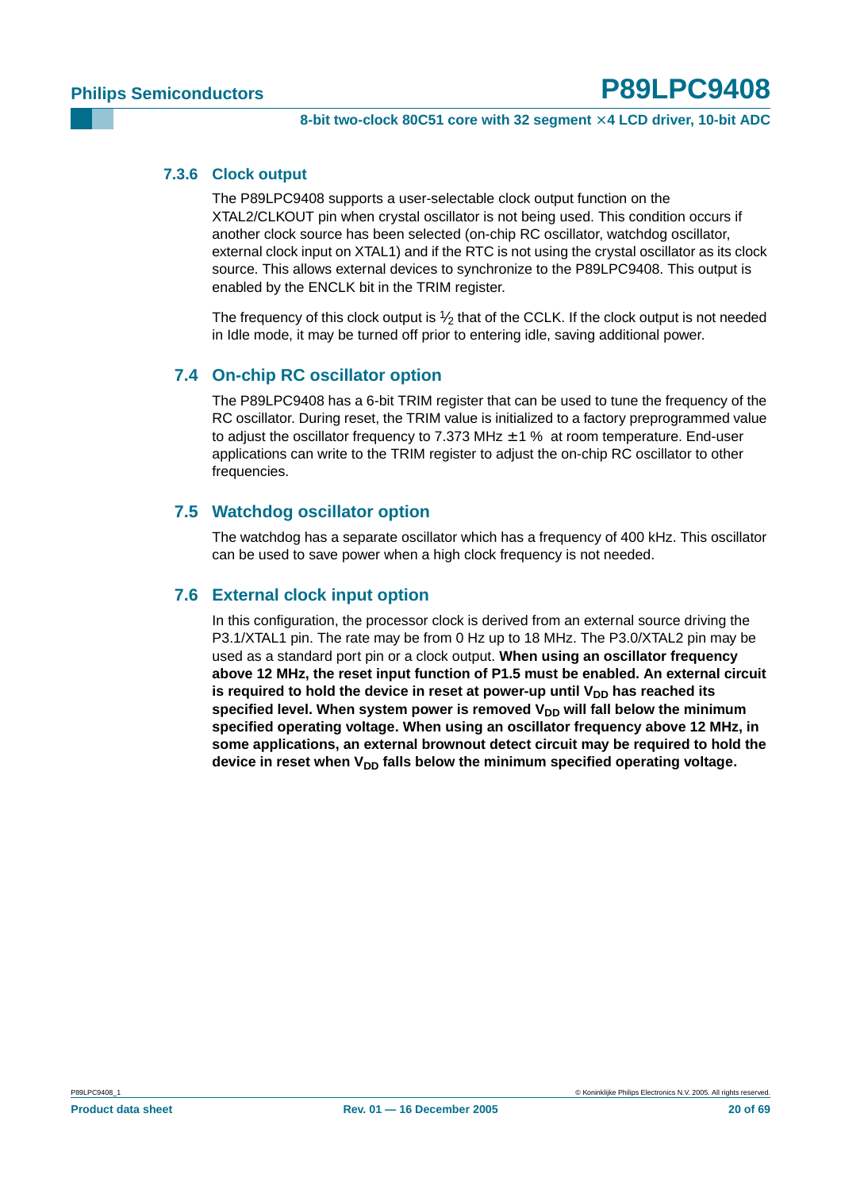### 7.3.6 Clock output

The P89LPC9408 supports a user-selectable clock output function on the XTAL2/CLKOUT pin when crystal oscillator is not being used. This condition occurs if another clock source has been selected (on-chip RC oscillator, watchdog oscillator, external clock input on XTAL1) and if the RTC is not using the crystal oscillator as its clock source. This allows external devices to synchronize to the P89LPC9408. This output is enabled by the ENCLK bit in the TRIM register.

The frequency of this clock output is $\frac{1}{2}$ that of the CCLK. If the clock output is not needed in Idle mode, it may be turned off prior to entering idle, saving additional power.

## 7.4 On-chip RC oscillator option

The P89LPC9408 has a 6-bit TRIM register that can be used to tune the frequency of the RC oscillator. During reset, the TRIM value is initialized to a factory preprogrammed value to adjust the oscillator frequency to 7.373 MHz $\pm$1 % at room temperature. End-user applications can write to the TRIM register to adjust the on-chip RC oscillator to other frequencies.

## 7.5 Watchdog oscillator option

The watchdog has a separate oscillator which has a frequency of 400 kHz. This oscillator can be used to save power when a high clock frequency is not needed.

## 7.6 External clock input option

In this configuration, the processor clock is derived from an external source driving the P3.1/XTAL1 pin. The rate may be from 0 Hz up to 18 MHz. The P3.0/XTAL2 pin may be used as a standard port pin or a clock output. **When using an oscillator frequency above 12 MHz, the reset input function of P1.5 must be enabled. An external circuit is required to hold the device in reset at power-up until $V_{DD}$ has reached its specified level. When system power is removed $V_{DD}$ will fall below the minimum specified operating voltage. When using an oscillator frequency above 12 MHz, in some applications, an external brownout detect circuit may be required to hold the device in reset when $V_{DD}$ falls below the minimum specified operating voltage.**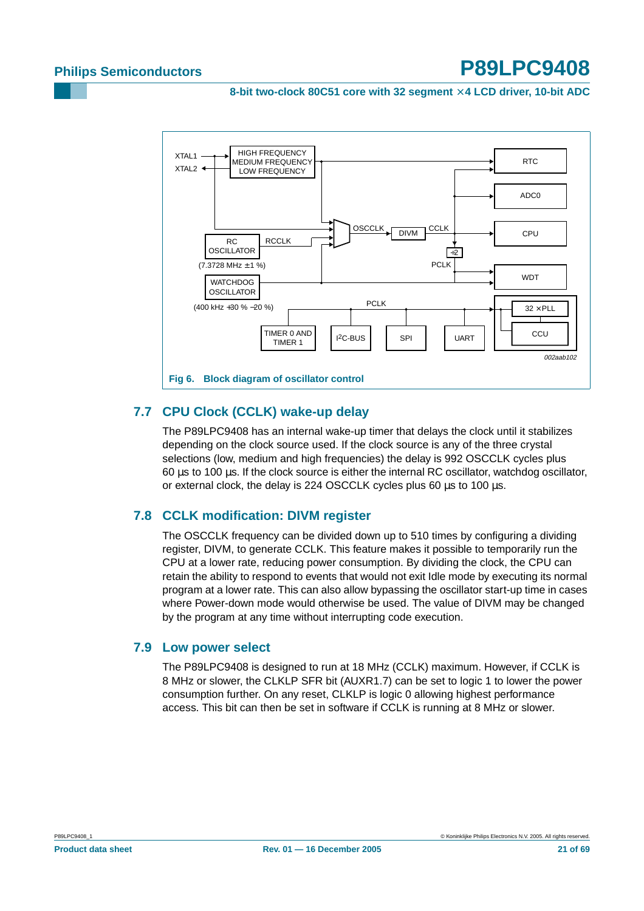Fig 6. Block diagram of oscillator control

## 7.7 CPU Clock (CCLK) wake-up delay

The P89LPC9408 has an internal wake-up timer that delays the clock until it stabilizes depending on the clock source used. If the clock source is any of the three crystal selections (low, medium and high frequencies) the delay is 992 OSCCLK cycles plus 60 µs to 100 µs. If the clock source is either the internal RC oscillator, watchdog oscillator, or external clock, the delay is 224 OSCCLK cycles plus 60 µs to 100 µs.

## 7.8 CCLK modification: DIVM register

The OSCCLK frequency can be divided down up to 510 times by configuring a dividing register, DIVM, to generate CCLK. This feature makes it possible to temporarily run the CPU at a lower rate, reducing power consumption. By dividing the clock, the CPU can retain the ability to respond to events that would not exit Idle mode by executing its normal program at a lower rate. This can also allow bypassing the oscillator start-up time in cases where Power-down mode would otherwise be used. The value of DIVM may be changed by the program at any time without interrupting code execution.

## 7.9 Low power select

The P89LPC9408 is designed to run at 18 MHz (CCLK) maximum. However, if CCLK is 8 MHz or slower, the CLKLP SFR bit (AUXR1.7) can be set to logic 1 to lower the power consumption further. On any reset, CLKLP is logic 0 allowing highest performance access. This bit can then be set in software if CCLK is running at 8 MHz or slower.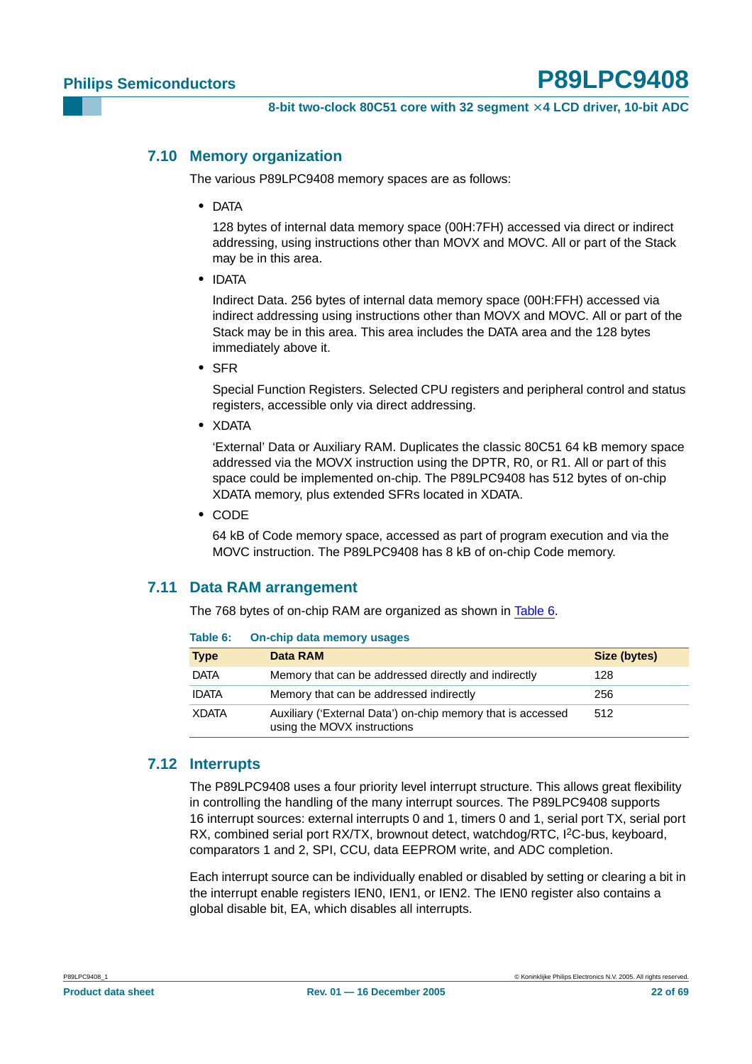### 7.10 Memory organization

The various P89LPC9408 memory spaces are as follows:

- DATA

  128 bytes of internal data memory space (00H:7FH) accessed via direct or indirect addressing, using instructions other than MOVX and MOVC. All or part of the Stack may be in this area.

- IDATA

  Indirect Data. 256 bytes of internal data memory space (00H:FFH) accessed via indirect addressing using instructions other than MOVX and MOVC. All or part of the Stack may be in this area. This area includes the DATA area and the 128 bytes immediately above it.

- SFR

  Special Function Registers. Selected CPU registers and peripheral control and status registers, accessible only via direct addressing.

- XDATA

  'External' Data or Auxiliary RAM. Duplicates the classic 80C51 64 kB memory space addressed via the MOVX instruction using the DPTR, R0, or R1. All or part of this space could be implemented on-chip. The P89LPC9408 has 512 bytes of on-chip XDATA memory, plus extended SFRs located in XDATA.

- CODE

  64 kB of Code memory space, accessed as part of program execution and via the MOVC instruction. The P89LPC9408 has 8 kB of on-chip Code memory.

### 7.11 Data RAM arrangement

The 768 bytes of on-chip RAM are organized as shown in Table 6.

**Table 6: On-chip data memory usages**

| Type | Data RAM | Size (bytes) |
|---|---|---|
| DATA | Memory that can be addressed directly and indirectly | 128 |
| IDATA | Memory that can be addressed indirectly | 256 |
| XDATA | Auxiliary ('External Data') on-chip memory that is accessed using the MOVX instructions | 512 |

### 7.12 Interrupts

The P89LPC9408 uses a four priority level interrupt structure. This allows great flexibility in controlling the handling of the many interrupt sources. The P89LPC9408 supports 16 interrupt sources: external interrupts 0 and 1, timers 0 and 1, serial port TX, serial port RX, combined serial port RX/TX, brownout detect, watchdog/RTC, I2C-bus, keyboard, comparators 1 and 2, SPI, CCU, data EEPROM write, and ADC completion.

Each interrupt source can be individually enabled or disabled by setting or clearing a bit in the interrupt enable registers IEN0, IEN1, or IEN2. The IEN0 register also contains a global disable bit, EA, which disables all interrupts.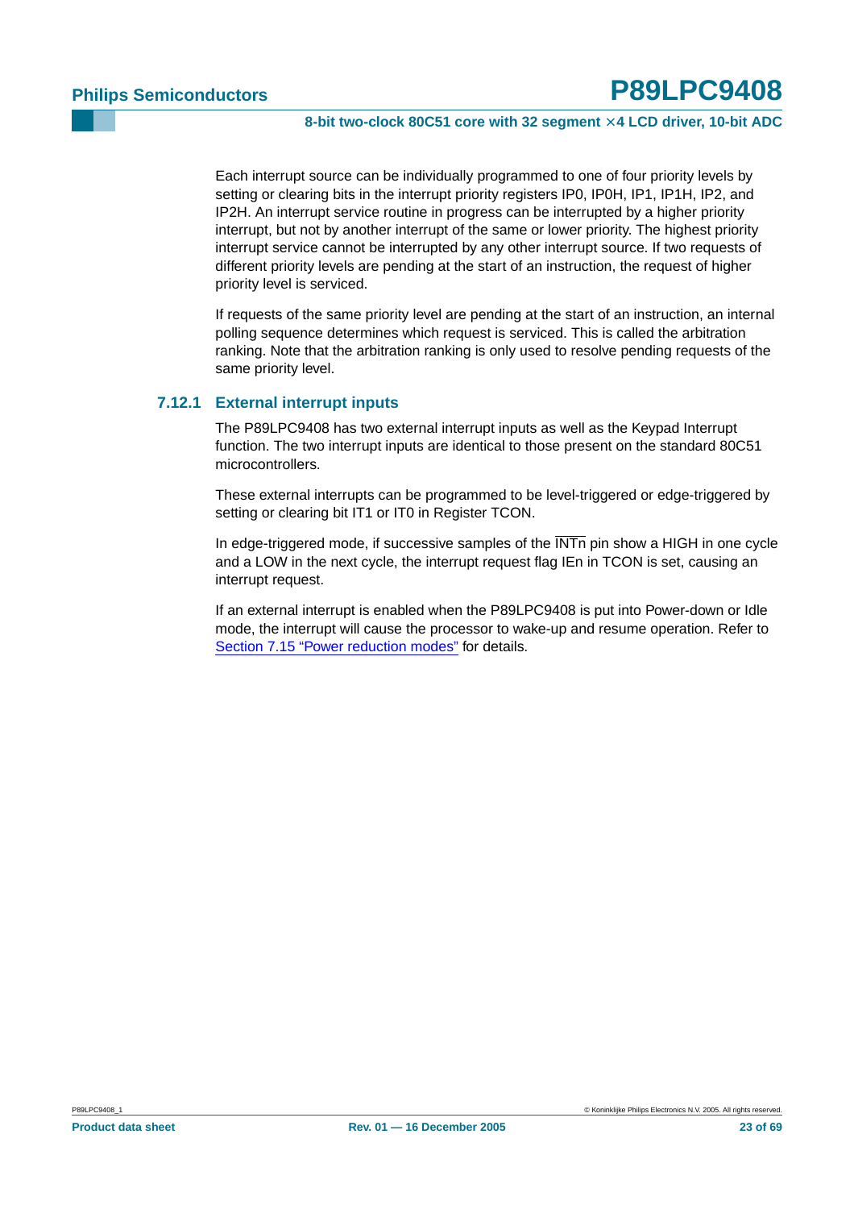Each interrupt source can be individually programmed to one of four priority levels by setting or clearing bits in the interrupt priority registers IP0, IP0H, IP1, IP1H, IP2, and IP2H. An interrupt service routine in progress can be interrupted by a higher priority interrupt, but not by another interrupt of the same or lower priority. The highest priority interrupt service cannot be interrupted by any other interrupt source. If two requests of different priority levels are pending at the start of an instruction, the request of higher priority level is serviced.

If requests of the same priority level are pending at the start of an instruction, an internal polling sequence determines which request is serviced. This is called the arbitration ranking. Note that the arbitration ranking is only used to resolve pending requests of the same priority level.

### 7.12.1 External interrupt inputs

The P89LPC9408 has two external interrupt inputs as well as the Keypad Interrupt function. The two interrupt inputs are identical to those present on the standard 80C51 microcontrollers.

These external interrupts can be programmed to be level-triggered or edge-triggered by setting or clearing bit IT1 or IT0 in Register TCON.

In edge-triggered mode, if successive samples of the $\overline{\text{INTn}}$ pin show a HIGH in one cycle and a LOW in the next cycle, the interrupt request flag IEn in TCON is set, causing an interrupt request.

If an external interrupt is enabled when the P89LPC9408 is put into Power-down or Idle mode, the interrupt will cause the processor to wake-up and resume operation. Refer to Section 7.15 “Power reduction modes” for details.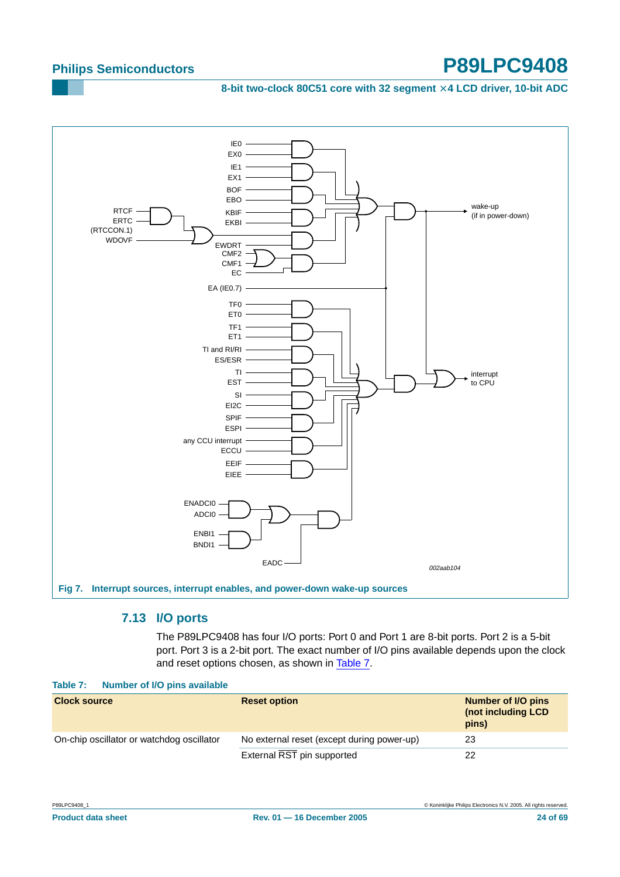Fig 7. Interrupt sources, interrupt enables, and power-down wake-up sources

### 7.13 I/O ports

The P89LPC9408 has four I/O ports: Port 0 and Port 1 are 8-bit ports. Port 2 is a 5-bit port. Port 3 is a 2-bit port. The exact number of I/O pins available depends upon the clock and reset options chosen, as shown in Table 7.

**Table 7: Number of I/O pins available**

| Clock source | Reset option | Number of I/O pins (not including LCD pins) |
|---|---|---|
| On-chip oscillator or watchdog oscillator | No external reset (except during power-up) | 23 |
| | External RST pin supported | 22 |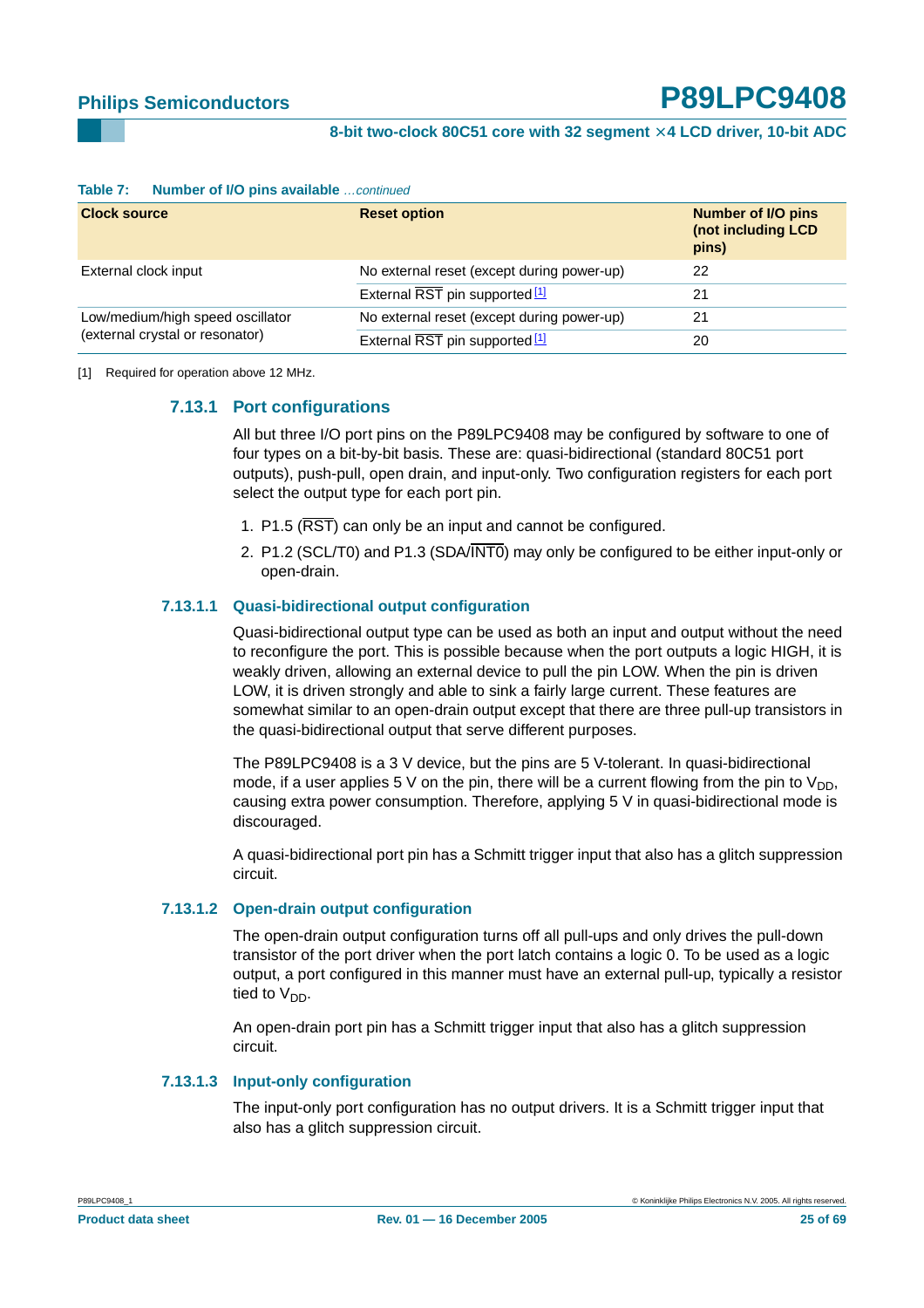**Table 7: Number of I/O pins available** *...continued*

| Clock source | Reset option | Number of I/O pins (not including LCD pins) |
|---|---|---|
| External clock input | No external reset (except during power-up) | 22 |
| | External $\overline{RST}$ pin supported [1] | 21 |
| Low/medium/high speed oscillator (external crystal or resonator) | No external reset (except during power-up) | 21 |
| | External $\overline{RST}$ pin supported [1] | 20 |

[1] Required for operation above 12 MHz.

### 7.13.1 Port configurations

All but three I/O port pins on the P89LPC9408 may be configured by software to one of four types on a bit-by-bit basis. These are: quasi-bidirectional (standard 80C51 port outputs), push-pull, open drain, and input-only. Two configuration registers for each port select the output type for each port pin.

1. P1.5 ($\overline{RST}$) can only be an input and cannot be configured.
2. P1.2 (SCL/T0) and P1.3 (SDA/$\overline{INT0}$) may only be configured to be either input-only or open-drain.

#### 7.13.1.1 Quasi-bidirectional output configuration

Quasi-bidirectional output type can be used as both an input and output without the need to reconfigure the port. This is possible because when the port outputs a logic HIGH, it is weakly driven, allowing an external device to pull the pin LOW. When the pin is driven LOW, it is driven strongly and able to sink a fairly large current. These features are somewhat similar to an open-drain output except that there are three pull-up transistors in the quasi-bidirectional output that serve different purposes.

The P89LPC9408 is a 3 V device, but the pins are 5 V-tolerant. In quasi-bidirectional mode, if a user applies 5 V on the pin, there will be a current flowing from the pin to $V_{DD}$, causing extra power consumption. Therefore, applying 5 V in quasi-bidirectional mode is discouraged.

A quasi-bidirectional port pin has a Schmitt trigger input that also has a glitch suppression circuit.

#### 7.13.1.2 Open-drain output configuration

The open-drain output configuration turns off all pull-ups and only drives the pull-down transistor of the port driver when the port latch contains a logic 0. To be used as a logic output, a port configured in this manner must have an external pull-up, typically a resistor tied to $V_{DD}$.

An open-drain port pin has a Schmitt trigger input that also has a glitch suppression circuit.

#### 7.13.1.3 Input-only configuration

The input-only port configuration has no output drivers. It is a Schmitt trigger input that also has a glitch suppression circuit.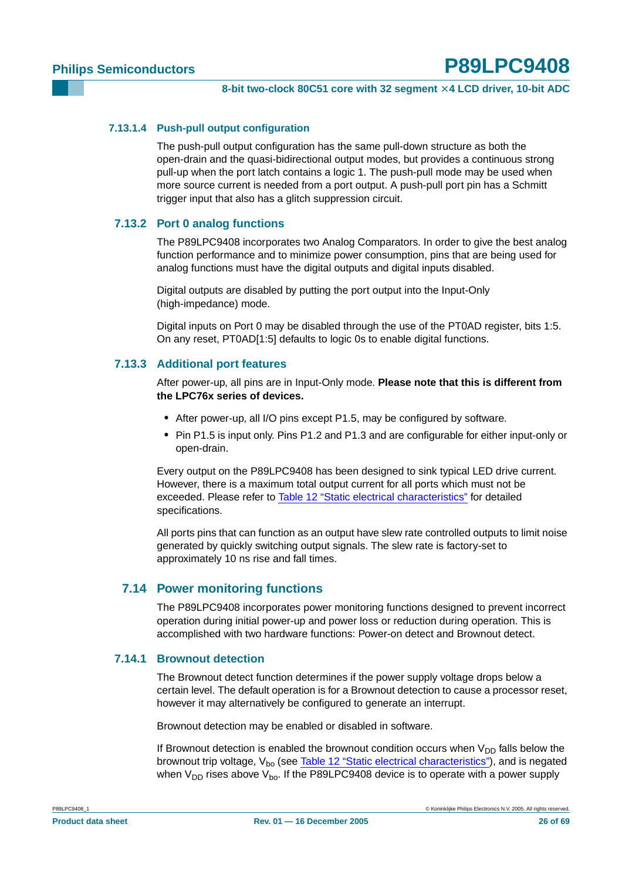#### 7.13.1.4 Push-pull output configuration

The push-pull output configuration has the same pull-down structure as both the open-drain and the quasi-bidirectional output modes, but provides a continuous strong pull-up when the port latch contains a logic 1. The push-pull mode may be used when more source current is needed from a port output. A push-pull port pin has a Schmitt trigger input that also has a glitch suppression circuit.

### 7.13.2 Port 0 analog functions

The P89LPC9408 incorporates two Analog Comparators. In order to give the best analog function performance and to minimize power consumption, pins that are being used for analog functions must have the digital outputs and digital inputs disabled.

Digital outputs are disabled by putting the port output into the Input-Only (high-impedance) mode.

Digital inputs on Port 0 may be disabled through the use of the PT0AD register, bits 1:5. On any reset, PT0AD[1:5] defaults to logic 0s to enable digital functions.

### 7.13.3 Additional port features

After power-up, all pins are in Input-Only mode. **Please note that this is different from the LPC76x series of devices.**

- After power-up, all I/O pins except P1.5, may be configured by software.
- Pin P1.5 is input only. Pins P1.2 and P1.3 and are configurable for either input-only or open-drain.

Every output on the P89LPC9408 has been designed to sink typical LED drive current. However, there is a maximum total output current for all ports which must not be exceeded. Please refer to Table 12 "Static electrical characteristics" for detailed specifications.

All ports pins that can function as an output have slew rate controlled outputs to limit noise generated by quickly switching output signals. The slew rate is factory-set to approximately 10 ns rise and fall times.

## 7.14 Power monitoring functions

The P89LPC9408 incorporates power monitoring functions designed to prevent incorrect operation during initial power-up and power loss or reduction during operation. This is accomplished with two hardware functions: Power-on detect and Brownout detect.

### 7.14.1 Brownout detection

The Brownout detect function determines if the power supply voltage drops below a certain level. The default operation is for a Brownout detection to cause a processor reset, however it may alternatively be configured to generate an interrupt.

Brownout detection may be enabled or disabled in software.

If Brownout detection is enabled the brownout condition occurs when $V_{DD}$ falls below the brownout trip voltage, $V_{bo}$ (see Table 12 "Static electrical characteristics"), and is negated when $V_{DD}$ rises above $V_{bo}$. If the P89LPC9408 device is to operate with a power supply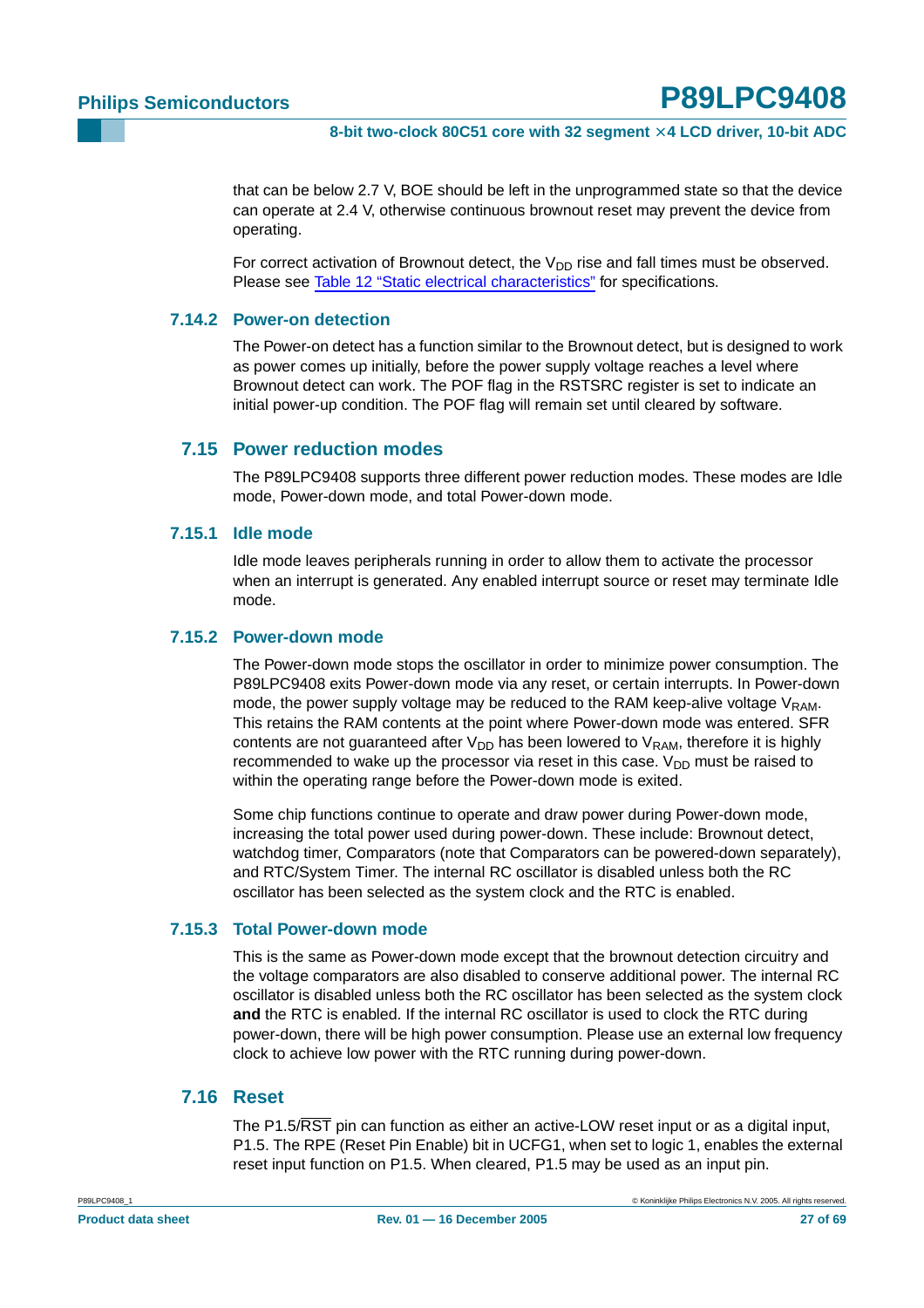that can be below 2.7 V, BOE should be left in the unprogrammed state so that the device can operate at 2.4 V, otherwise continuous brownout reset may prevent the device from operating.

For correct activation of Brownout detect, the $V_{DD}$ rise and fall times must be observed. Please see Table 12 "Static electrical characteristics" for specifications.

### 7.14.2 Power-on detection

The Power-on detect has a function similar to the Brownout detect, but is designed to work as power comes up initially, before the power supply voltage reaches a level where Brownout detect can work. The POF flag in the RSTSRC register is set to indicate an initial power-up condition. The POF flag will remain set until cleared by software.

## 7.15 Power reduction modes

The P89LPC9408 supports three different power reduction modes. These modes are Idle mode, Power-down mode, and total Power-down mode.

### 7.15.1 Idle mode

Idle mode leaves peripherals running in order to allow them to activate the processor when an interrupt is generated. Any enabled interrupt source or reset may terminate Idle mode.

### 7.15.2 Power-down mode

The Power-down mode stops the oscillator in order to minimize power consumption. The P89LPC9408 exits Power-down mode via any reset, or certain interrupts. In Power-down mode, the power supply voltage may be reduced to the RAM keep-alive voltage $V_{RAM}$. This retains the RAM contents at the point where Power-down mode was entered. SFR contents are not guaranteed after $V_{DD}$ has been lowered to $V_{RAM}$, therefore it is highly recommended to wake up the processor via reset in this case. $V_{DD}$ must be raised to within the operating range before the Power-down mode is exited.

Some chip functions continue to operate and draw power during Power-down mode, increasing the total power used during power-down. These include: Brownout detect, watchdog timer, Comparators (note that Comparators can be powered-down separately), and RTC/System Timer. The internal RC oscillator is disabled unless both the RC oscillator has been selected as the system clock and the RTC is enabled.

### 7.15.3 Total Power-down mode

This is the same as Power-down mode except that the brownout detection circuitry and the voltage comparators are also disabled to conserve additional power. The internal RC oscillator is disabled unless both the RC oscillator has been selected as the system clock **and** the RTC is enabled. If the internal RC oscillator is used to clock the RTC during power-down, there will be high power consumption. Please use an external low frequency clock to achieve low power with the RTC running during power-down.

## 7.16 Reset

The P1.5/$\overline{\text{RST}}$ pin can function as either an active-LOW reset input or as a digital input, P1.5. The RPE (Reset Pin Enable) bit in UCFG1, when set to logic 1, enables the external reset input function on P1.5. When cleared, P1.5 may be used as an input pin.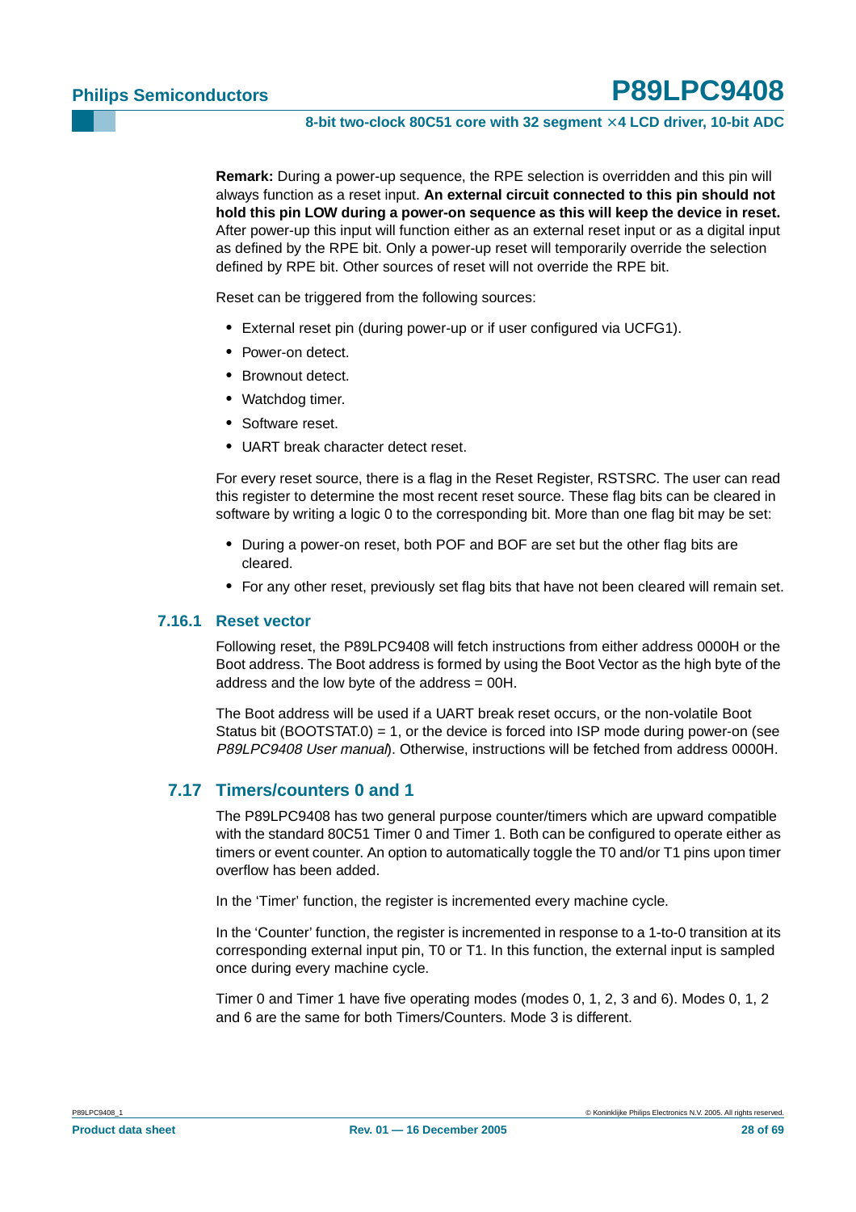**Remark:** During a power-up sequence, the RPE selection is overridden and this pin will always function as a reset input. **An external circuit connected to this pin should not hold this pin LOW during a power-on sequence as this will keep the device in reset.** After power-up this input will function either as an external reset input or as a digital input as defined by the RPE bit. Only a power-up reset will temporarily override the selection defined by RPE bit. Other sources of reset will not override the RPE bit.

Reset can be triggered from the following sources:

- External reset pin (during power-up or if user configured via UCFG1).
- Power-on detect.
- Brownout detect.
- Watchdog timer.
- Software reset.
- UART break character detect reset.

For every reset source, there is a flag in the Reset Register, RSTSRC. The user can read this register to determine the most recent reset source. These flag bits can be cleared in software by writing a logic 0 to the corresponding bit. More than one flag bit may be set:

- During a power-on reset, both POF and BOF are set but the other flag bits are cleared.
- For any other reset, previously set flag bits that have not been cleared will remain set.

### 7.16.1 Reset vector

Following reset, the P89LPC9408 will fetch instructions from either address 0000H or the Boot address. The Boot address is formed by using the Boot Vector as the high byte of the address and the low byte of the address = 00H.

The Boot address will be used if a UART break reset occurs, or the non-volatile Boot Status bit (BOOTSTAT.0) = 1, or the device is forced into ISP mode during power-on (see *P89LPC9408 User manual*). Otherwise, instructions will be fetched from address 0000H.

## 7.17 Timers/counters 0 and 1

The P89LPC9408 has two general purpose counter/timers which are upward compatible with the standard 80C51 Timer 0 and Timer 1. Both can be configured to operate either as timers or event counter. An option to automatically toggle the T0 and/or T1 pins upon timer overflow has been added.

In the 'Timer' function, the register is incremented every machine cycle.

In the 'Counter' function, the register is incremented in response to a 1-to-0 transition at its corresponding external input pin, T0 or T1. In this function, the external input is sampled once during every machine cycle.

Timer 0 and Timer 1 have five operating modes (modes 0, 1, 2, 3 and 6). Modes 0, 1, 2 and 6 are the same for both Timers/Counters. Mode 3 is different.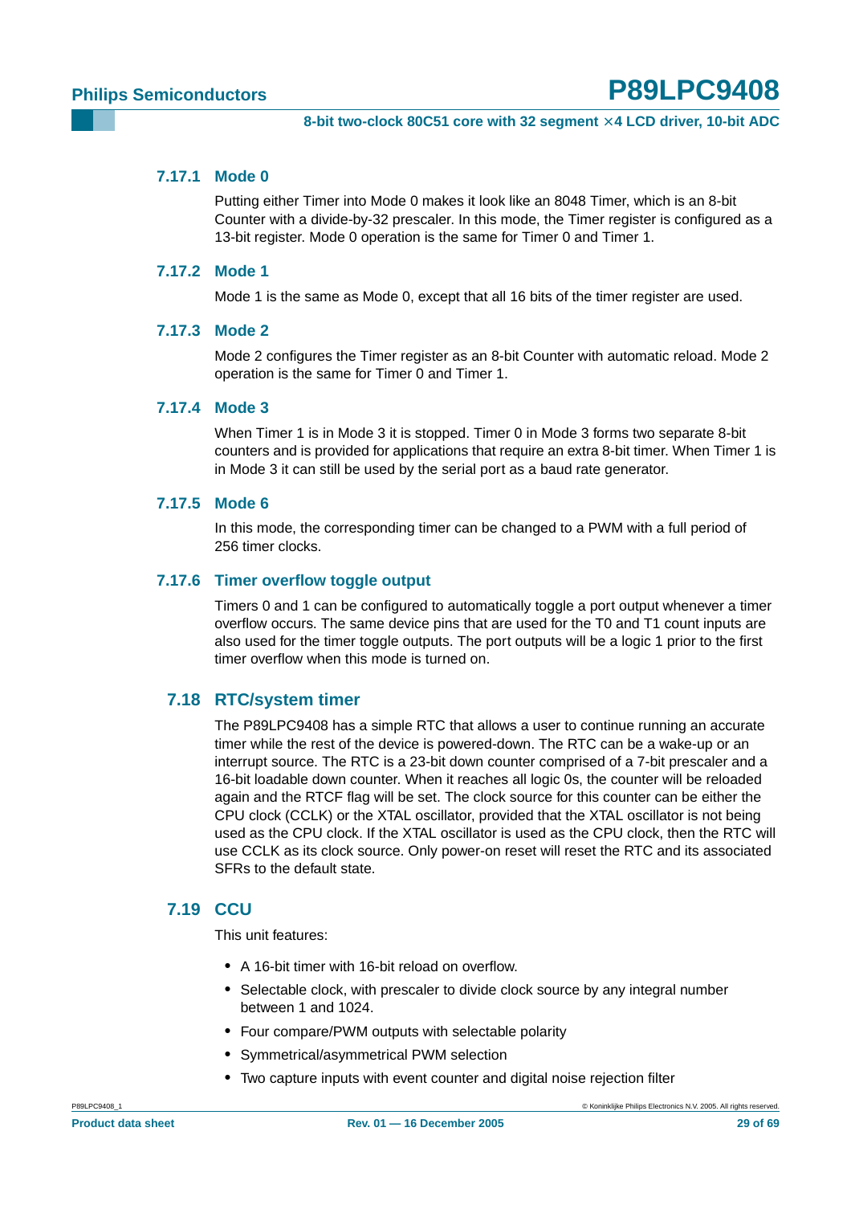#### 7.17.1 Mode 0

Putting either Timer into Mode 0 makes it look like an 8048 Timer, which is an 8-bit Counter with a divide-by-32 prescaler. In this mode, the Timer register is configured as a 13-bit register. Mode 0 operation is the same for Timer 0 and Timer 1.

#### 7.17.2 Mode 1

Mode 1 is the same as Mode 0, except that all 16 bits of the timer register are used.

#### 7.17.3 Mode 2

Mode 2 configures the Timer register as an 8-bit Counter with automatic reload. Mode 2 operation is the same for Timer 0 and Timer 1.

#### 7.17.4 Mode 3

When Timer 1 is in Mode 3 it is stopped. Timer 0 in Mode 3 forms two separate 8-bit counters and is provided for applications that require an extra 8-bit timer. When Timer 1 is in Mode 3 it can still be used by the serial port as a baud rate generator.

#### 7.17.5 Mode 6

In this mode, the corresponding timer can be changed to a PWM with a full period of 256 timer clocks.

#### 7.17.6 Timer overflow toggle output

Timers 0 and 1 can be configured to automatically toggle a port output whenever a timer overflow occurs. The same device pins that are used for the T0 and T1 count inputs are also used for the timer toggle outputs. The port outputs will be a logic 1 prior to the first timer overflow when this mode is turned on.

### 7.18 RTC/system timer

The P89LPC9408 has a simple RTC that allows a user to continue running an accurate timer while the rest of the device is powered-down. The RTC can be a wake-up or an interrupt source. The RTC is a 23-bit down counter comprised of a 7-bit prescaler and a 16-bit loadable down counter. When it reaches all logic 0s, the counter will be reloaded again and the RTCF flag will be set. The clock source for this counter can be either the CPU clock (CCLK) or the XTAL oscillator, provided that the XTAL oscillator is not being used as the CPU clock. If the XTAL oscillator is used as the CPU clock, then the RTC will use CCLK as its clock source. Only power-on reset will reset the RTC and its associated SFRs to the default state.

### 7.19 CCU

This unit features:

- A 16-bit timer with 16-bit reload on overflow.
- Selectable clock, with prescaler to divide clock source by any integral number between 1 and 1024.
- Four compare/PWM outputs with selectable polarity
- Symmetrical/asymmetrical PWM selection
- Two capture inputs with event counter and digital noise rejection filter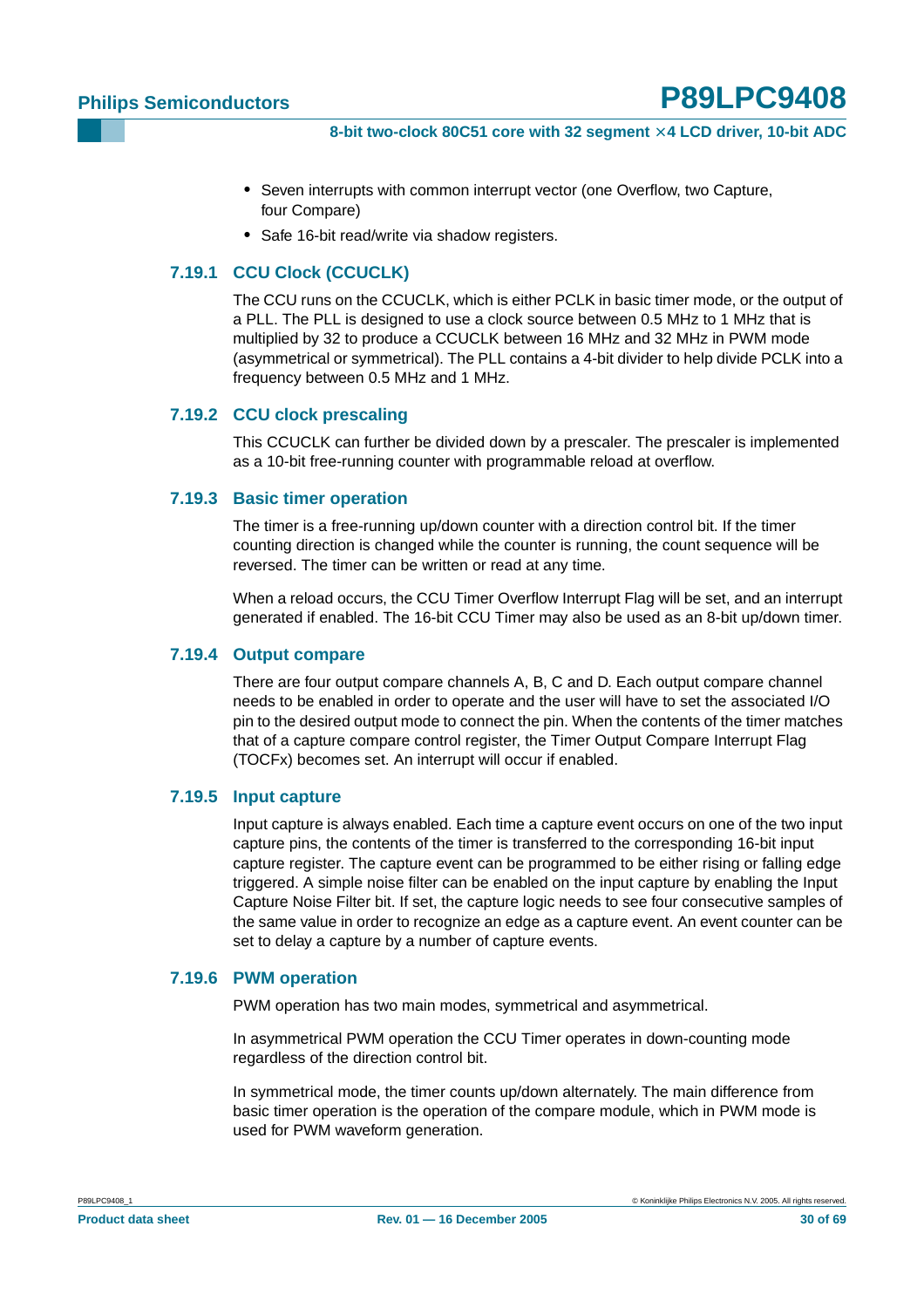- Seven interrupts with common interrupt vector (one Overflow, two Capture, four Compare)
- Safe 16-bit read/write via shadow registers.

### 7.19.1 CCU Clock (CCUCLK)

The CCU runs on the CCUCLK, which is either PCLK in basic timer mode, or the output of a PLL. The PLL is designed to use a clock source between 0.5 MHz to 1 MHz that is multiplied by 32 to produce a CCUCLK between 16 MHz and 32 MHz in PWM mode (asymmetrical or symmetrical). The PLL contains a 4-bit divider to help divide PCLK into a frequency between 0.5 MHz and 1 MHz.

### 7.19.2 CCU clock prescaling

This CCUCLK can further be divided down by a prescaler. The prescaler is implemented as a 10-bit free-running counter with programmable reload at overflow.

### 7.19.3 Basic timer operation

The timer is a free-running up/down counter with a direction control bit. If the timer counting direction is changed while the counter is running, the count sequence will be reversed. The timer can be written or read at any time.

When a reload occurs, the CCU Timer Overflow Interrupt Flag will be set, and an interrupt generated if enabled. The 16-bit CCU Timer may also be used as an 8-bit up/down timer.

### 7.19.4 Output compare

There are four output compare channels A, B, C and D. Each output compare channel needs to be enabled in order to operate and the user will have to set the associated I/O pin to the desired output mode to connect the pin. When the contents of the timer matches that of a capture compare control register, the Timer Output Compare Interrupt Flag (TOCFx) becomes set. An interrupt will occur if enabled.

### 7.19.5 Input capture

Input capture is always enabled. Each time a capture event occurs on one of the two input capture pins, the contents of the timer is transferred to the corresponding 16-bit input capture register. The capture event can be programmed to be either rising or falling edge triggered. A simple noise filter can be enabled on the input capture by enabling the Input Capture Noise Filter bit. If set, the capture logic needs to see four consecutive samples of the same value in order to recognize an edge as a capture event. An event counter can be set to delay a capture by a number of capture events.

### 7.19.6 PWM operation

PWM operation has two main modes, symmetrical and asymmetrical.

In asymmetrical PWM operation the CCU Timer operates in down-counting mode regardless of the direction control bit.

In symmetrical mode, the timer counts up/down alternately. The main difference from basic timer operation is the operation of the compare module, which in PWM mode is used for PWM waveform generation.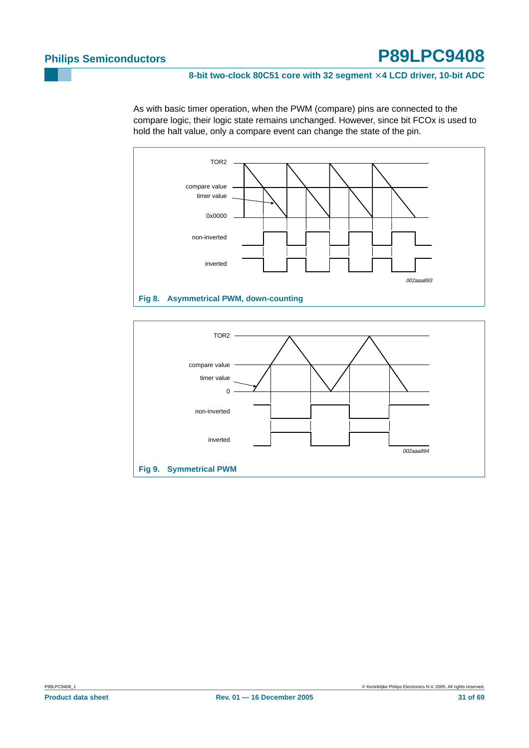As with basic timer operation, when the PWM (compare) pins are connected to the compare logic, their logic state remains unchanged. However, since bit FCOx is used to hold the halt value, only a compare event can change the state of the pin.

**Fig 8. Asymmetrical PWM, down-counting**

**Fig 9. Symmetrical PWM**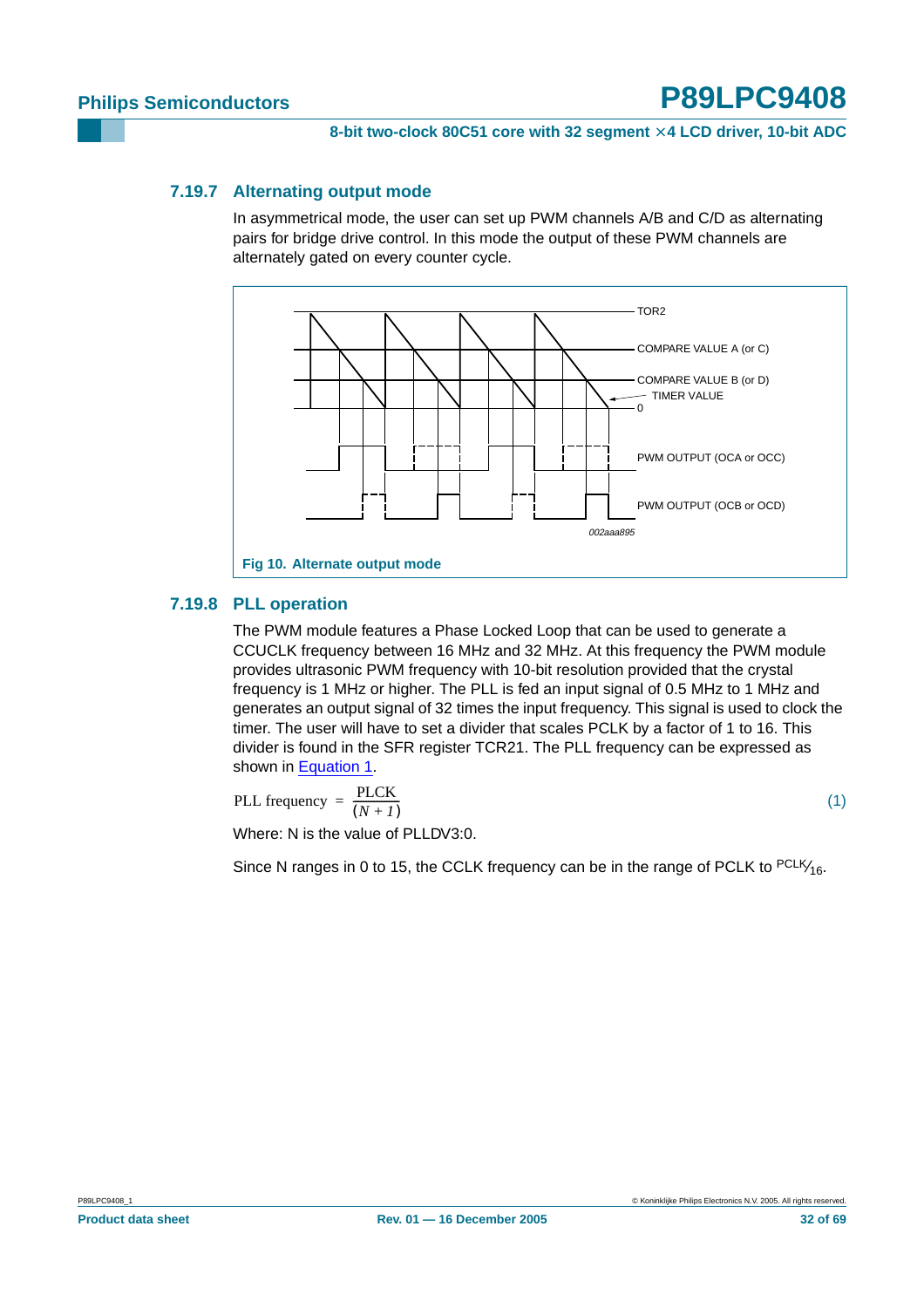### 7.19.7 Alternating output mode

In asymmetrical mode, the user can set up PWM channels A/B and C/D as alternating pairs for bridge drive control. In this mode the output of these PWM channels are alternately gated on every counter cycle.

TOR2

COMPARE VALUE A (or C)

COMPARE VALUE B (or D)

TIMER VALUE

0

PWM OUTPUT (OCA or OCC)

PWM OUTPUT (OCB or OCD)

002aaa895

**Fig 10. Alternate output mode**

### 7.19.8 PLL operation

The PWM module features a Phase Locked Loop that can be used to generate a CCUCLK frequency between 16 MHz and 32 MHz. At this frequency the PWM module provides ultrasonic PWM frequency with 10-bit resolution provided that the crystal frequency is 1 MHz or higher. The PLL is fed an input signal of 0.5 MHz to 1 MHz and generates an output signal of 32 times the input frequency. This signal is used to clock the timer. The user will have to set a divider that scales PCLK by a factor of 1 to 16. This divider is found in the SFR register TCR21. The PLL frequency can be expressed as shown in Equation 1.

$$\text{PLL frequency} = \frac{\text{PLCK}}{(N + 1)} \tag{1}$$

Where: N is the value of PLLDV3:0.

Since N ranges in 0 to 15, the CCLK frequency can be in the range of PCLK to $^{\text{PCLK}}/_{16}$.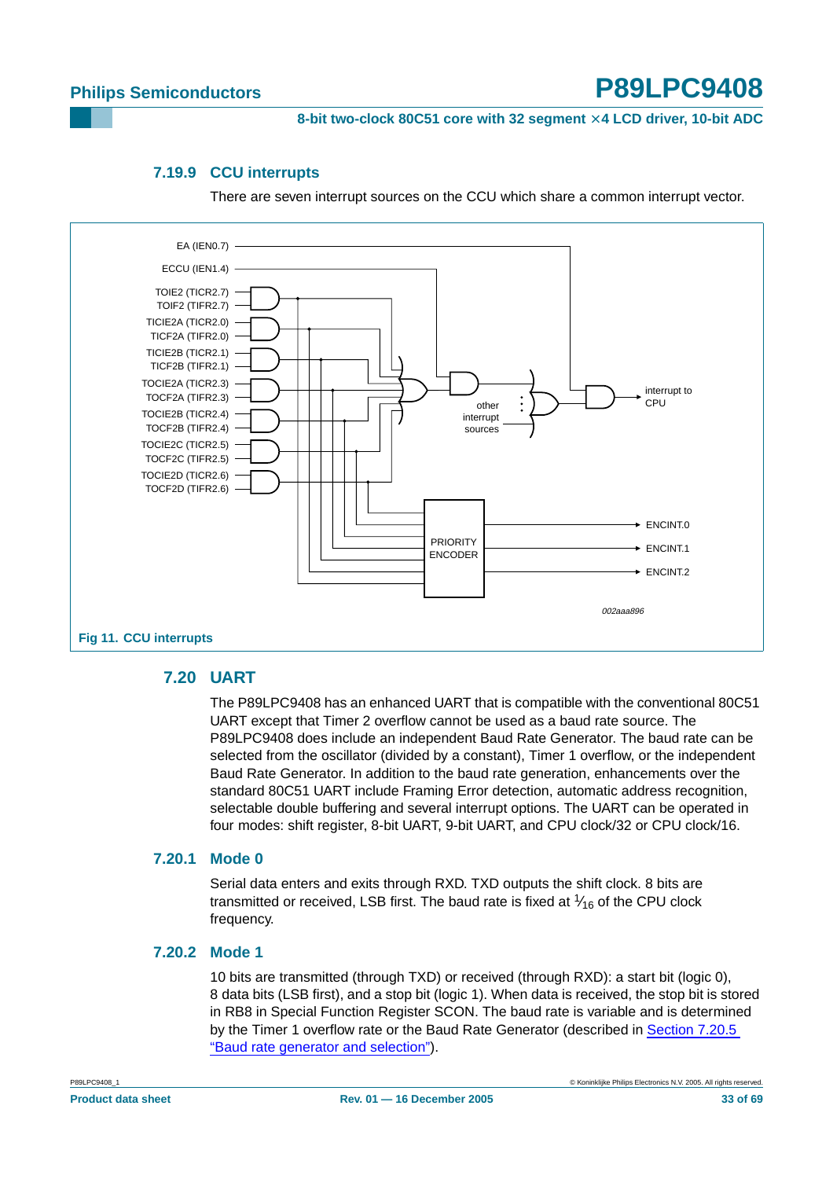### 7.19.9 CCU interrupts

There are seven interrupt sources on the CCU which share a common interrupt vector.

Fig 11. CCU interrupts

## 7.20 UART

The P89LPC9408 has an enhanced UART that is compatible with the conventional 80C51 UART except that Timer 2 overflow cannot be used as a baud rate source. The P89LPC9408 does include an independent Baud Rate Generator. The baud rate can be selected from the oscillator (divided by a constant), Timer 1 overflow, or the independent Baud Rate Generator. In addition to the baud rate generation, enhancements over the standard 80C51 UART include Framing Error detection, automatic address recognition, selectable double buffering and several interrupt options. The UART can be operated in four modes: shift register, 8-bit UART, 9-bit UART, and CPU clock/32 or CPU clock/16.

### 7.20.1 Mode 0

Serial data enters and exits through RXD. TXD outputs the shift clock. 8 bits are transmitted or received, LSB first. The baud rate is fixed at $\frac{1}{16}$ of the CPU clock frequency.

### 7.20.2 Mode 1

10 bits are transmitted (through TXD) or received (through RXD): a start bit (logic 0), 8 data bits (LSB first), and a stop bit (logic 1). When data is received, the stop bit is stored in RB8 in Special Function Register SCON. The baud rate is variable and is determined by the Timer 1 overflow rate or the Baud Rate Generator (described in Section 7.20.5 "Baud rate generator and selection").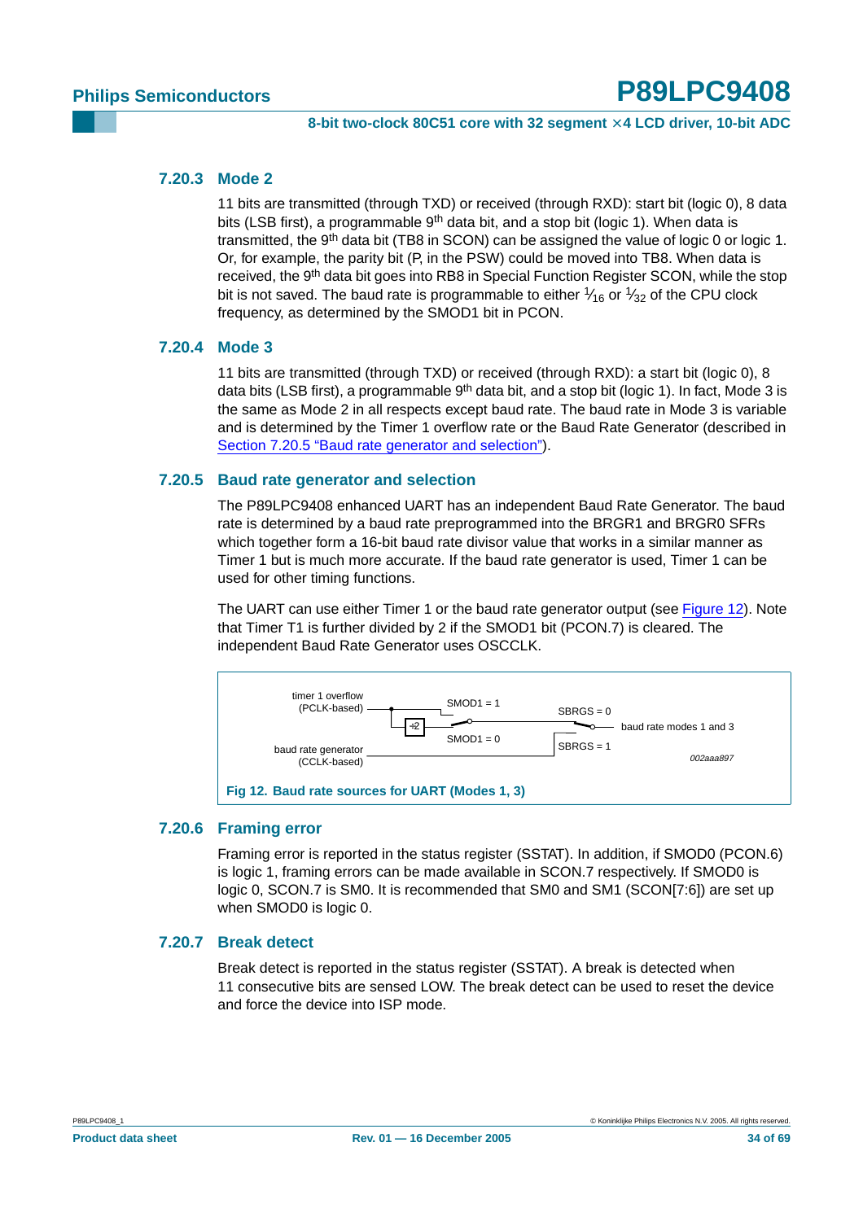### 7.20.3 Mode 2

11 bits are transmitted (through TXD) or received (through RXD): start bit (logic 0), 8 data bits (LSB first), a programmable 9th data bit, and a stop bit (logic 1). When data is transmitted, the 9th data bit (TB8 in SCON) can be assigned the value of logic 0 or logic 1. Or, for example, the parity bit (P, in the PSW) could be moved into TB8. When data is received, the 9th data bit goes into RB8 in Special Function Register SCON, while the stop bit is not saved. The baud rate is programmable to either $^1/_{16}$ or $^1/_{32}$ of the CPU clock frequency, as determined by the SMOD1 bit in PCON.

### 7.20.4 Mode 3

11 bits are transmitted (through TXD) or received (through RXD): a start bit (logic 0), 8 data bits (LSB first), a programmable 9th data bit, and a stop bit (logic 1). In fact, Mode 3 is the same as Mode 2 in all respects except baud rate. The baud rate in Mode 3 is variable and is determined by the Timer 1 overflow rate or the Baud Rate Generator (described in Section 7.20.5 "Baud rate generator and selection").

### 7.20.5 Baud rate generator and selection

The P89LPC9408 enhanced UART has an independent Baud Rate Generator. The baud rate is determined by a baud rate preprogrammed into the BRGR1 and BRGR0 SFRs which together form a 16-bit baud rate divisor value that works in a similar manner as Timer 1 but is much more accurate. If the baud rate generator is used, Timer 1 can be used for other timing functions.

The UART can use either Timer 1 or the baud rate generator output (see Figure 12). Note that Timer T1 is further divided by 2 if the SMOD1 bit (PCON.7) is cleared. The independent Baud Rate Generator uses OSCCLK.

timer 1 overflow (PCLK-based) — ÷2 — SMOD1 = 1 / SMOD1 = 0 — SBRGS = 0 / SBRGS = 1 — baud rate modes 1 and 3

baud rate generator (CCLK-based)

002aaa897

**Fig 12. Baud rate sources for UART (Modes 1, 3)**

### 7.20.6 Framing error

Framing error is reported in the status register (SSTAT). In addition, if SMOD0 (PCON.6) is logic 1, framing errors can be made available in SCON.7 respectively. If SMOD0 is logic 0, SCON.7 is SM0. It is recommended that SM0 and SM1 (SCON[7:6]) are set up when SMOD0 is logic 0.

### 7.20.7 Break detect

Break detect is reported in the status register (SSTAT). A break is detected when 11 consecutive bits are sensed LOW. The break detect can be used to reset the device and force the device into ISP mode.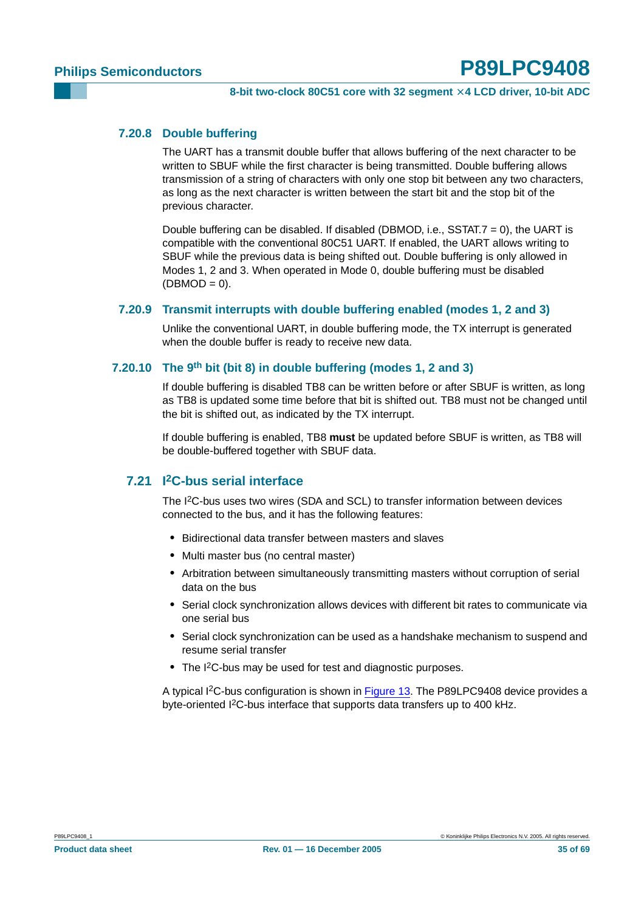### 7.20.8 Double buffering

The UART has a transmit double buffer that allows buffering of the next character to be written to SBUF while the first character is being transmitted. Double buffering allows transmission of a string of characters with only one stop bit between any two characters, as long as the next character is written between the start bit and the stop bit of the previous character.

Double buffering can be disabled. If disabled (DBMOD, i.e., SSTAT.7 = 0), the UART is compatible with the conventional 80C51 UART. If enabled, the UART allows writing to SBUF while the previous data is being shifted out. Double buffering is only allowed in Modes 1, 2 and 3. When operated in Mode 0, double buffering must be disabled (DBMOD = 0).

### 7.20.9 Transmit interrupts with double buffering enabled (modes 1, 2 and 3)

Unlike the conventional UART, in double buffering mode, the TX interrupt is generated when the double buffer is ready to receive new data.

### 7.20.10 The 9th bit (bit 8) in double buffering (modes 1, 2 and 3)

If double buffering is disabled TB8 can be written before or after SBUF is written, as long as TB8 is updated some time before that bit is shifted out. TB8 must not be changed until the bit is shifted out, as indicated by the TX interrupt.

If double buffering is enabled, TB8 **must** be updated before SBUF is written, as TB8 will be double-buffered together with SBUF data.

## 7.21 I2C-bus serial interface

The I2C-bus uses two wires (SDA and SCL) to transfer information between devices connected to the bus, and it has the following features:

- Bidirectional data transfer between masters and slaves
- Multi master bus (no central master)
- Arbitration between simultaneously transmitting masters without corruption of serial data on the bus
- Serial clock synchronization allows devices with different bit rates to communicate via one serial bus
- Serial clock synchronization can be used as a handshake mechanism to suspend and resume serial transfer
- The I2C-bus may be used for test and diagnostic purposes.

A typical I2C-bus configuration is shown in Figure 13. The P89LPC9408 device provides a byte-oriented I2C-bus interface that supports data transfers up to 400 kHz.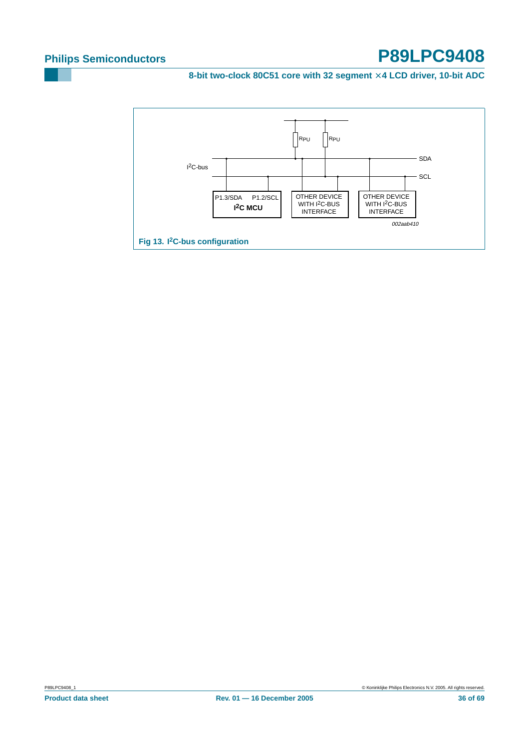Fig 13. $I^2C$-bus configuration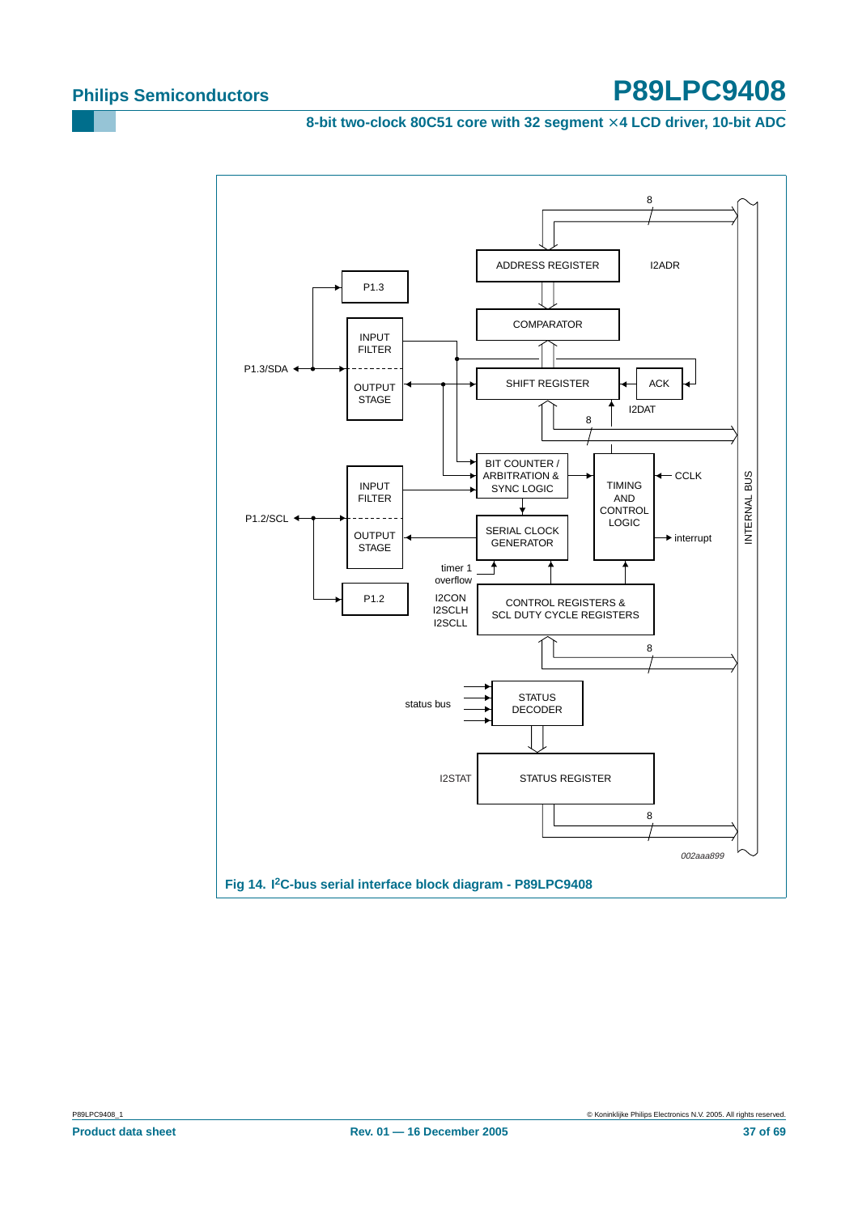Fig 14. I²C-bus serial interface block diagram - P89LPC9408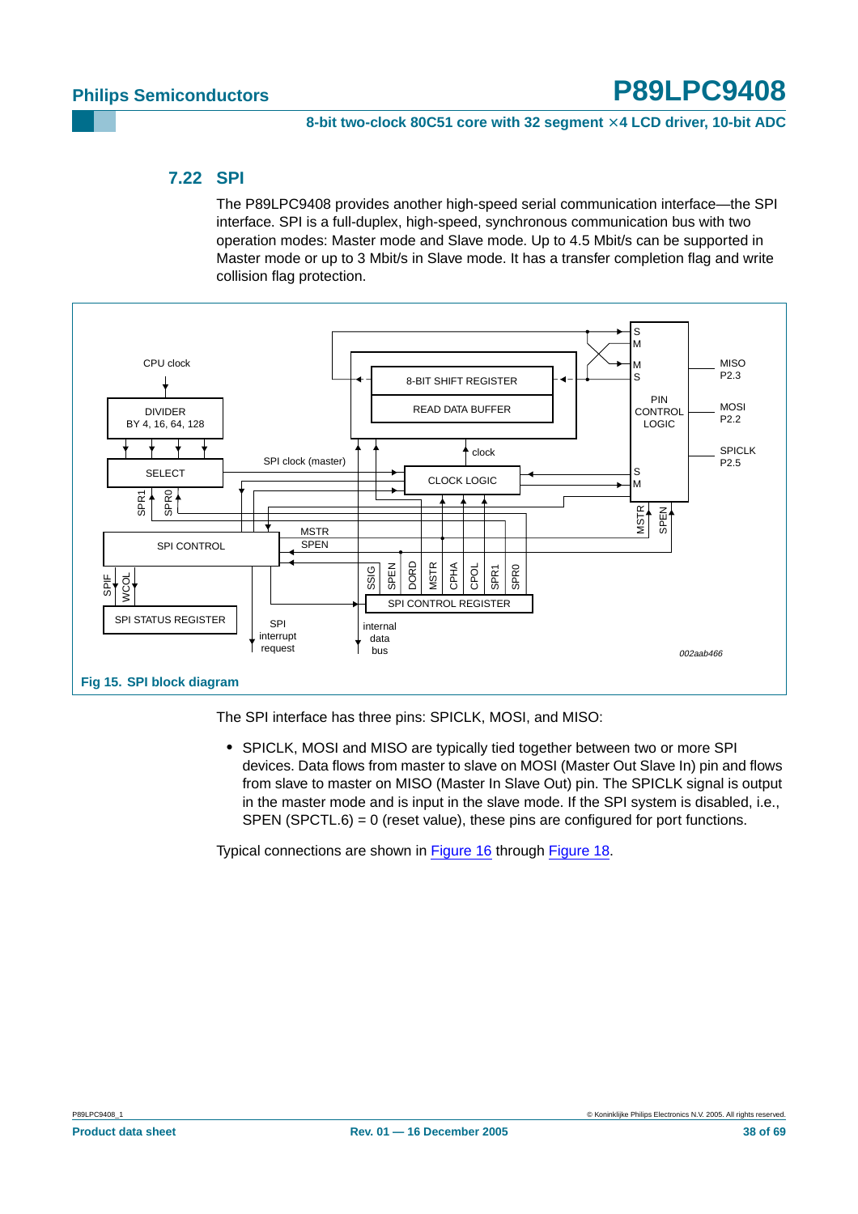## 7.22 SPI

The P89LPC9408 provides another high-speed serial communication interface—the SPI interface. SPI is a full-duplex, high-speed, synchronous communication bus with two operation modes: Master mode and Slave mode. Up to 4.5 Mbit/s can be supported in Master mode or up to 3 Mbit/s in Slave mode. It has a transfer completion flag and write collision flag protection.

**Fig 15. SPI block diagram**

The SPI interface has three pins: SPICLK, MOSI, and MISO:

- SPICLK, MOSI and MISO are typically tied together between two or more SPI devices. Data flows from master to slave on MOSI (Master Out Slave In) pin and flows from slave to master on MISO (Master In Slave Out) pin. The SPICLK signal is output in the master mode and is input in the slave mode. If the SPI system is disabled, i.e., SPEN (SPCTL.6) = 0 (reset value), these pins are configured for port functions.

Typical connections are shown in Figure 16 through Figure 18.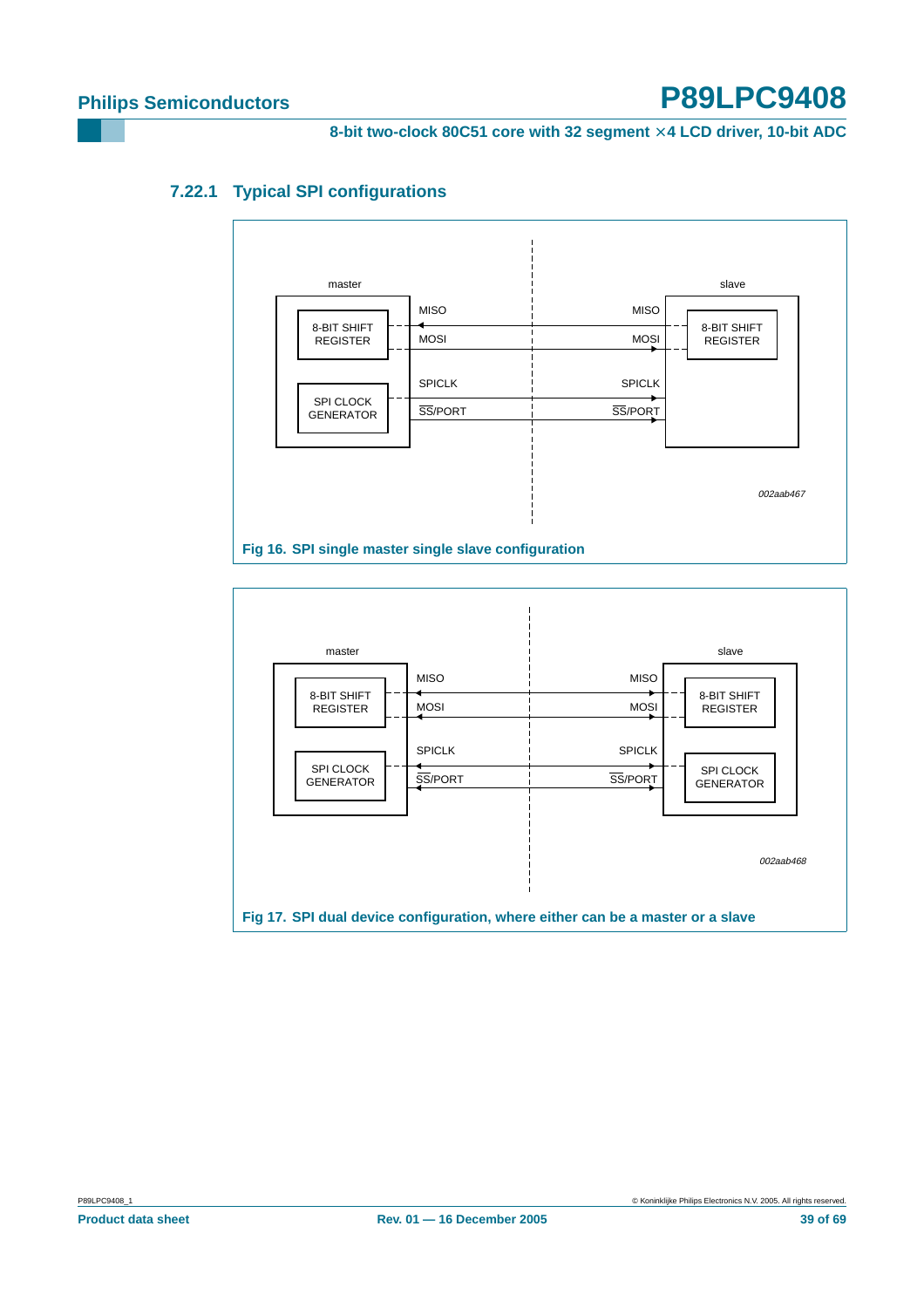#### 7.22.1 Typical SPI configurations

Fig 16. SPI single master single slave configuration

Fig 17. SPI dual device configuration, where either can be a master or a slave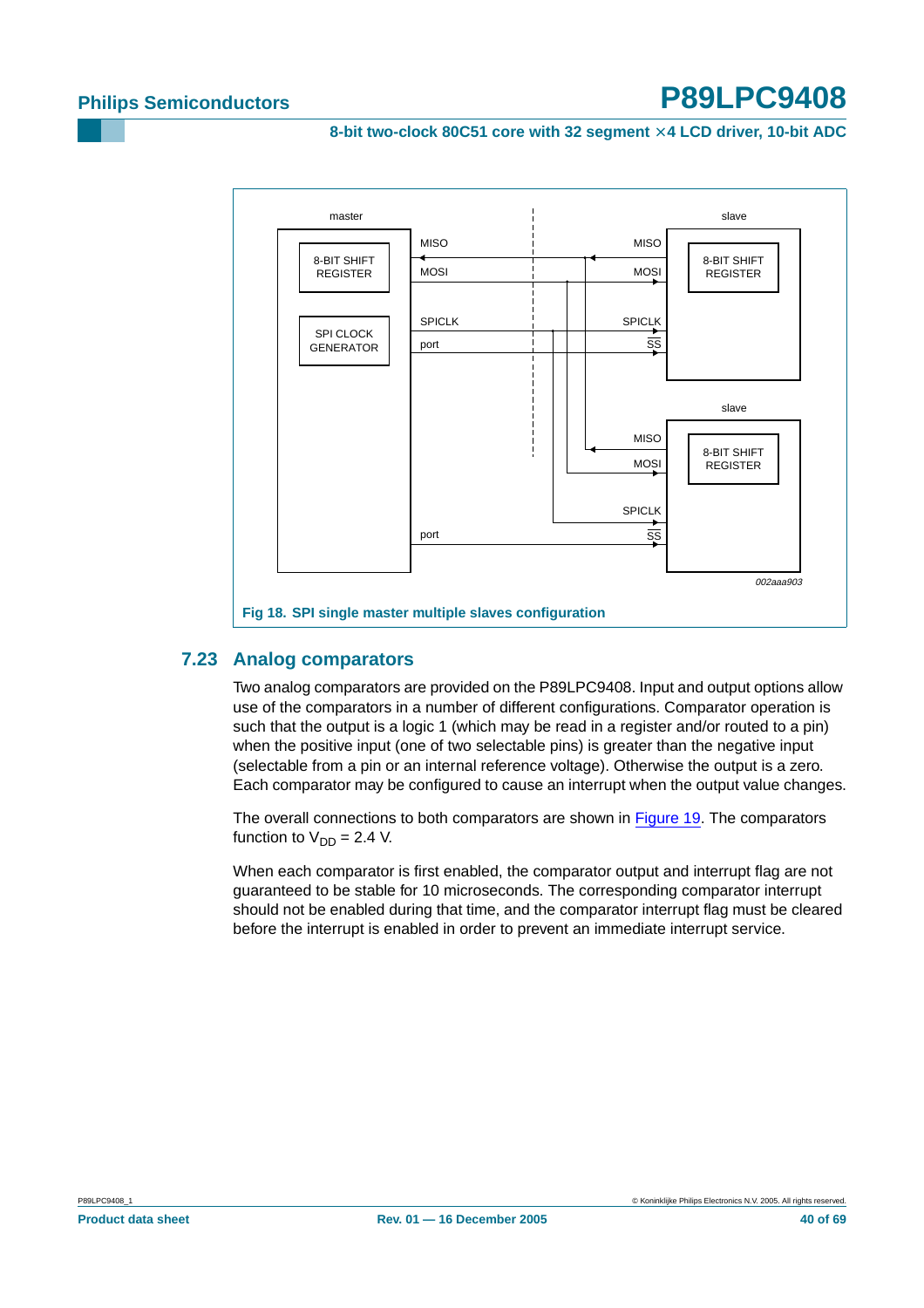Fig 18. SPI single master multiple slaves configuration

## 7.23 Analog comparators

Two analog comparators are provided on the P89LPC9408. Input and output options allow use of the comparators in a number of different configurations. Comparator operation is such that the output is a logic 1 (which may be read in a register and/or routed to a pin) when the positive input (one of two selectable pins) is greater than the negative input (selectable from a pin or an internal reference voltage). Otherwise the output is a zero. Each comparator may be configured to cause an interrupt when the output value changes.

The overall connections to both comparators are shown in Figure 19. The comparators function to $V_{DD}$ = 2.4 V.

When each comparator is first enabled, the comparator output and interrupt flag are not guaranteed to be stable for 10 microseconds. The corresponding comparator interrupt should not be enabled during that time, and the comparator interrupt flag must be cleared before the interrupt is enabled in order to prevent an immediate interrupt service.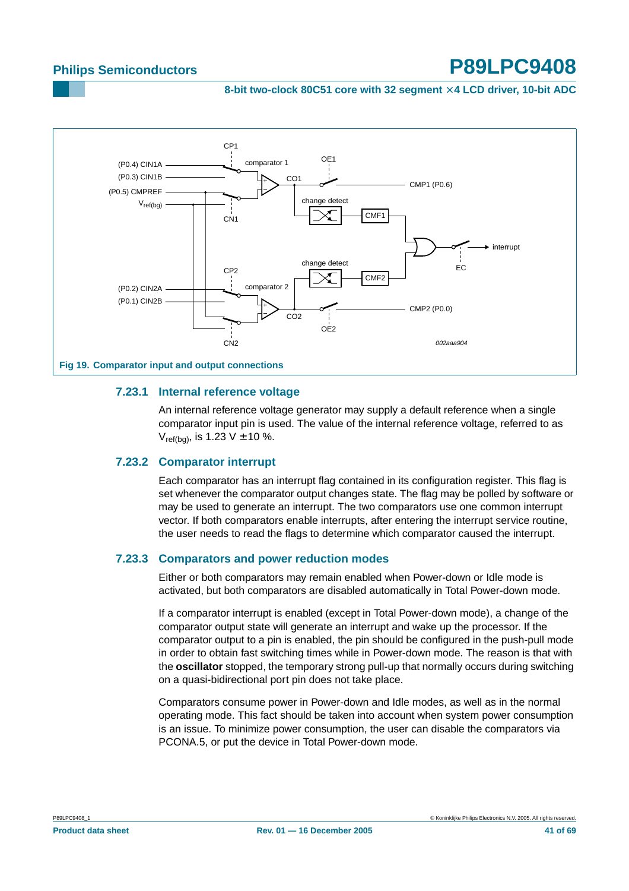Fig 19. Comparator input and output connections

### 7.23.1 Internal reference voltage

An internal reference voltage generator may supply a default reference when a single comparator input pin is used. The value of the internal reference voltage, referred to as $V_{ref(bg)}$, is 1.23 V ± 10 %.

### 7.23.2 Comparator interrupt

Each comparator has an interrupt flag contained in its configuration register. This flag is set whenever the comparator output changes state. The flag may be polled by software or may be used to generate an interrupt. The two comparators use one common interrupt vector. If both comparators enable interrupts, after entering the interrupt service routine, the user needs to read the flags to determine which comparator caused the interrupt.

### 7.23.3 Comparators and power reduction modes

Either or both comparators may remain enabled when Power-down or Idle mode is activated, but both comparators are disabled automatically in Total Power-down mode.

If a comparator interrupt is enabled (except in Total Power-down mode), a change of the comparator output state will generate an interrupt and wake up the processor. If the comparator output to a pin is enabled, the pin should be configured in the push-pull mode in order to obtain fast switching times while in Power-down mode. The reason is that with the **oscillator** stopped, the temporary strong pull-up that normally occurs during switching on a quasi-bidirectional port pin does not take place.

Comparators consume power in Power-down and Idle modes, as well as in the normal operating mode. This fact should be taken into account when system power consumption is an issue. To minimize power consumption, the user can disable the comparators via PCONA.5, or put the device in Total Power-down mode.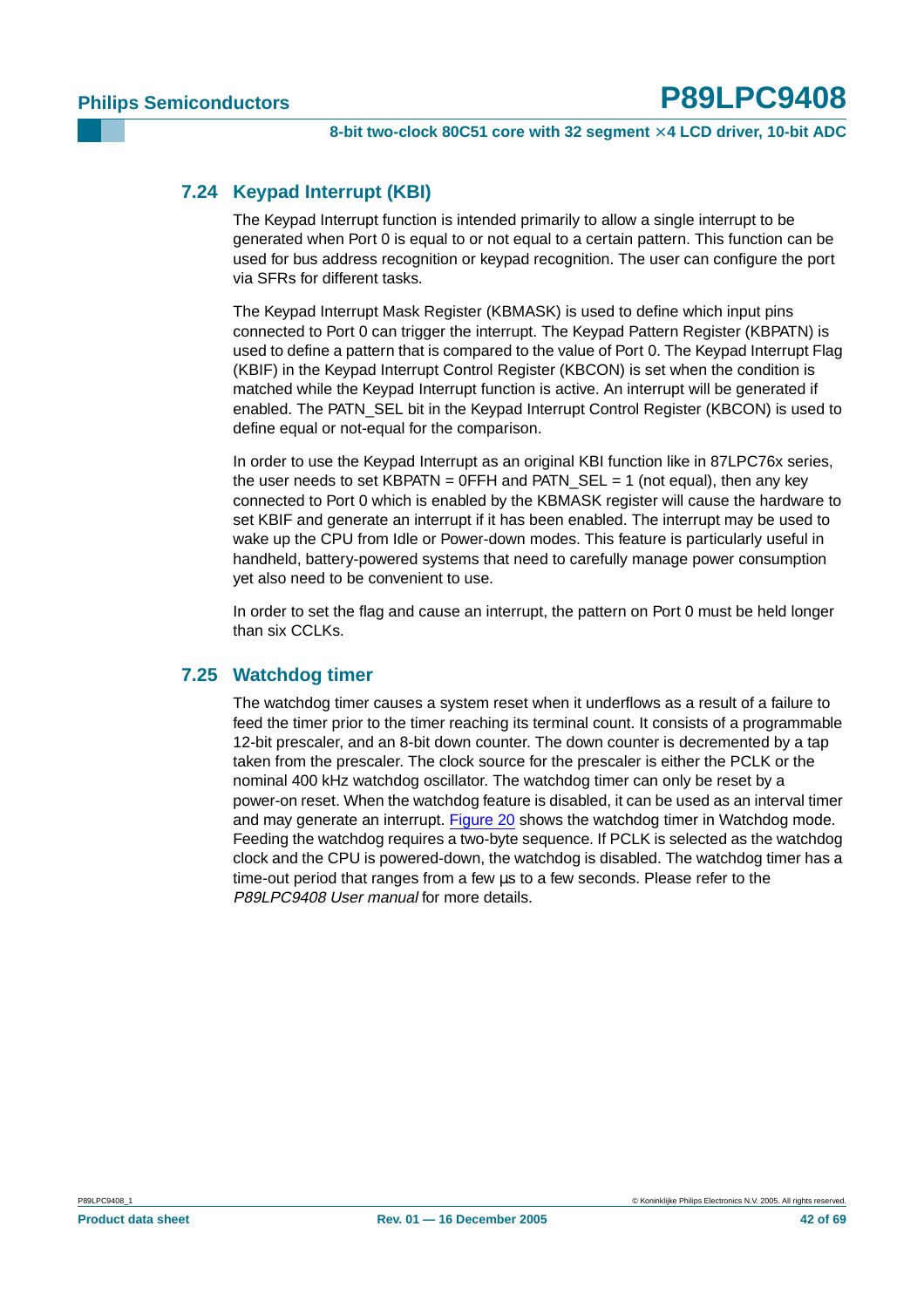### 7.24 Keypad Interrupt (KBI)

The Keypad Interrupt function is intended primarily to allow a single interrupt to be generated when Port 0 is equal to or not equal to a certain pattern. This function can be used for bus address recognition or keypad recognition. The user can configure the port via SFRs for different tasks.

The Keypad Interrupt Mask Register (KBMASK) is used to define which input pins connected to Port 0 can trigger the interrupt. The Keypad Pattern Register (KBPATN) is used to define a pattern that is compared to the value of Port 0. The Keypad Interrupt Flag (KBIF) in the Keypad Interrupt Control Register (KBCON) is set when the condition is matched while the Keypad Interrupt function is active. An interrupt will be generated if enabled. The PATN_SEL bit in the Keypad Interrupt Control Register (KBCON) is used to define equal or not-equal for the comparison.

In order to use the Keypad Interrupt as an original KBI function like in 87LPC76x series, the user needs to set KBPATN = 0FFH and PATN_SEL = 1 (not equal), then any key connected to Port 0 which is enabled by the KBMASK register will cause the hardware to set KBIF and generate an interrupt if it has been enabled. The interrupt may be used to wake up the CPU from Idle or Power-down modes. This feature is particularly useful in handheld, battery-powered systems that need to carefully manage power consumption yet also need to be convenient to use.

In order to set the flag and cause an interrupt, the pattern on Port 0 must be held longer than six CCLKs.

### 7.25 Watchdog timer

The watchdog timer causes a system reset when it underflows as a result of a failure to feed the timer prior to the timer reaching its terminal count. It consists of a programmable 12-bit prescaler, and an 8-bit down counter. The down counter is decremented by a tap taken from the prescaler. The clock source for the prescaler is either the PCLK or the nominal 400 kHz watchdog oscillator. The watchdog timer can only be reset by a power-on reset. When the watchdog feature is disabled, it can be used as an interval timer and may generate an interrupt. Figure 20 shows the watchdog timer in Watchdog mode. Feeding the watchdog requires a two-byte sequence. If PCLK is selected as the watchdog clock and the CPU is powered-down, the watchdog is disabled. The watchdog timer has a time-out period that ranges from a few µs to a few seconds. Please refer to the *P89LPC9408 User manual* for more details.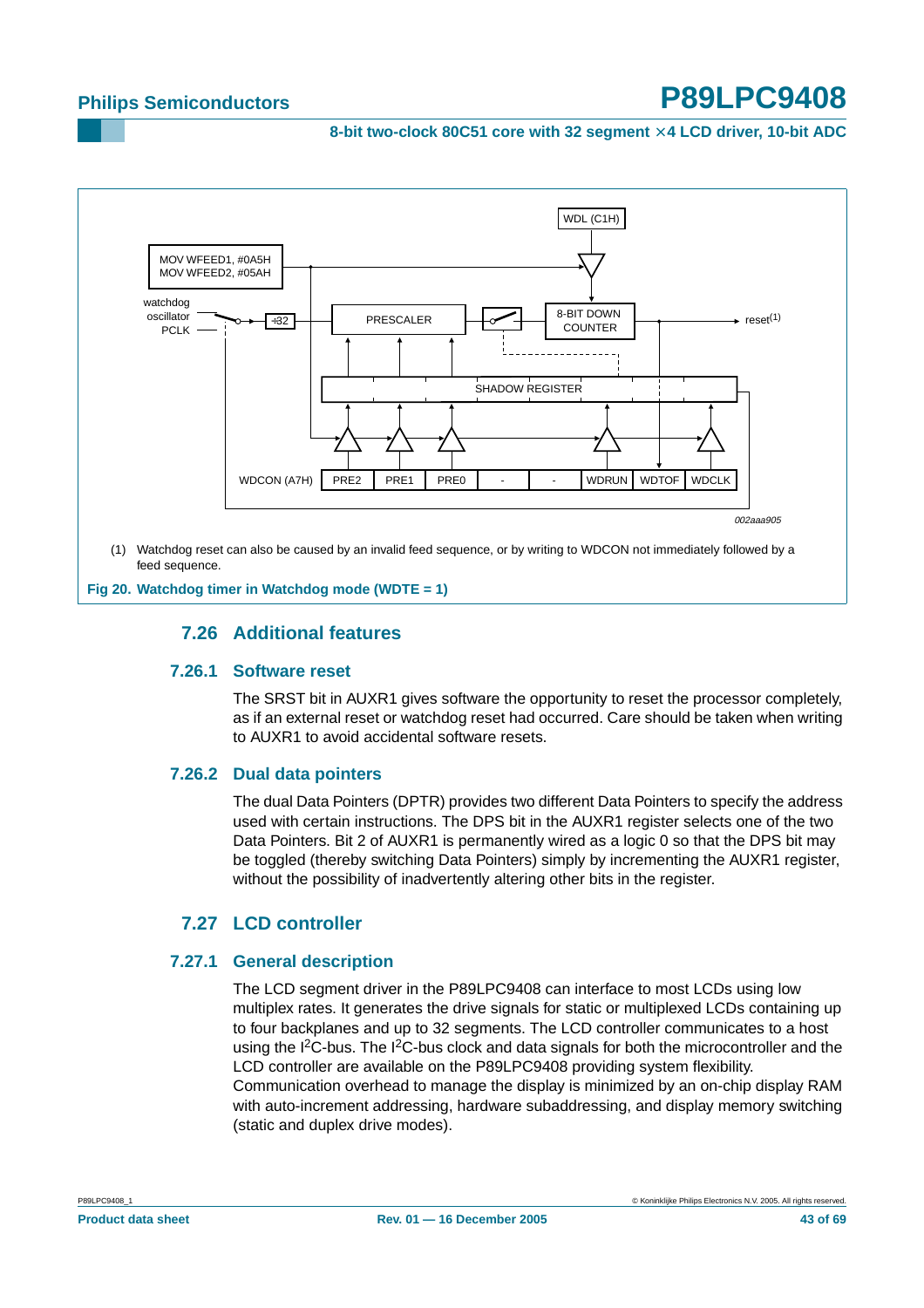(1) Watchdog reset can also be caused by an invalid feed sequence, or by writing to WDCON not immediately followed by a feed sequence.

**Fig 20. Watchdog timer in Watchdog mode (WDTE = 1)**

## 7.26 Additional features

### 7.26.1 Software reset

The SRST bit in AUXR1 gives software the opportunity to reset the processor completely, as if an external reset or watchdog reset had occurred. Care should be taken when writing to AUXR1 to avoid accidental software resets.

### 7.26.2 Dual data pointers

The dual Data Pointers (DPTR) provides two different Data Pointers to specify the address used with certain instructions. The DPS bit in the AUXR1 register selects one of the two Data Pointers. Bit 2 of AUXR1 is permanently wired as a logic 0 so that the DPS bit may be toggled (thereby switching Data Pointers) simply by incrementing the AUXR1 register, without the possibility of inadvertently altering other bits in the register.

## 7.27 LCD controller

### 7.27.1 General description

The LCD segment driver in the P89LPC9408 can interface to most LCDs using low multiplex rates. It generates the drive signals for static or multiplexed LCDs containing up to four backplanes and up to 32 segments. The LCD controller communicates to a host using the $I^2C$-bus. The $I^2C$-bus clock and data signals for both the microcontroller and the LCD controller are available on the P89LPC9408 providing system flexibility. Communication overhead to manage the display is minimized by an on-chip display RAM with auto-increment addressing, hardware subaddressing, and display memory switching (static and duplex drive modes).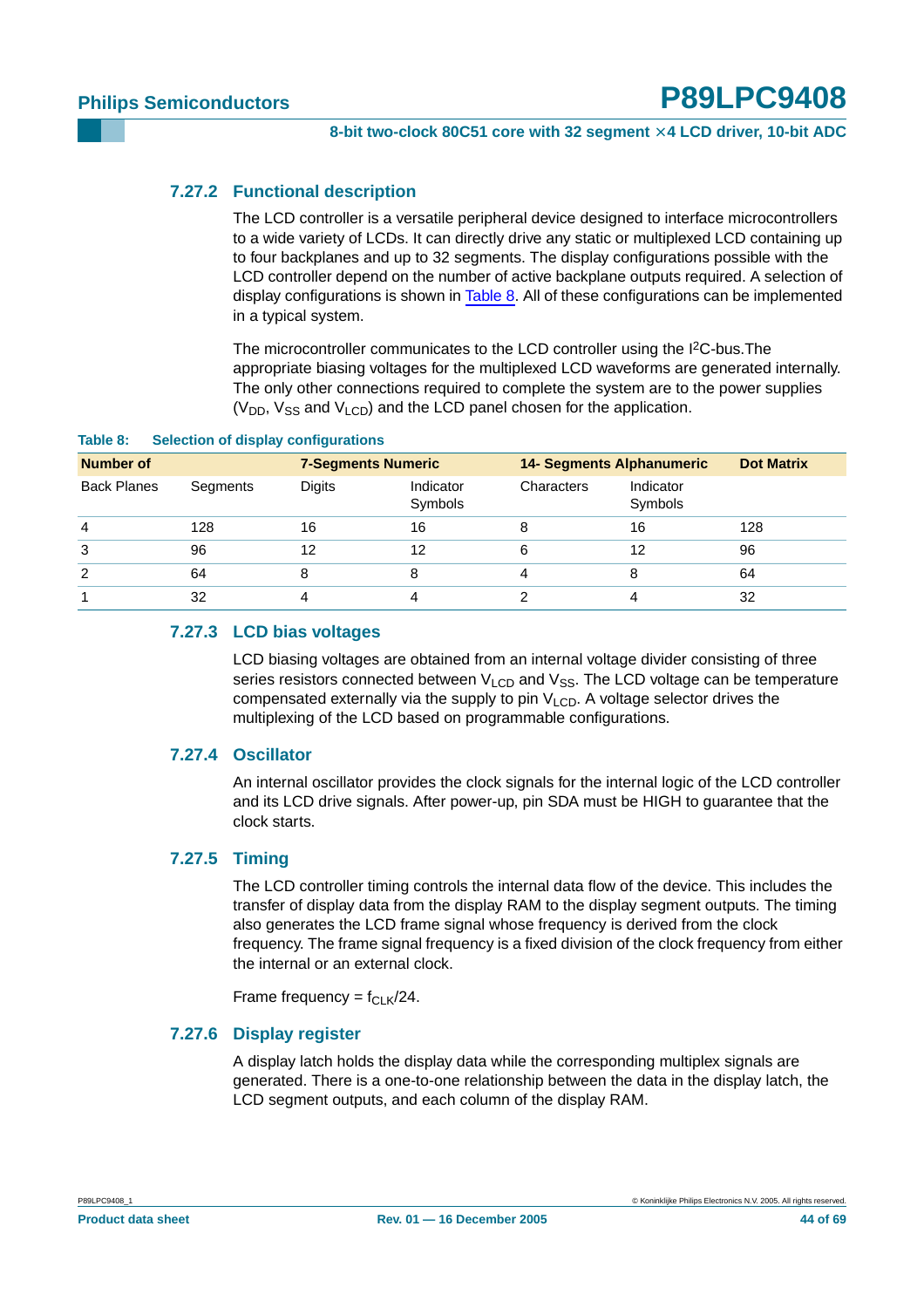### 7.27.2 Functional description

The LCD controller is a versatile peripheral device designed to interface microcontrollers to a wide variety of LCDs. It can directly drive any static or multiplexed LCD containing up to four backplanes and up to 32 segments. The display configurations possible with the LCD controller depend on the number of active backplane outputs required. A selection of display configurations is shown in Table 8. All of these configurations can be implemented in a typical system.

The microcontroller communicates to the LCD controller using the $I^2C$-bus.The appropriate biasing voltages for the multiplexed LCD waveforms are generated internally. The only other connections required to complete the system are to the power supplies ($V_{DD}$, $V_{SS}$ and $V_{LCD}$) and the LCD panel chosen for the application.

**Table 8: Selection of display configurations**

| Number of | | 7-Segments Numeric | | 14- Segments Alphanumeric | | Dot Matrix |
|---|---|---|---|---|---|---|
| Back Planes | Segments | Digits | Indicator Symbols | Characters | Indicator Symbols | |
| 4 | 128 | 16 | 16 | 8 | 16 | 128 |
| 3 | 96 | 12 | 12 | 6 | 12 | 96 |
| 2 | 64 | 8 | 8 | 4 | 8 | 64 |
| 1 | 32 | 4 | 4 | 2 | 4 | 32 |

### 7.27.3 LCD bias voltages

LCD biasing voltages are obtained from an internal voltage divider consisting of three series resistors connected between $V_{LCD}$ and $V_{SS}$. The LCD voltage can be temperature compensated externally via the supply to pin $V_{LCD}$. A voltage selector drives the multiplexing of the LCD based on programmable configurations.

### 7.27.4 Oscillator

An internal oscillator provides the clock signals for the internal logic of the LCD controller and its LCD drive signals. After power-up, pin SDA must be HIGH to guarantee that the clock starts.

### 7.27.5 Timing

The LCD controller timing controls the internal data flow of the device. This includes the transfer of display data from the display RAM to the display segment outputs. The timing also generates the LCD frame signal whose frequency is derived from the clock frequency. The frame signal frequency is a fixed division of the clock frequency from either the internal or an external clock.

Frame frequency = $f_{CLK}/24$.

### 7.27.6 Display register

A display latch holds the display data while the corresponding multiplex signals are generated. There is a one-to-one relationship between the data in the display latch, the LCD segment outputs, and each column of the display RAM.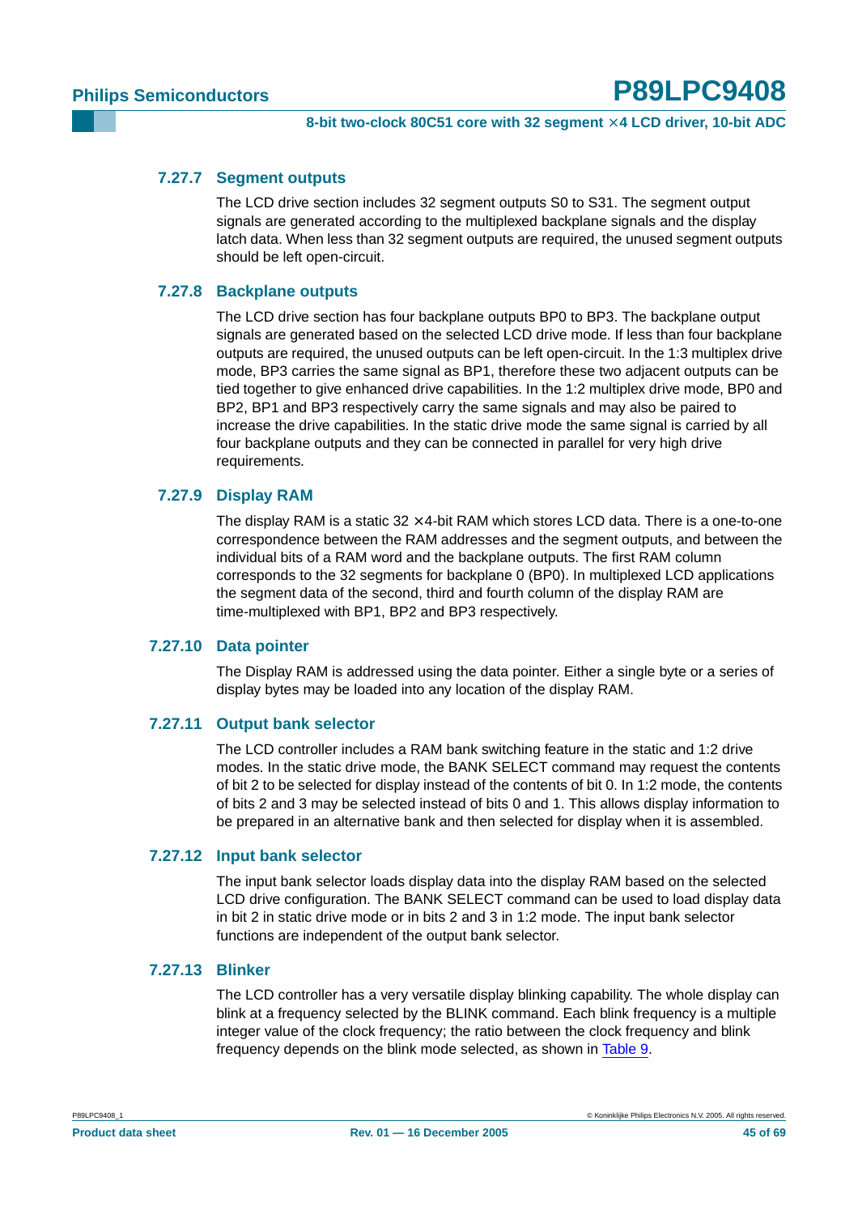### 7.27.7 Segment outputs

The LCD drive section includes 32 segment outputs S0 to S31. The segment output signals are generated according to the multiplexed backplane signals and the display latch data. When less than 32 segment outputs are required, the unused segment outputs should be left open-circuit.

### 7.27.8 Backplane outputs

The LCD drive section has four backplane outputs BP0 to BP3. The backplane output signals are generated based on the selected LCD drive mode. If less than four backplane outputs are required, the unused outputs can be left open-circuit. In the 1:3 multiplex drive mode, BP3 carries the same signal as BP1, therefore these two adjacent outputs can be tied together to give enhanced drive capabilities. In the 1:2 multiplex drive mode, BP0 and BP2, BP1 and BP3 respectively carry the same signals and may also be paired to increase the drive capabilities. In the static drive mode the same signal is carried by all four backplane outputs and they can be connected in parallel for very high drive requirements.

### 7.27.9 Display RAM

The display RAM is a static 32 × 4-bit RAM which stores LCD data. There is a one-to-one correspondence between the RAM addresses and the segment outputs, and between the individual bits of a RAM word and the backplane outputs. The first RAM column corresponds to the 32 segments for backplane 0 (BP0). In multiplexed LCD applications the segment data of the second, third and fourth column of the display RAM are time-multiplexed with BP1, BP2 and BP3 respectively.

### 7.27.10 Data pointer

The Display RAM is addressed using the data pointer. Either a single byte or a series of display bytes may be loaded into any location of the display RAM.

### 7.27.11 Output bank selector

The LCD controller includes a RAM bank switching feature in the static and 1:2 drive modes. In the static drive mode, the BANK SELECT command may request the contents of bit 2 to be selected for display instead of the contents of bit 0. In 1:2 mode, the contents of bits 2 and 3 may be selected instead of bits 0 and 1. This allows display information to be prepared in an alternative bank and then selected for display when it is assembled.

### 7.27.12 Input bank selector

The input bank selector loads display data into the display RAM based on the selected LCD drive configuration. The BANK SELECT command can be used to load display data in bit 2 in static drive mode or in bits 2 and 3 in 1:2 mode. The input bank selector functions are independent of the output bank selector.

### 7.27.13 Blinker

The LCD controller has a very versatile display blinking capability. The whole display can blink at a frequency selected by the BLINK command. Each blink frequency is a multiple integer value of the clock frequency; the ratio between the clock frequency and blink frequency depends on the blink mode selected, as shown in Table 9.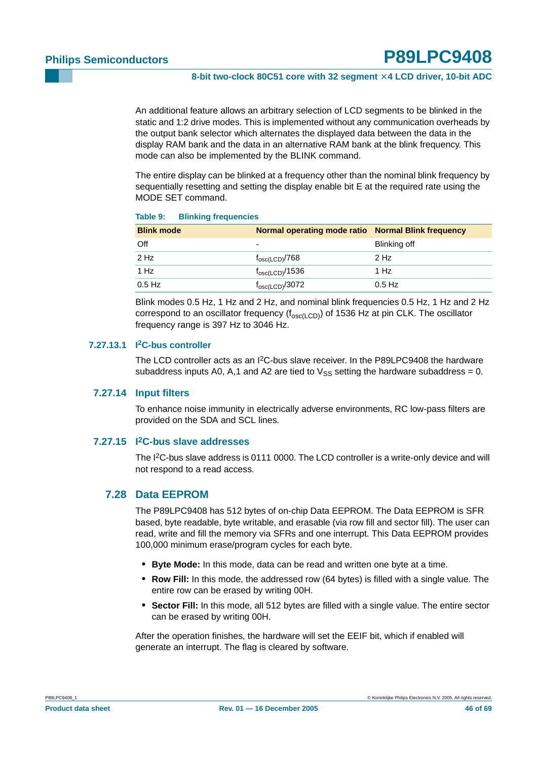An additional feature allows an arbitrary selection of LCD segments to be blinked in the static and 1:2 drive modes. This is implemented without any communication overheads by the output bank selector which alternates the displayed data between the data in the display RAM bank and the data in an alternative RAM bank at the blink frequency. This mode can also be implemented by the BLINK command.

The entire display can be blinked at a frequency other than the nominal blink frequency by sequentially resetting and setting the display enable bit E at the required rate using the MODE SET command.

**Table 9: Blinking frequencies**

| Blink mode | Normal operating mode ratio | Normal Blink frequency |
|---|---|---|
| Off | - | Blinking off |
| 2 Hz | $f_{osc(LCD)}/768$ | 2 Hz |
| 1 Hz | $f_{osc(LCD)}/1536$ | 1 Hz |
| 0.5 Hz | $f_{osc(LCD)}/3072$ | 0.5 Hz |

Blink modes 0.5 Hz, 1 Hz and 2 Hz, and nominal blink frequencies 0.5 Hz, 1 Hz and 2 Hz correspond to an oscillator frequency ($f_{osc(LCD)}$) of 1536 Hz at pin CLK. The oscillator frequency range is 397 Hz to 3046 Hz.

#### 7.27.13.1 I²C-bus controller

The LCD controller acts as an I²C-bus slave receiver. In the P89LPC9408 the hardware subaddress inputs A0, A,1 and A2 are tied to $V_{SS}$ setting the hardware subaddress = 0.

### 7.27.14 Input filters

To enhance noise immunity in electrically adverse environments, RC low-pass filters are provided on the SDA and SCL lines.

### 7.27.15 I²C-bus slave addresses

The I²C-bus slave address is 0111 0000. The LCD controller is a write-only device and will not respond to a read access.

## 7.28 Data EEPROM

The P89LPC9408 has 512 bytes of on-chip Data EEPROM. The Data EEPROM is SFR based, byte readable, byte writable, and erasable (via row fill and sector fill). The user can read, write and fill the memory via SFRs and one interrupt. This Data EEPROM provides 100,000 minimum erase/program cycles for each byte.

- **Byte Mode:** In this mode, data can be read and written one byte at a time.
- **Row Fill:** In this mode, the addressed row (64 bytes) is filled with a single value. The entire row can be erased by writing 00H.
- **Sector Fill:** In this mode, all 512 bytes are filled with a single value. The entire sector can be erased by writing 00H.

After the operation finishes, the hardware will set the EEIF bit, which if enabled will generate an interrupt. The flag is cleared by software.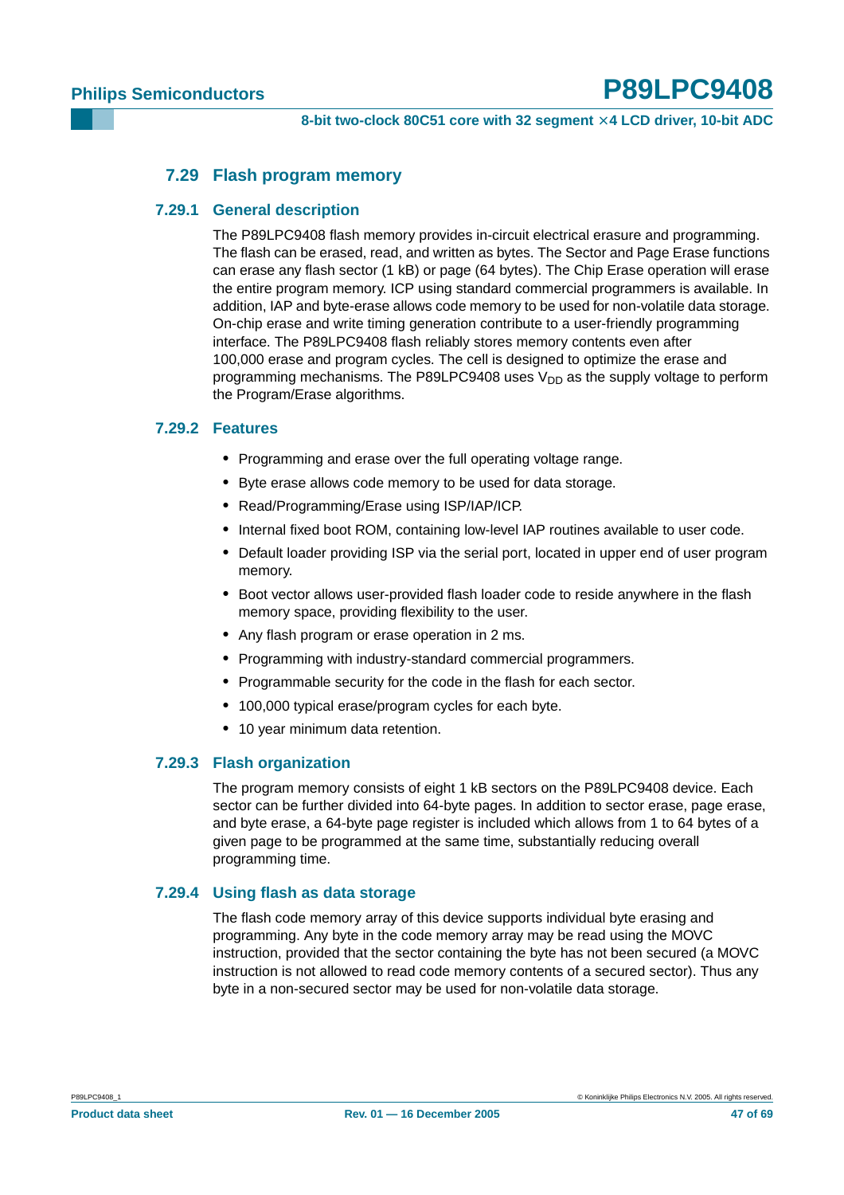## 7.29 Flash program memory

### 7.29.1 General description

The P89LPC9408 flash memory provides in-circuit electrical erasure and programming. The flash can be erased, read, and written as bytes. The Sector and Page Erase functions can erase any flash sector (1 kB) or page (64 bytes). The Chip Erase operation will erase the entire program memory. ICP using standard commercial programmers is available. In addition, IAP and byte-erase allows code memory to be used for non-volatile data storage. On-chip erase and write timing generation contribute to a user-friendly programming interface. The P89LPC9408 flash reliably stores memory contents even after 100,000 erase and program cycles. The cell is designed to optimize the erase and programming mechanisms. The P89LPC9408 uses $V_{DD}$ as the supply voltage to perform the Program/Erase algorithms.

### 7.29.2 Features

- Programming and erase over the full operating voltage range.
- Byte erase allows code memory to be used for data storage.
- Read/Programming/Erase using ISP/IAP/ICP.
- Internal fixed boot ROM, containing low-level IAP routines available to user code.
- Default loader providing ISP via the serial port, located in upper end of user program memory.
- Boot vector allows user-provided flash loader code to reside anywhere in the flash memory space, providing flexibility to the user.
- Any flash program or erase operation in 2 ms.
- Programming with industry-standard commercial programmers.
- Programmable security for the code in the flash for each sector.
- 100,000 typical erase/program cycles for each byte.
- 10 year minimum data retention.

### 7.29.3 Flash organization

The program memory consists of eight 1 kB sectors on the P89LPC9408 device. Each sector can be further divided into 64-byte pages. In addition to sector erase, page erase, and byte erase, a 64-byte page register is included which allows from 1 to 64 bytes of a given page to be programmed at the same time, substantially reducing overall programming time.

### 7.29.4 Using flash as data storage

The flash code memory array of this device supports individual byte erasing and programming. Any byte in the code memory array may be read using the MOVC instruction, provided that the sector containing the byte has not been secured (a MOVC instruction is not allowed to read code memory contents of a secured sector). Thus any byte in a non-secured sector may be used for non-volatile data storage.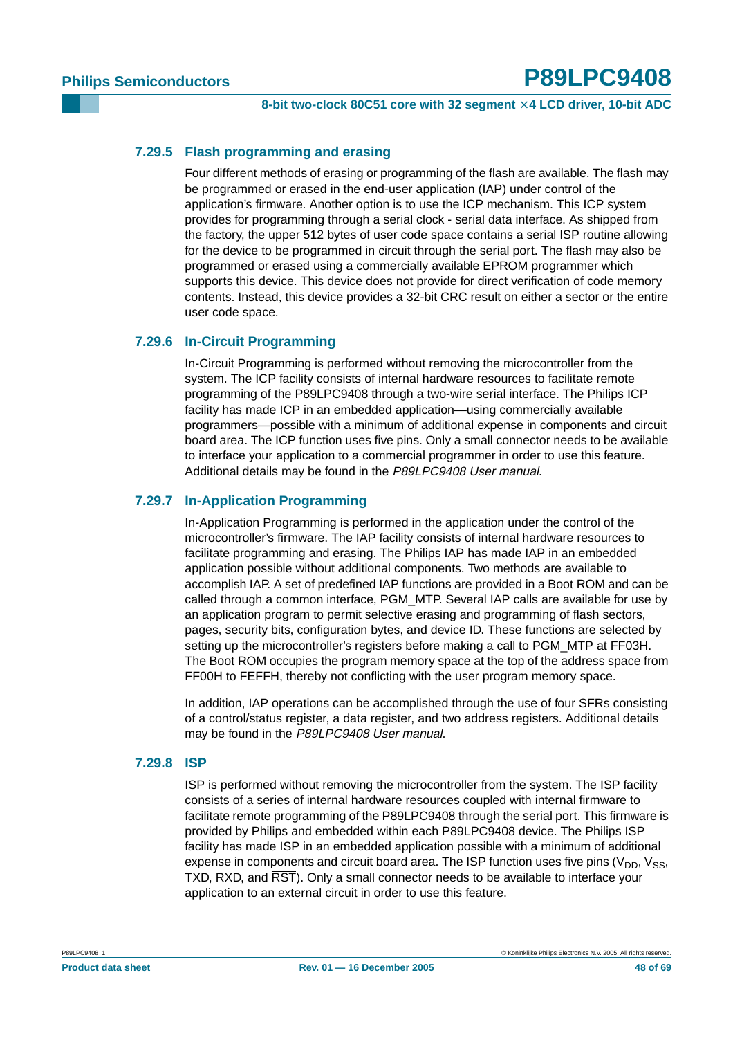### 7.29.5 Flash programming and erasing

Four different methods of erasing or programming of the flash are available. The flash may be programmed or erased in the end-user application (IAP) under control of the application's firmware. Another option is to use the ICP mechanism. This ICP system provides for programming through a serial clock - serial data interface. As shipped from the factory, the upper 512 bytes of user code space contains a serial ISP routine allowing for the device to be programmed in circuit through the serial port. The flash may also be programmed or erased using a commercially available EPROM programmer which supports this device. This device does not provide for direct verification of code memory contents. Instead, this device provides a 32-bit CRC result on either a sector or the entire user code space.

### 7.29.6 In-Circuit Programming

In-Circuit Programming is performed without removing the microcontroller from the system. The ICP facility consists of internal hardware resources to facilitate remote programming of the P89LPC9408 through a two-wire serial interface. The Philips ICP facility has made ICP in an embedded application—using commercially available programmers—possible with a minimum of additional expense in components and circuit board area. The ICP function uses five pins. Only a small connector needs to be available to interface your application to a commercial programmer in order to use this feature. Additional details may be found in the *P89LPC9408 User manual*.

### 7.29.7 In-Application Programming

In-Application Programming is performed in the application under the control of the microcontroller's firmware. The IAP facility consists of internal hardware resources to facilitate programming and erasing. The Philips IAP has made IAP in an embedded application possible without additional components. Two methods are available to accomplish IAP. A set of predefined IAP functions are provided in a Boot ROM and can be called through a common interface, PGM_MTP. Several IAP calls are available for use by an application program to permit selective erasing and programming of flash sectors, pages, security bits, configuration bytes, and device ID. These functions are selected by setting up the microcontroller's registers before making a call to PGM_MTP at FF03H. The Boot ROM occupies the program memory space at the top of the address space from FF00H to FEFFH, thereby not conflicting with the user program memory space.

In addition, IAP operations can be accomplished through the use of four SFRs consisting of a control/status register, a data register, and two address registers. Additional details may be found in the *P89LPC9408 User manual*.

### 7.29.8 ISP

ISP is performed without removing the microcontroller from the system. The ISP facility consists of a series of internal hardware resources coupled with internal firmware to facilitate remote programming of the P89LPC9408 through the serial port. This firmware is provided by Philips and embedded within each P89LPC9408 device. The Philips ISP facility has made ISP in an embedded application possible with a minimum of additional expense in components and circuit board area. The ISP function uses five pins ($V_{DD}$, $V_{SS}$, TXD, RXD, and $\overline{RST}$). Only a small connector needs to be available to interface your application to an external circuit in order to use this feature.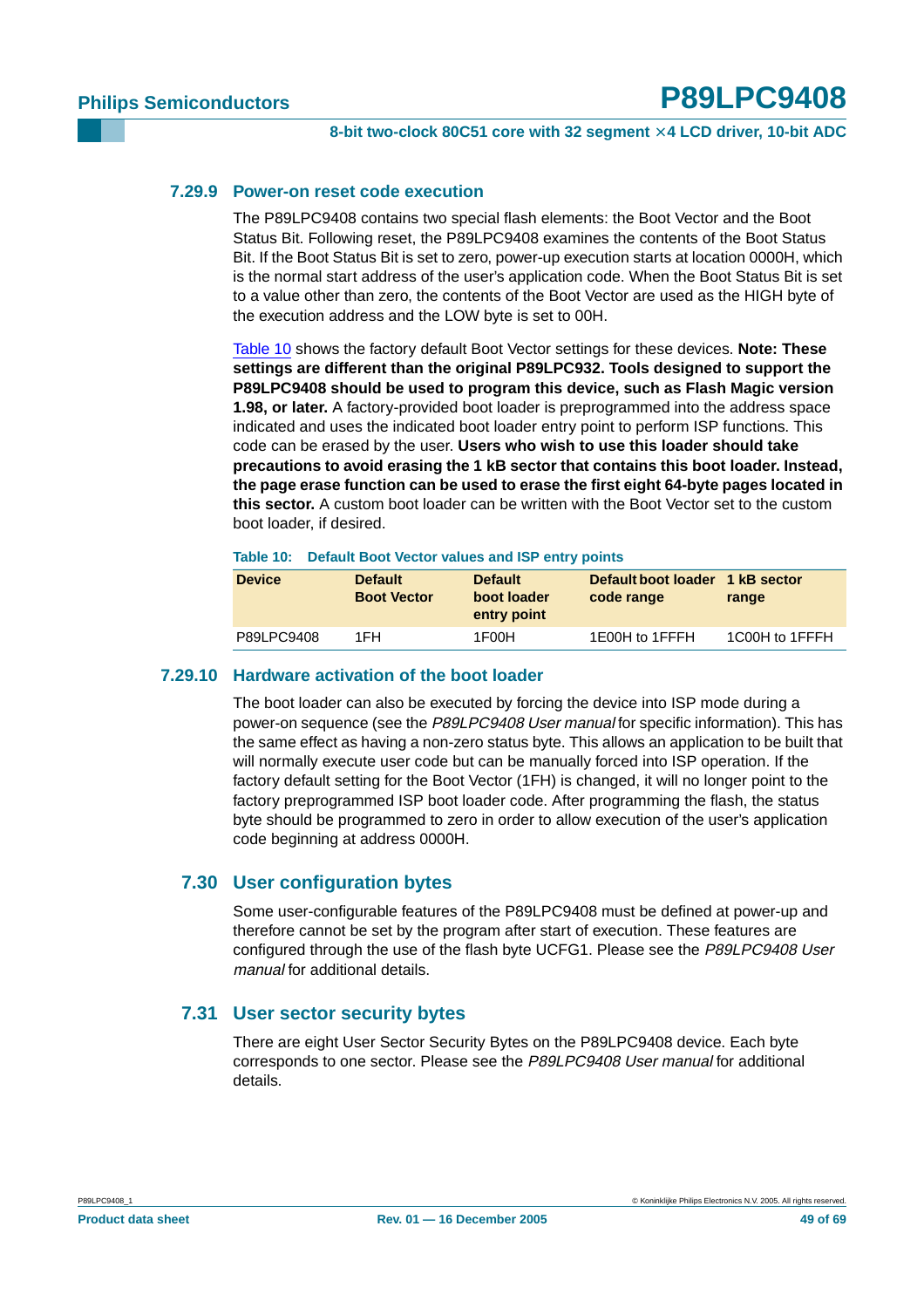### 7.29.9 Power-on reset code execution

The P89LPC9408 contains two special flash elements: the Boot Vector and the Boot Status Bit. Following reset, the P89LPC9408 examines the contents of the Boot Status Bit. If the Boot Status Bit is set to zero, power-up execution starts at location 0000H, which is the normal start address of the user's application code. When the Boot Status Bit is set to a value other than zero, the contents of the Boot Vector are used as the HIGH byte of the execution address and the LOW byte is set to 00H.

Table 10 shows the factory default Boot Vector settings for these devices. **Note: These settings are different than the original P89LPC932. Tools designed to support the P89LPC9408 should be used to program this device, such as Flash Magic version 1.98, or later.** A factory-provided boot loader is preprogrammed into the address space indicated and uses the indicated boot loader entry point to perform ISP functions. This code can be erased by the user. **Users who wish to use this loader should take precautions to avoid erasing the 1 kB sector that contains this boot loader. Instead, the page erase function can be used to erase the first eight 64-byte pages located in this sector.** A custom boot loader can be written with the Boot Vector set to the custom boot loader, if desired.

**Table 10: Default Boot Vector values and ISP entry points**

| Device | Default Boot Vector | Default boot loader entry point | Default boot loader code range | 1 kB sector range |
|---|---|---|---|---|
| P89LPC9408 | 1FH | 1F00H | 1E00H to 1FFFH | 1C00H to 1FFFH |

### 7.29.10 Hardware activation of the boot loader

The boot loader can also be executed by forcing the device into ISP mode during a power-on sequence (see the *P89LPC9408 User manual* for specific information). This has the same effect as having a non-zero status byte. This allows an application to be built that will normally execute user code but can be manually forced into ISP operation. If the factory default setting for the Boot Vector (1FH) is changed, it will no longer point to the factory preprogrammed ISP boot loader code. After programming the flash, the status byte should be programmed to zero in order to allow execution of the user's application code beginning at address 0000H.

## 7.30 User configuration bytes

Some user-configurable features of the P89LPC9408 must be defined at power-up and therefore cannot be set by the program after start of execution. These features are configured through the use of the flash byte UCFG1. Please see the *P89LPC9408 User manual* for additional details.

## 7.31 User sector security bytes

There are eight User Sector Security Bytes on the P89LPC9408 device. Each byte corresponds to one sector. Please see the *P89LPC9408 User manual* for additional details.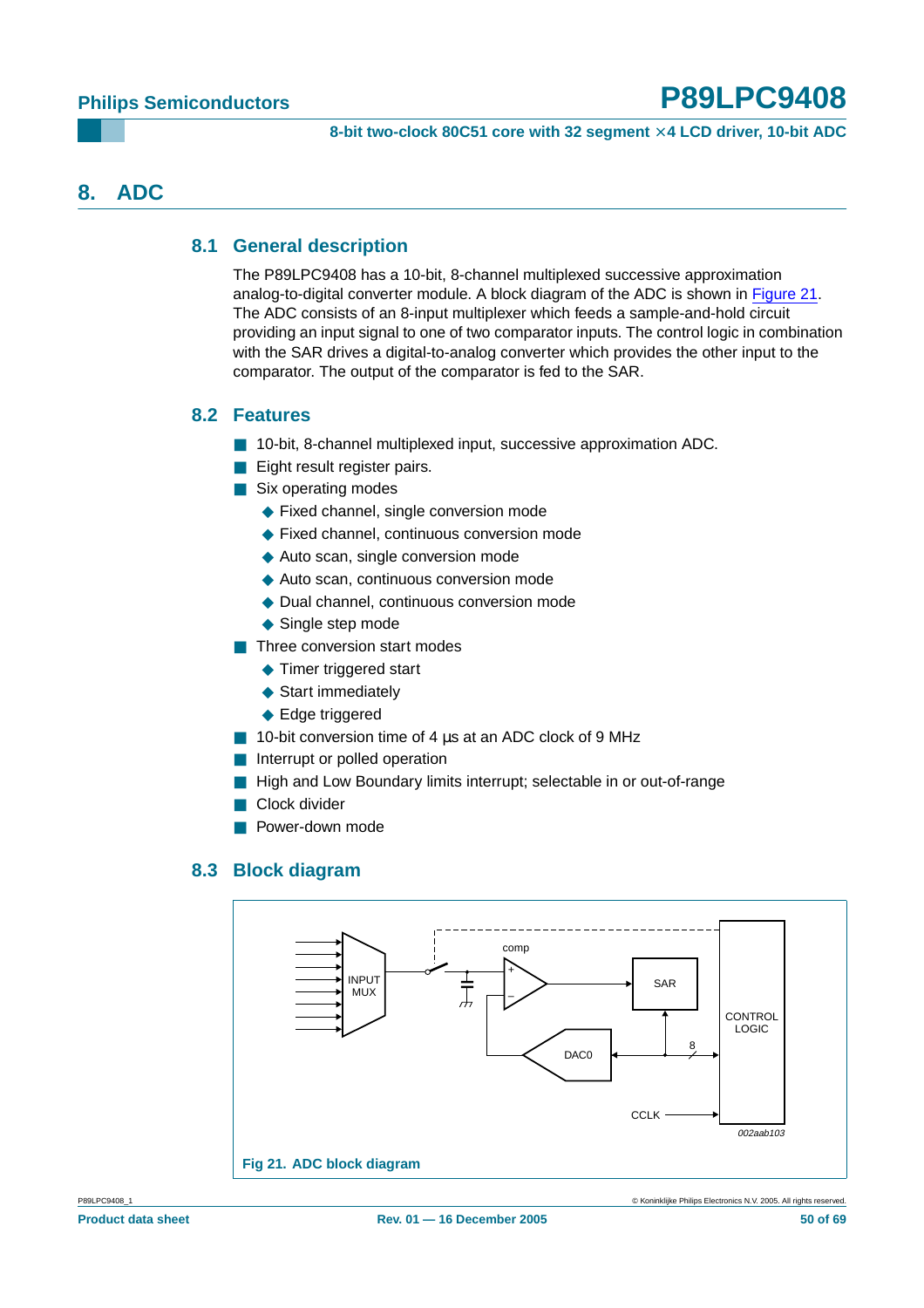## 8. ADC

### 8.1 General description

The P89LPC9408 has a 10-bit, 8-channel multiplexed successive approximation analog-to-digital converter module. A block diagram of the ADC is shown in Figure 21. The ADC consists of an 8-input multiplexer which feeds a sample-and-hold circuit providing an input signal to one of two comparator inputs. The control logic in combination with the SAR drives a digital-to-analog converter which provides the other input to the comparator. The output of the comparator is fed to the SAR.

### 8.2 Features

- 10-bit, 8-channel multiplexed input, successive approximation ADC.
- Eight result register pairs.
- Six operating modes
  - Fixed channel, single conversion mode
  - Fixed channel, continuous conversion mode
  - Auto scan, single conversion mode
  - Auto scan, continuous conversion mode
  - Dual channel, continuous conversion mode
  - Single step mode
- Three conversion start modes
  - Timer triggered start
  - Start immediately
  - Edge triggered
- 10-bit conversion time of 4 µs at an ADC clock of 9 MHz
- Interrupt or polled operation
- High and Low Boundary limits interrupt; selectable in or out-of-range
- Clock divider
- Power-down mode

### 8.3 Block diagram

INPUT MUX, comp, SAR, CONTROL LOGIC, DAC0, 8, CCLK

002aab103

Fig 21. ADC block diagram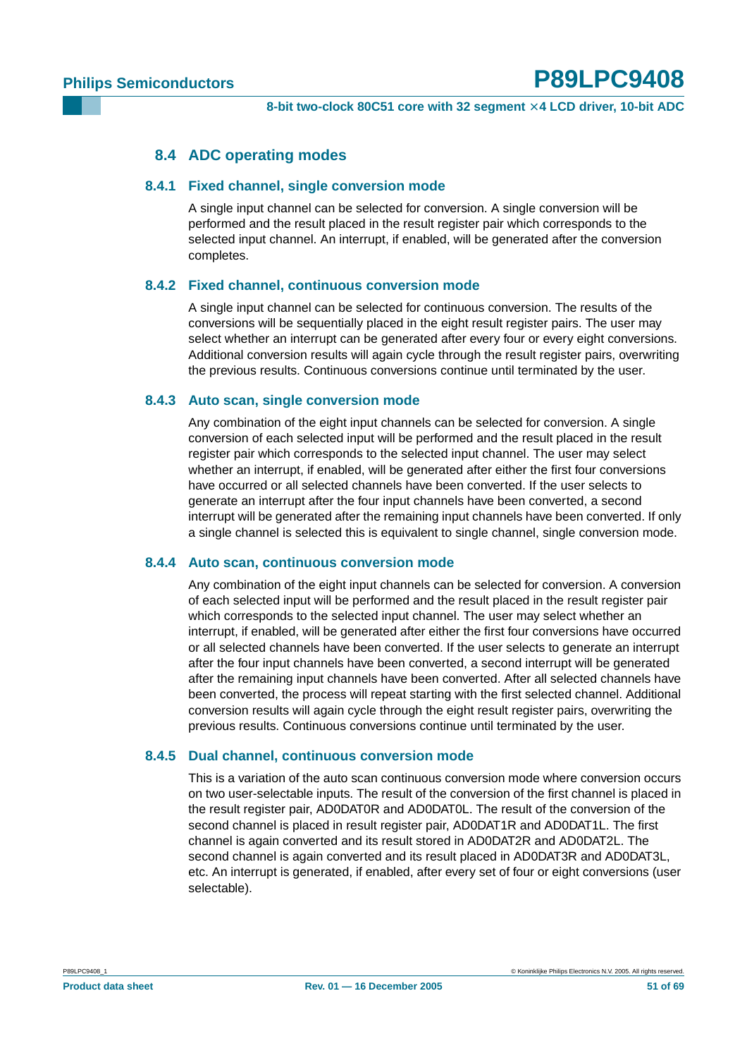## 8.4 ADC operating modes

### 8.4.1 Fixed channel, single conversion mode

A single input channel can be selected for conversion. A single conversion will be performed and the result placed in the result register pair which corresponds to the selected input channel. An interrupt, if enabled, will be generated after the conversion completes.

### 8.4.2 Fixed channel, continuous conversion mode

A single input channel can be selected for continuous conversion. The results of the conversions will be sequentially placed in the eight result register pairs. The user may select whether an interrupt can be generated after every four or every eight conversions. Additional conversion results will again cycle through the result register pairs, overwriting the previous results. Continuous conversions continue until terminated by the user.

### 8.4.3 Auto scan, single conversion mode

Any combination of the eight input channels can be selected for conversion. A single conversion of each selected input will be performed and the result placed in the result register pair which corresponds to the selected input channel. The user may select whether an interrupt, if enabled, will be generated after either the first four conversions have occurred or all selected channels have been converted. If the user selects to generate an interrupt after the four input channels have been converted, a second interrupt will be generated after the remaining input channels have been converted. If only a single channel is selected this is equivalent to single channel, single conversion mode.

### 8.4.4 Auto scan, continuous conversion mode

Any combination of the eight input channels can be selected for conversion. A conversion of each selected input will be performed and the result placed in the result register pair which corresponds to the selected input channel. The user may select whether an interrupt, if enabled, will be generated after either the first four conversions have occurred or all selected channels have been converted. If the user selects to generate an interrupt after the four input channels have been converted, a second interrupt will be generated after the remaining input channels have been converted. After all selected channels have been converted, the process will repeat starting with the first selected channel. Additional conversion results will again cycle through the eight result register pairs, overwriting the previous results. Continuous conversions continue until terminated by the user.

### 8.4.5 Dual channel, continuous conversion mode

This is a variation of the auto scan continuous conversion mode where conversion occurs on two user-selectable inputs. The result of the conversion of the first channel is placed in the result register pair, AD0DAT0R and AD0DAT0L. The result of the conversion of the second channel is placed in result register pair, AD0DAT1R and AD0DAT1L. The first channel is again converted and its result stored in AD0DAT2R and AD0DAT2L. The second channel is again converted and its result placed in AD0DAT3R and AD0DAT3L, etc. An interrupt is generated, if enabled, after every set of four or eight conversions (user selectable).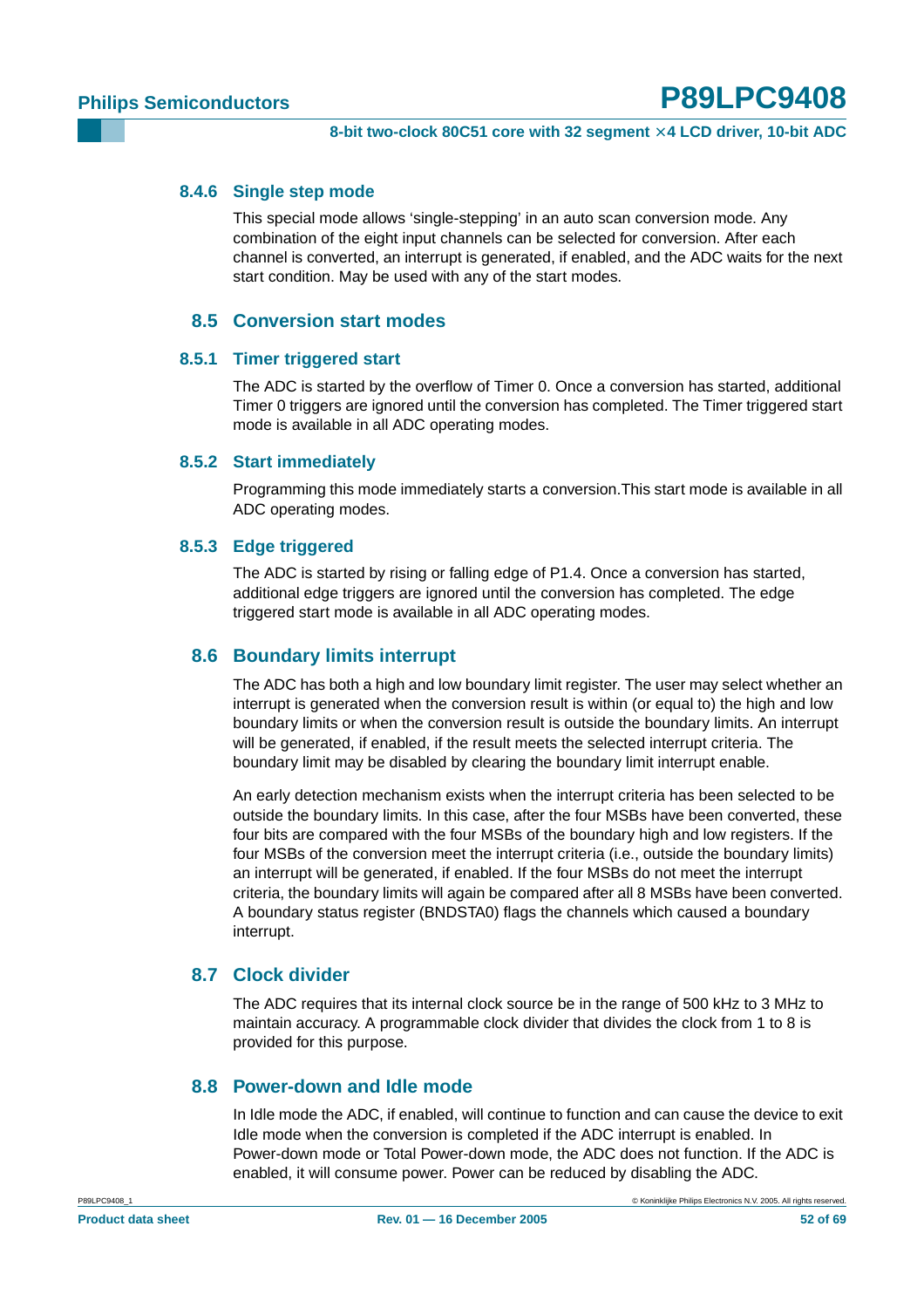#### 8.4.6 Single step mode

This special mode allows ‘single-stepping’ in an auto scan conversion mode. Any combination of the eight input channels can be selected for conversion. After each channel is converted, an interrupt is generated, if enabled, and the ADC waits for the next start condition. May be used with any of the start modes.

### 8.5 Conversion start modes

#### 8.5.1 Timer triggered start

The ADC is started by the overflow of Timer 0. Once a conversion has started, additional Timer 0 triggers are ignored until the conversion has completed. The Timer triggered start mode is available in all ADC operating modes.

#### 8.5.2 Start immediately

Programming this mode immediately starts a conversion.This start mode is available in all ADC operating modes.

#### 8.5.3 Edge triggered

The ADC is started by rising or falling edge of P1.4. Once a conversion has started, additional edge triggers are ignored until the conversion has completed. The edge triggered start mode is available in all ADC operating modes.

### 8.6 Boundary limits interrupt

The ADC has both a high and low boundary limit register. The user may select whether an interrupt is generated when the conversion result is within (or equal to) the high and low boundary limits or when the conversion result is outside the boundary limits. An interrupt will be generated, if enabled, if the result meets the selected interrupt criteria. The boundary limit may be disabled by clearing the boundary limit interrupt enable.

An early detection mechanism exists when the interrupt criteria has been selected to be outside the boundary limits. In this case, after the four MSBs have been converted, these four bits are compared with the four MSBs of the boundary high and low registers. If the four MSBs of the conversion meet the interrupt criteria (i.e., outside the boundary limits) an interrupt will be generated, if enabled. If the four MSBs do not meet the interrupt criteria, the boundary limits will again be compared after all 8 MSBs have been converted. A boundary status register (BNDSTA0) flags the channels which caused a boundary interrupt.

### 8.7 Clock divider

The ADC requires that its internal clock source be in the range of 500 kHz to 3 MHz to maintain accuracy. A programmable clock divider that divides the clock from 1 to 8 is provided for this purpose.

### 8.8 Power-down and Idle mode

In Idle mode the ADC, if enabled, will continue to function and can cause the device to exit Idle mode when the conversion is completed if the ADC interrupt is enabled. In Power-down mode or Total Power-down mode, the ADC does not function. If the ADC is enabled, it will consume power. Power can be reduced by disabling the ADC.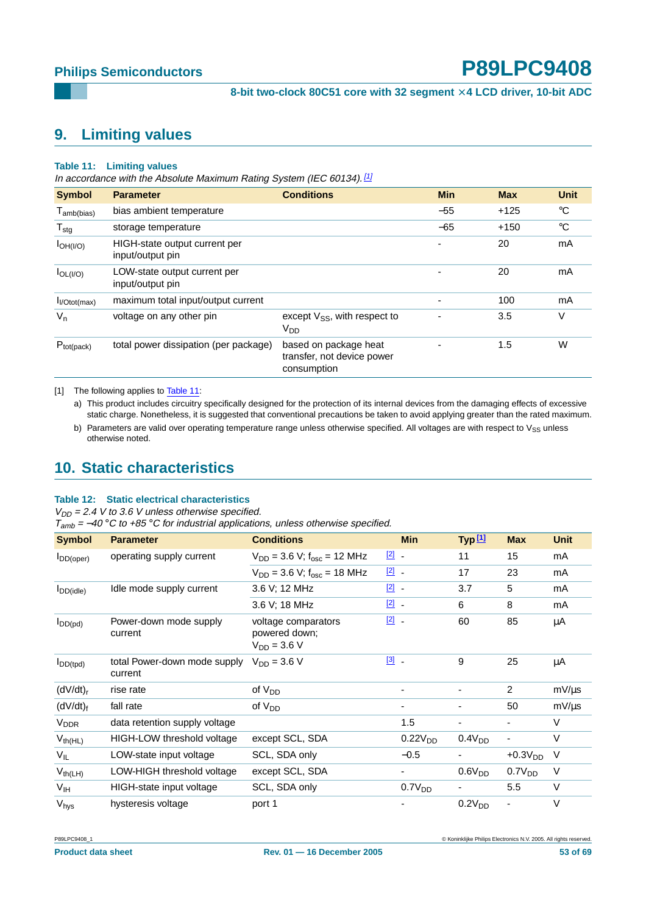## 9. Limiting values

**Table 11: Limiting values**

*In accordance with the Absolute Maximum Rating System (IEC 60134).* [1]

| Symbol | Parameter | Conditions | Min | Max | Unit |
|---|---|---|---|---|---|
| $T_{amb(bias)}$ | bias ambient temperature | | −55 | +125 | °C |
| $T_{stg}$ | storage temperature | | −65 | +150 | °C |
| $I_{OH(I/O)}$ | HIGH-state output current per input/output pin | | - | 20 | mA |
| $I_{OL(I/O)}$ | LOW-state output current per input/output pin | | - | 20 | mA |
| $I_{I/Otot(max)}$ | maximum total input/output current | | - | 100 | mA |
| $V_n$ | voltage on any other pin | except $V_{SS}$, with respect to $V_{DD}$ | - | 3.5 | V |
| $P_{tot(pack)}$ | total power dissipation (per package) | based on package heat transfer, not device power consumption | - | 1.5 | W |

[1] The following applies to Table 11:

a) This product includes circuitry specifically designed for the protection of its internal devices from the damaging effects of excessive static charge. Nonetheless, it is suggested that conventional precautions be taken to avoid applying greater than the rated maximum.

b) Parameters are valid over operating temperature range unless otherwise specified. All voltages are with respect to $V_{SS}$ unless otherwise noted.

## 10. Static characteristics

**Table 12: Static electrical characteristics**

*$V_{DD}$ = 2.4 V to 3.6 V unless otherwise specified.*
*$T_{amb}$ = −40 °C to +85 °C for industrial applications, unless otherwise specified.*

| Symbol | Parameter | Conditions | | Min | Typ [1] | Max | Unit |
|---|---|---|---|---|---|---|---|
| $I_{DD(oper)}$ | operating supply current | $V_{DD}$ = 3.6 V; $f_{osc}$ = 12 MHz | [2] | - | 11 | 15 | mA |
| | | $V_{DD}$ = 3.6 V; $f_{osc}$ = 18 MHz | [2] | - | 17 | 23 | mA |
| $I_{DD(idle)}$ | Idle mode supply current | 3.6 V; 12 MHz | [2] | - | 3.7 | 5 | mA |
| | | 3.6 V; 18 MHz | [2] | - | 6 | 8 | mA |
| $I_{DD(pd)}$ | Power-down mode supply current | voltage comparators powered down; $V_{DD}$ = 3.6 V | [2] | - | 60 | 85 | µA |
| $I_{DD(tpd)}$ | total Power-down mode supply current | $V_{DD}$ = 3.6 V | [3] | - | 9 | 25 | µA |
| $(dV/dt)_r$ | rise rate | of $V_{DD}$ | | - | - | 2 | mV/µs |
| $(dV/dt)_f$ | fall rate | of $V_{DD}$ | | - | - | 50 | mV/µs |
| $V_{DDR}$ | data retention supply voltage | | | 1.5 | - | - | V |
| $V_{th(HL)}$ | HIGH-LOW threshold voltage | except SCL, SDA | | $0.22V_{DD}$ | $0.4V_{DD}$ | - | V |
| $V_{IL}$ | LOW-state input voltage | SCL, SDA only | | −0.5 | - | $+0.3V_{DD}$ | V |
| $V_{th(LH)}$ | LOW-HIGH threshold voltage | except SCL, SDA | | - | $0.6V_{DD}$ | $0.7V_{DD}$ | V |
| $V_{IH}$ | HIGH-state input voltage | SCL, SDA only | | $0.7V_{DD}$ | - | 5.5 | V |
| $V_{hys}$ | hysteresis voltage | port 1 | | - | $0.2V_{DD}$ | - | V |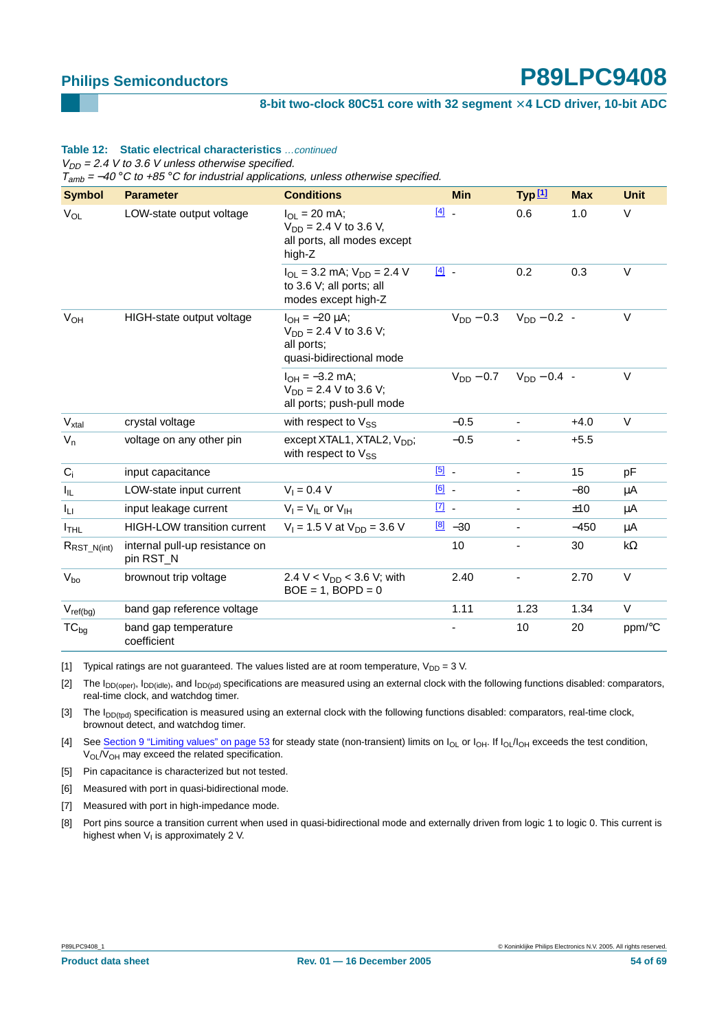**Table 12: Static electrical characteristics** *…continued*

*$V_{DD}$ = 2.4 V to 3.6 V unless otherwise specified.*

*$T_{amb}$ = −40 °C to +85 °C for industrial applications, unless otherwise specified.*

| Symbol | Parameter | Conditions | | Min | Typ [1] | Max | Unit |
|---|---|---|---|---|---|---|---|
| $V_{OL}$ | LOW-state output voltage | $I_{OL}$ = 20 mA; $V_{DD}$ = 2.4 V to 3.6 V, all ports, all modes except high-Z | [4] | - | 0.6 | 1.0 | V |
| | | $I_{OL}$ = 3.2 mA; $V_{DD}$ = 2.4 V to 3.6 V; all ports; all modes except high-Z | [4] | - | 0.2 | 0.3 | V |
| $V_{OH}$ | HIGH-state output voltage | $I_{OH}$ = −20 µA; $V_{DD}$ = 2.4 V to 3.6 V; all ports; quasi-bidirectional mode | | $V_{DD}$ −0.3 | $V_{DD}$ −0.2 | - | V |
| | | $I_{OH}$ = −3.2 mA; $V_{DD}$ = 2.4 V to 3.6 V; all ports; push-pull mode | | $V_{DD}$ −0.7 | $V_{DD}$ −0.4 | - | V |
| $V_{xtal}$ | crystal voltage | with respect to $V_{SS}$ | | −0.5 | - | +4.0 | V |
| $V_n$ | voltage on any other pin | except XTAL1, XTAL2, $V_{DD}$; with respect to $V_{SS}$ | | −0.5 | - | +5.5 | |
| $C_i$ | input capacitance | | [5] | - | - | 15 | pF |
| $I_{IL}$ | LOW-state input current | $V_I$ = 0.4 V | [6] | - | - | −80 | µA |
| $I_{LI}$ | input leakage current | $V_I$ = $V_{IL}$ or $V_{IH}$ | [7] | - | - | ±10 | µA |
| $I_{THL}$ | HIGH-LOW transition current | $V_I$ = 1.5 V at $V_{DD}$ = 3.6 V | [8] | −30 | - | −450 | µA |
| $R_{RST\_N(int)}$ | internal pull-up resistance on pin RST_N | | | 10 | - | 30 | kΩ |
| $V_{bo}$ | brownout trip voltage | 2.4 V < $V_{DD}$ < 3.6 V; with BOE = 1, BOPD = 0 | | 2.40 | - | 2.70 | V |
| $V_{ref(bg)}$ | band gap reference voltage | | | 1.11 | 1.23 | 1.34 | V |
| $TC_{bg}$ | band gap temperature coefficient | | | - | 10 | 20 | ppm/°C |

[1] Typical ratings are not guaranteed. The values listed are at room temperature, $V_{DD}$ = 3 V.

[2] The $I_{DD(oper)}$, $I_{DD(idle)}$, and $I_{DD(pd)}$ specifications are measured using an external clock with the following functions disabled: comparators, real-time clock, and watchdog timer.

[3] The $I_{DD(tpd)}$ specification is measured using an external clock with the following functions disabled: comparators, real-time clock, brownout detect, and watchdog timer.

[4] See Section 9 “Limiting values” on page 53 for steady state (non-transient) limits on $I_{OL}$ or $I_{OH}$. If $I_{OL}$/$I_{OH}$ exceeds the test condition, $V_{OL}$/$V_{OH}$ may exceed the related specification.

[5] Pin capacitance is characterized but not tested.

[6] Measured with port in quasi-bidirectional mode.

[7] Measured with port in high-impedance mode.

[8] Port pins source a transition current when used in quasi-bidirectional mode and externally driven from logic 1 to logic 0. This current is highest when $V_I$ is approximately 2 V.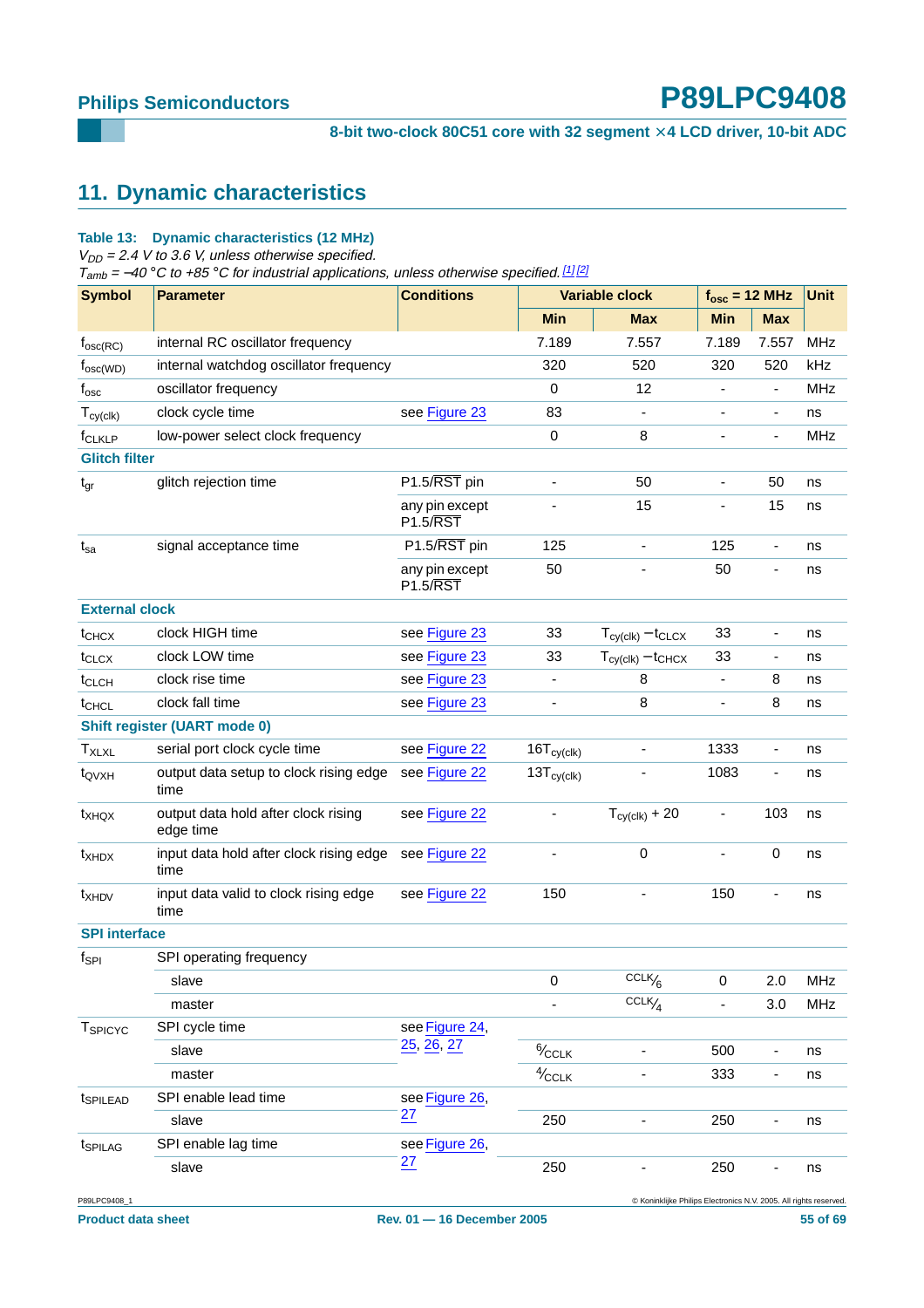## 11. Dynamic characteristics

**Table 13: Dynamic characteristics (12 MHz)**

*$V_{DD}$ = 2.4 V to 3.6 V, unless otherwise specified.*
*$T_{amb}$ = −40 °C to +85 °C for industrial applications, unless otherwise specified.* [1] [2]

| Symbol | Parameter | Conditions | Variable clock | | $f_{osc}$ = 12 MHz | | Unit |
|---|---|---|---|---|---|---|---|
| | | | Min | Max | Min | Max | |
| $f_{osc(RC)}$ | internal RC oscillator frequency | | 7.189 | 7.557 | 7.189 | 7.557 | MHz |
| $f_{osc(WD)}$ | internal watchdog oscillator frequency | | 320 | 520 | 320 | 520 | kHz |
| $f_{osc}$ | oscillator frequency | | 0 | 12 | - | - | MHz |
| $T_{cy(clk)}$ | clock cycle time | see Figure 23 | 83 | - | - | - | ns |
| $f_{CLKLP}$ | low-power select clock frequency | | 0 | 8 | - | - | MHz |
| **Glitch filter** | | | | | | | |
| $t_{gr}$ | glitch rejection time | P1.5/RST pin | - | 50 | - | 50 | ns |
| | | any pin except P1.5/RST | - | 15 | - | 15 | ns |
| $t_{sa}$ | signal acceptance time | P1.5/RST pin | 125 | - | 125 | - | ns |
| | | any pin except P1.5/RST | 50 | - | 50 | - | ns |
| **External clock** | | | | | | | |
| $t_{CHCX}$ | clock HIGH time | see Figure 23 | 33 | $T_{cy(clk)} - t_{CLCX}$ | 33 | - | ns |
| $t_{CLCX}$ | clock LOW time | see Figure 23 | 33 | $T_{cy(clk)} - t_{CHCX}$ | 33 | - | ns |
| $t_{CLCH}$ | clock rise time | see Figure 23 | - | 8 | - | 8 | ns |
| $t_{CHCL}$ | clock fall time | see Figure 23 | - | 8 | - | 8 | ns |
| **Shift register (UART mode 0)** | | | | | | | |
| $T_{XLXL}$ | serial port clock cycle time | see Figure 22 | $16T_{cy(clk)}$ | - | 1333 | - | ns |
| $t_{QVXH}$ | output data setup to clock rising edge time | see Figure 22 | $13T_{cy(clk)}$ | - | 1083 | - | ns |
| $t_{XHQX}$ | output data hold after clock rising edge time | see Figure 22 | - | $T_{cy(clk)} + 20$ | - | 103 | ns |
| $t_{XHDX}$ | input data hold after clock rising edge time | see Figure 22 | - | 0 | - | 0 | ns |
| $t_{XHDV}$ | input data valid to clock rising edge time | see Figure 22 | 150 | - | 150 | - | ns |
| **SPI interface** | | | | | | | |
| $f_{SPI}$ | SPI operating frequency | | | | | | |
| | slave | | 0 | $^{CCLK}/_{6}$ | 0 | 2.0 | MHz |
| | master | | - | $^{CCLK}/_{4}$ | - | 3.0 | MHz |
| $T_{SPICYC}$ | SPI cycle time | see Figure 24, 25, 26, 27 | | | | | |
| | slave | | $^{6}/_{CCLK}$ | - | 500 | - | ns |
| | master | | $^{4}/_{CCLK}$ | - | 333 | - | ns |
| $t_{SPILEAD}$ | SPI enable lead time | see Figure 26, 27 | | | | | |
| | slave | | 250 | - | 250 | - | ns |
| $t_{SPILAG}$ | SPI enable lag time | see Figure 26, 27 | | | | | |
| | slave | | 250 | - | 250 | - | ns |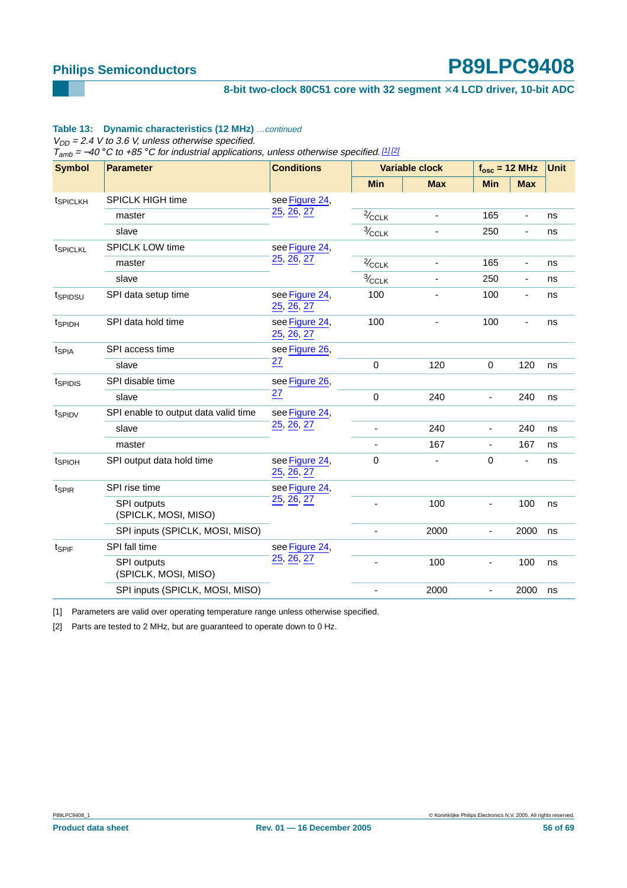**Table 13: Dynamic characteristics (12 MHz)** *...continued*

*$V_{DD}$ = 2.4 V to 3.6 V, unless otherwise specified.*

*$T_{amb}$ = −40 °C to +85 °C for industrial applications, unless otherwise specified.* [1][2]

| Symbol | Parameter | Conditions | Variable clock | | $f_{osc}$ = 12 MHz | | Unit |
|---|---|---|---|---|---|---|---|
| | | | Min | Max | Min | Max | |
| $t_{SPICLKH}$ | SPICLK HIGH time | see Figure 24, 25, 26, 27 | | | | | |
| | master | | $^2/_{CCLK}$ | - | 165 | - | ns |
| | slave | | $^3/_{CCLK}$ | - | 250 | - | ns |
| $t_{SPICLKL}$ | SPICLK LOW time | see Figure 24, 25, 26, 27 | | | | | |
| | master | | $^2/_{CCLK}$ | - | 165 | - | ns |
| | slave | | $^3/_{CCLK}$ | - | 250 | - | ns |
| $t_{SPIDSU}$ | SPI data setup time | see Figure 24, 25, 26, 27 | 100 | - | 100 | - | ns |
| $t_{SPIDH}$ | SPI data hold time | see Figure 24, 25, 26, 27 | 100 | - | 100 | - | ns |
| $t_{SPIA}$ | SPI access time | see Figure 26, 27 | | | | | |
| | slave | | 0 | 120 | 0 | 120 | ns |
| $t_{SPIDIS}$ | SPI disable time | see Figure 26, 27 | | | | | |
| | slave | | 0 | 240 | - | 240 | ns |
| $t_{SPIDV}$ | SPI enable to output data valid time | see Figure 24, 25, 26, 27 | | | | | |
| | slave | | - | 240 | - | 240 | ns |
| | master | | - | 167 | - | 167 | ns |
| $t_{SPIOH}$ | SPI output data hold time | see Figure 24, 25, 26, 27 | 0 | - | 0 | - | ns |
| $t_{SPIR}$ | SPI rise time | see Figure 24, 25, 26, 27 | | | | | |
| | SPI outputs (SPICLK, MOSI, MISO) | | - | 100 | - | 100 | ns |
| | SPI inputs (SPICLK, MOSI, MISO) | | - | 2000 | - | 2000 | ns |
| $t_{SPIF}$ | SPI fall time | see Figure 24, 25, 26, 27 | | | | | |
| | SPI outputs (SPICLK, MOSI, MISO) | | - | 100 | - | 100 | ns |
| | SPI inputs (SPICLK, MOSI, MISO) | | - | 2000 | - | 2000 | ns |

[1] Parameters are valid over operating temperature range unless otherwise specified.

[2] Parts are tested to 2 MHz, but are guaranteed to operate down to 0 Hz.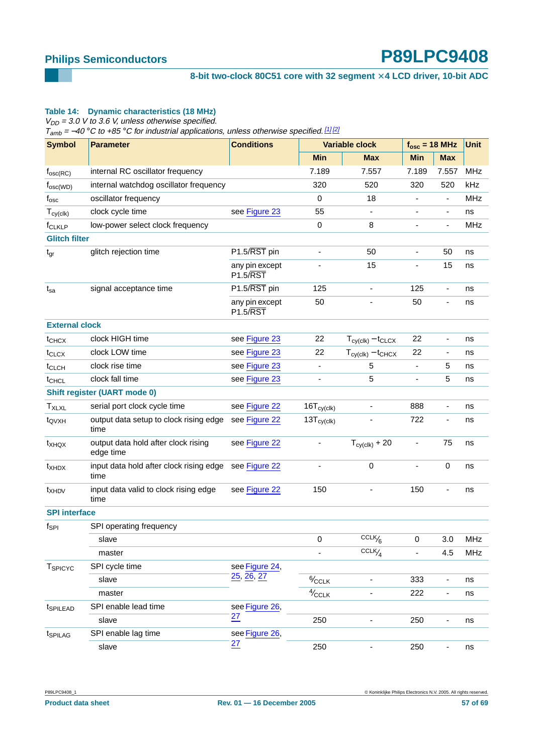**Table 14: Dynamic characteristics (18 MHz)**

*$V_{DD}$ = 3.0 V to 3.6 V, unless otherwise specified.*

*$T_{amb}$ = −40 °C to +85 °C for industrial applications, unless otherwise specified.* [1] [2]

| Symbol | Parameter | Conditions | Variable clock | | $f_{osc}$ = 18 MHz | | Unit |
|---|---|---|---|---|---|---|---|
| | | | Min | Max | Min | Max | |
| $f_{osc(RC)}$ | internal RC oscillator frequency | | 7.189 | 7.557 | 7.189 | 7.557 | MHz |
| $f_{osc(WD)}$ | internal watchdog oscillator frequency | | 320 | 520 | 320 | 520 | kHz |
| $f_{osc}$ | oscillator frequency | | 0 | 18 | - | - | MHz |
| $T_{cy(clk)}$ | clock cycle time | see Figure 23 | 55 | - | - | - | ns |
| $f_{CLKLP}$ | low-power select clock frequency | | 0 | 8 | - | - | MHz |
| **Glitch filter** | | | | | | | |
| $t_{gr}$ | glitch rejection time | P1.5/$\overline{RST}$ pin | - | 50 | - | 50 | ns |
| | | any pin except P1.5/$\overline{RST}$ | - | 15 | - | 15 | ns |
| $t_{sa}$ | signal acceptance time | P1.5/$\overline{RST}$ pin | 125 | - | 125 | - | ns |
| | | any pin except P1.5/$\overline{RST}$ | 50 | - | 50 | - | ns |
| **External clock** | | | | | | | |
| $t_{CHCX}$ | clock HIGH time | see Figure 23 | 22 | $T_{cy(clk)} - t_{CLCX}$ | 22 | - | ns |
| $t_{CLCX}$ | clock LOW time | see Figure 23 | 22 | $T_{cy(clk)} - t_{CHCX}$ | 22 | - | ns |
| $t_{CLCH}$ | clock rise time | see Figure 23 | - | 5 | - | 5 | ns |
| $t_{CHCL}$ | clock fall time | see Figure 23 | - | 5 | - | 5 | ns |
| **Shift register (UART mode 0)** | | | | | | | |
| $T_{XLXL}$ | serial port clock cycle time | see Figure 22 | $16T_{cy(clk)}$ | - | 888 | - | ns |
| $t_{QVXH}$ | output data setup to clock rising edge time | see Figure 22 | $13T_{cy(clk)}$ | - | 722 | - | ns |
| $t_{XHQX}$ | output data hold after clock rising edge time | see Figure 22 | - | $T_{cy(clk)} + 20$ | - | 75 | ns |
| $t_{XHDX}$ | input data hold after clock rising edge time | see Figure 22 | - | 0 | - | 0 | ns |
| $t_{XHDV}$ | input data valid to clock rising edge time | see Figure 22 | 150 | - | 150 | - | ns |
| **SPI interface** | | | | | | | |
| $f_{SPI}$ | SPI operating frequency | | | | | | |
| | slave | | 0 | $CCLK/6$ | 0 | 3.0 | MHz |
| | master | | - | $CCLK/4$ | - | 4.5 | MHz |
| $T_{SPICYC}$ | SPI cycle time | see Figure 24, 25, 26, 27 | | | | | |
| | slave | | $6/CCLK$ | - | 333 | - | ns |
| | master | | $4/CCLK$ | - | 222 | - | ns |
| $t_{SPILEAD}$ | SPI enable lead time | see Figure 26, 27 | | | | | |
| | slave | | 250 | - | 250 | - | ns |
| $t_{SPILAG}$ | SPI enable lag time | see Figure 26, 27 | | | | | |
| | slave | | 250 | - | 250 | - | ns |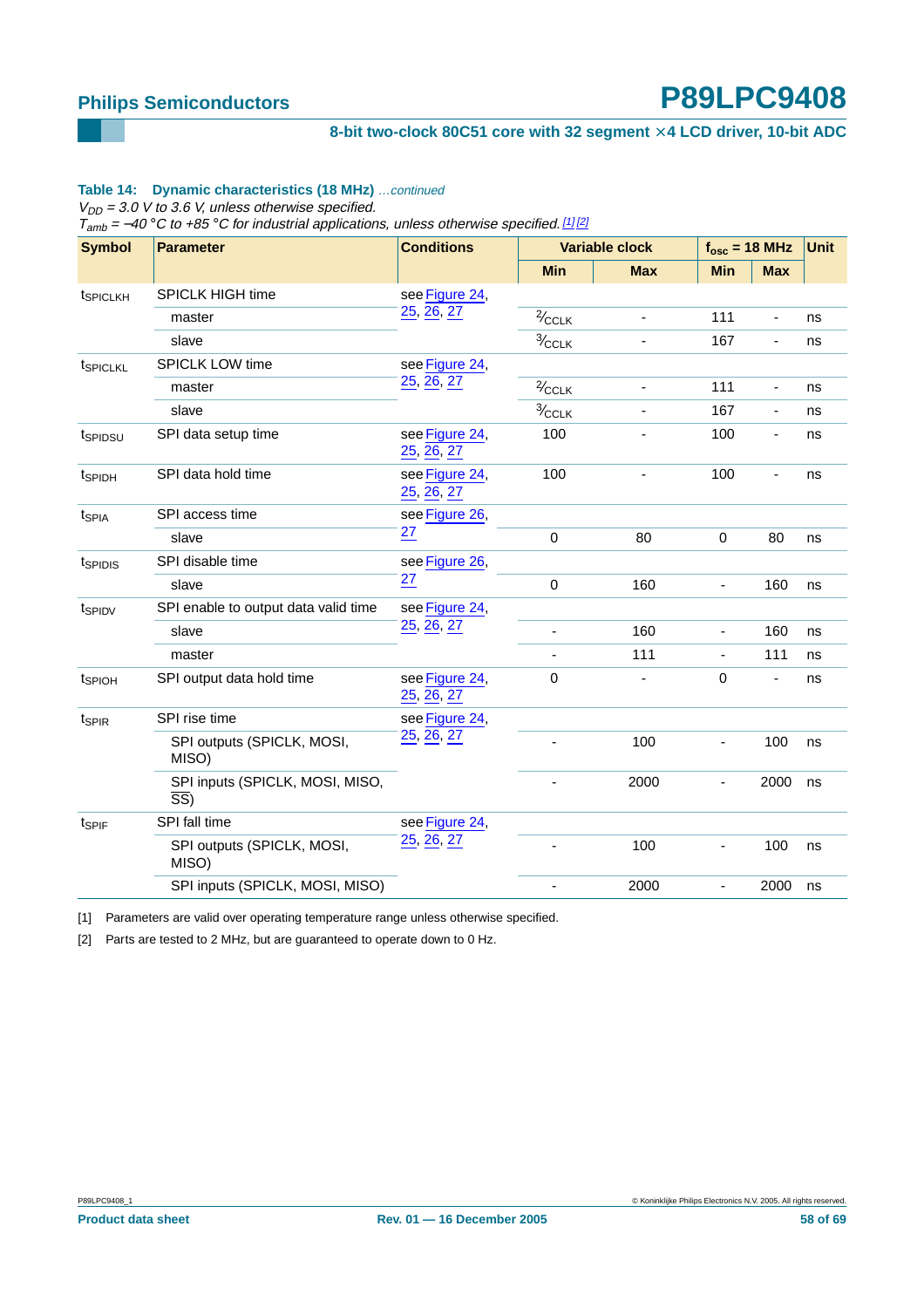**Table 14: Dynamic characteristics (18 MHz)** *…continued*

*$V_{DD}$ = 3.0 V to 3.6 V, unless otherwise specified.*

*$T_{amb}$ = −40 °C to +85 °C for industrial applications, unless otherwise specified.* [1][2]

| Symbol | Parameter | Conditions | Variable clock | | $f_{osc}$ = 18 MHz | | Unit |
|---|---|---|---|---|---|---|---|
| | | | Min | Max | Min | Max | |
| $t_{SPICLKH}$ | SPICLK HIGH time | see Figure 24, 25, 26, 27 | | | | | |
| | master | | $^2/_{CCLK}$ | - | 111 | - | ns |
| | slave | | $^3/_{CCLK}$ | - | 167 | - | ns |
| $t_{SPICLKL}$ | SPICLK LOW time | see Figure 24, 25, 26, 27 | | | | | |
| | master | | $^2/_{CCLK}$ | - | 111 | - | ns |
| | slave | | $^3/_{CCLK}$ | - | 167 | - | ns |
| $t_{SPIDSU}$ | SPI data setup time | see Figure 24, 25, 26, 27 | 100 | - | 100 | - | ns |
| $t_{SPIDH}$ | SPI data hold time | see Figure 24, 25, 26, 27 | 100 | - | 100 | - | ns |
| $t_{SPIA}$ | SPI access time | see Figure 26, 27 | | | | | |
| | slave | | 0 | 80 | 0 | 80 | ns |
| $t_{SPIDIS}$ | SPI disable time | see Figure 26, 27 | | | | | |
| | slave | | 0 | 160 | - | 160 | ns |
| $t_{SPIDV}$ | SPI enable to output data valid time | see Figure 24, 25, 26, 27 | | | | | |
| | slave | | - | 160 | - | 160 | ns |
| | master | | - | 111 | - | 111 | ns |
| $t_{SPIOH}$ | SPI output data hold time | see Figure 24, 25, 26, 27 | 0 | - | 0 | - | ns |
| $t_{SPIR}$ | SPI rise time | see Figure 24, 25, 26, 27 | | | | | |
| | SPI outputs (SPICLK, MOSI, MISO) | | - | 100 | - | 100 | ns |
| | SPI inputs (SPICLK, MOSI, MISO, $\overline{SS}$) | | - | 2000 | - | 2000 | ns |
| $t_{SPIF}$ | SPI fall time | see Figure 24, 25, 26, 27 | | | | | |
| | SPI outputs (SPICLK, MOSI, MISO) | | - | 100 | - | 100 | ns |
| | SPI inputs (SPICLK, MOSI, MISO) | | - | 2000 | - | 2000 | ns |

[1] Parameters are valid over operating temperature range unless otherwise specified.

[2] Parts are tested to 2 MHz, but are guaranteed to operate down to 0 Hz.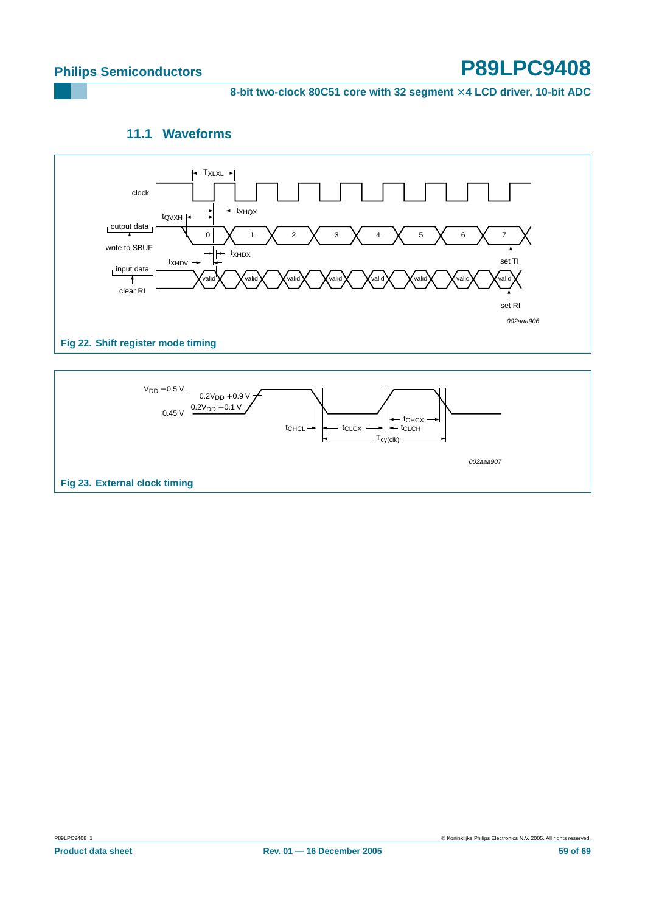### 11.1 Waveforms

**Fig 22. Shift register mode timing**

**Fig 23. External clock timing**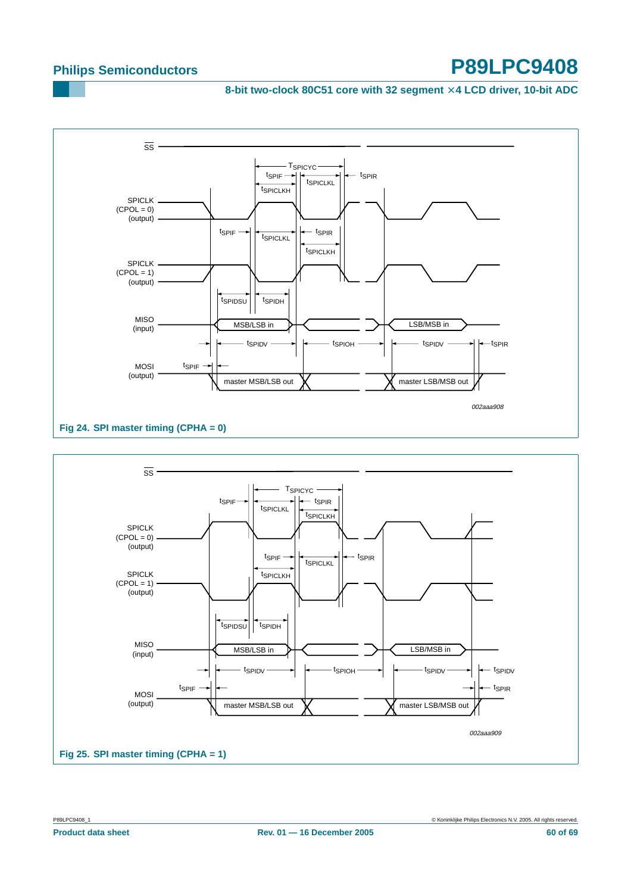Fig 24. SPI master timing (CPHA = 0)

Fig 25. SPI master timing (CPHA = 1)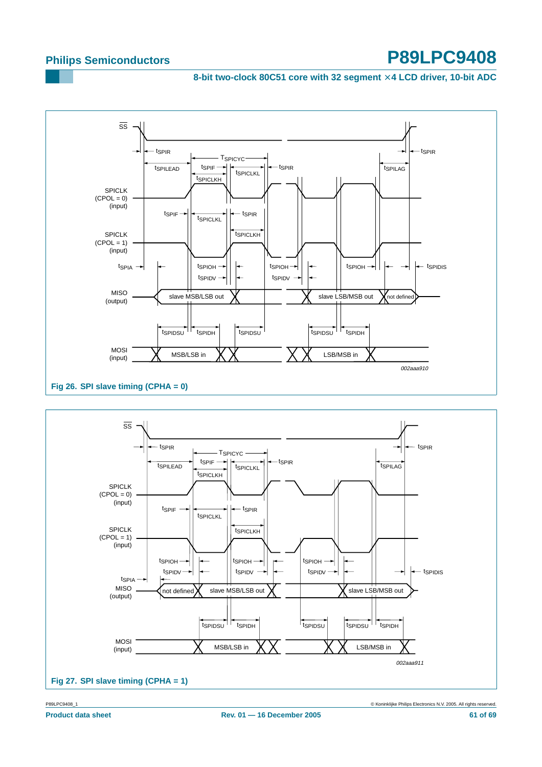Fig 26. SPI slave timing (CPHA = 0)

Fig 27. SPI slave timing (CPHA = 1)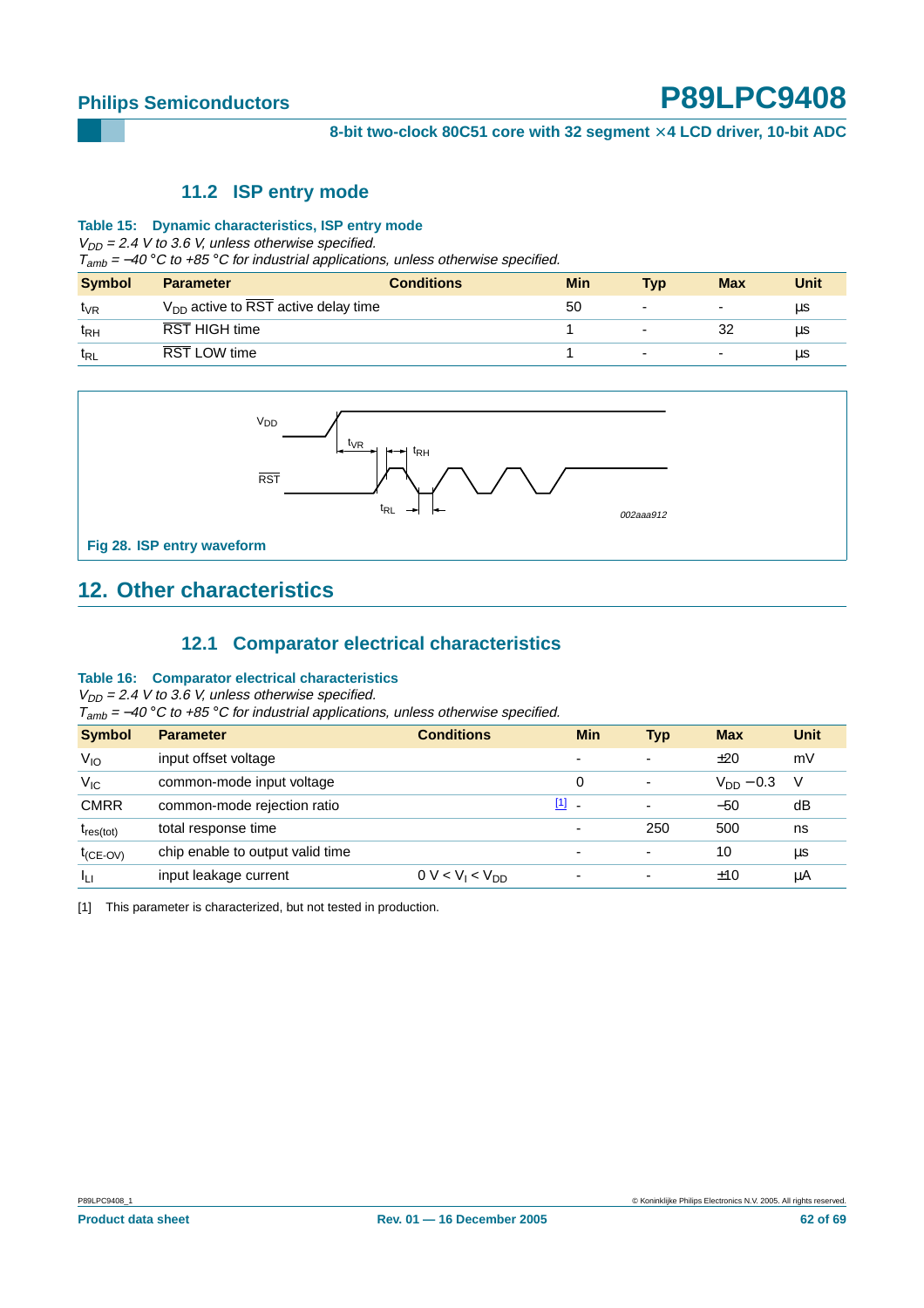## 11.2 ISP entry mode

**Table 15: Dynamic characteristics, ISP entry mode**

*$V_{DD}$ = 2.4 V to 3.6 V, unless otherwise specified.*
*$T_{amb}$ = −40 °C to +85 °C for industrial applications, unless otherwise specified.*

| Symbol | Parameter | Conditions | Min | Typ | Max | Unit |
|---|---|---|---|---|---|---|
| $t_{VR}$ | $V_{DD}$ active to $\overline{RST}$ active delay time | | 50 | - | - | µs |
| $t_{RH}$ | $\overline{RST}$ HIGH time | | 1 | - | 32 | µs |
| $t_{RL}$ | $\overline{RST}$ LOW time | | 1 | - | - | µs |

Fig 28. ISP entry waveform

# 12. Other characteristics

## 12.1 Comparator electrical characteristics

**Table 16: Comparator electrical characteristics**

*$V_{DD}$ = 2.4 V to 3.6 V, unless otherwise specified.*
*$T_{amb}$ = −40 °C to +85 °C for industrial applications, unless otherwise specified.*

| Symbol | Parameter | Conditions | Min | Typ | Max | Unit |
|---|---|---|---|---|---|---|
| $V_{IO}$ | input offset voltage | | - | - | ±20 | mV |
| $V_{IC}$ | common-mode input voltage | | 0 | - | $V_{DD}$ − 0.3 | V |
| CMRR | common-mode rejection ratio | [1] | - | - | −50 | dB |
| $t_{res(tot)}$ | total response time | | - | 250 | 500 | ns |
| $t_{(CE-OV)}$ | chip enable to output valid time | | - | - | 10 | µs |
| $I_{LI}$ | input leakage current | 0 V < $V_I$ < $V_{DD}$ | - | - | ±10 | µA |

[1] This parameter is characterized, but not tested in production.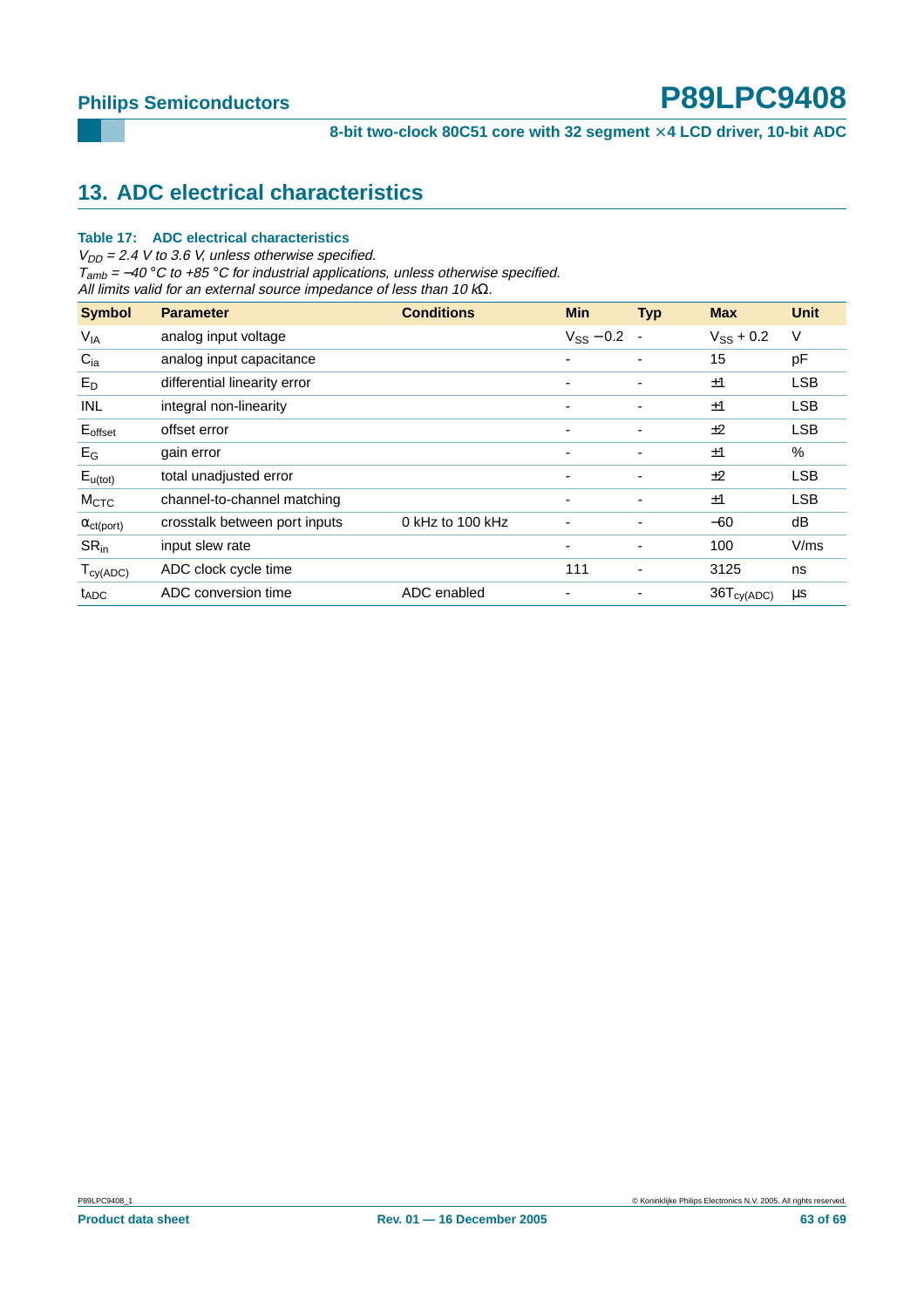## 13. ADC electrical characteristics

**Table 17: ADC electrical characteristics**

*$V_{DD}$ = 2.4 V to 3.6 V, unless otherwise specified.*
*$T_{amb}$ = −40 °C to +85 °C for industrial applications, unless otherwise specified.*
*All limits valid for an external source impedance of less than 10 kΩ.*

| Symbol | Parameter | Conditions | Min | Typ | Max | Unit |
|---|---|---|---|---|---|---|
| $V_{IA}$ | analog input voltage | | $V_{SS}$ − 0.2 | - | $V_{SS}$ + 0.2 | V |
| $C_{ia}$ | analog input capacitance | | - | - | 15 | pF |
| $E_D$ | differential linearity error | | - | - | ±1 | LSB |
| INL | integral non-linearity | | - | - | ±1 | LSB |
| $E_{offset}$ | offset error | | - | - | ±2 | LSB |
| $E_G$ | gain error | | - | - | ±1 | % |
| $E_{u(tot)}$ | total unadjusted error | | - | - | ±2 | LSB |
| $M_{CTC}$ | channel-to-channel matching | | - | - | ±1 | LSB |
| $\alpha_{ct(port)}$ | crosstalk between port inputs | 0 kHz to 100 kHz | - | - | −60 | dB |
| $SR_{in}$ | input slew rate | | - | - | 100 | V/ms |
| $T_{cy(ADC)}$ | ADC clock cycle time | | 111 | - | 3125 | ns |
| $t_{ADC}$ | ADC conversion time | ADC enabled | - | - | $36T_{cy(ADC)}$ | μs |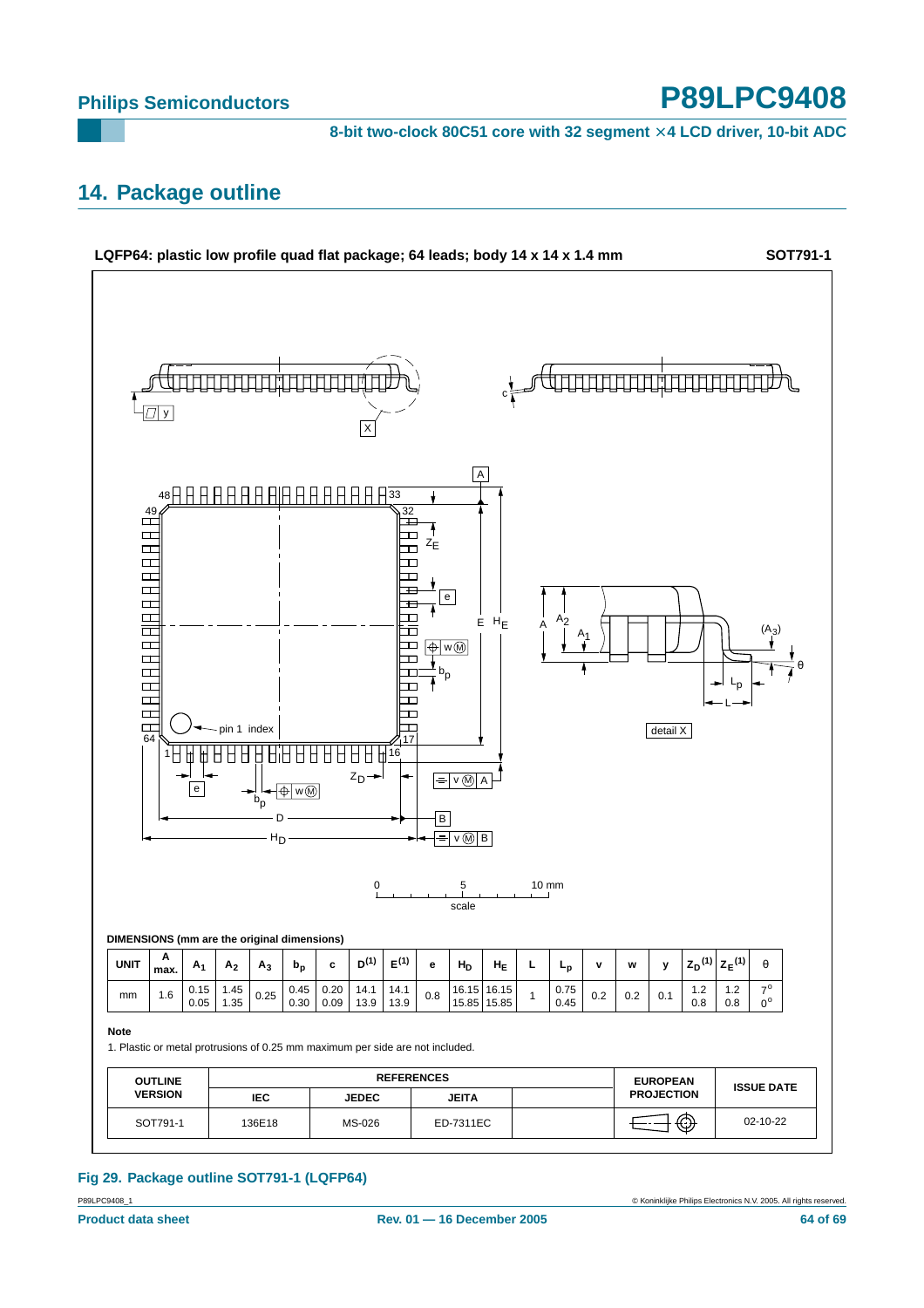## 14. Package outline

**LQFP64: plastic low profile quad flat package; 64 leads; body 14 x 14 x 1.4 mm** **SOT791-1**

**DIMENSIONS (mm are the original dimensions)**

| UNIT | A max. | $A_1$ | $A_2$ | $A_3$ | $b_p$ | c | $D^{(1)}$ | $E^{(1)}$ | e | $H_D$ | $H_E$ | L | $L_p$ | v | w | y | $Z_D^{(1)}$ | $Z_E^{(1)}$ | θ |
|---|---|---|---|---|---|---|---|---|---|---|---|---|---|---|---|---|---|---|---|
| mm | 1.6 | 0.15<br>0.05 | 1.45<br>1.35 | 0.25 | 0.45<br>0.30 | 0.20<br>0.09 | 14.1<br>13.9 | 14.1<br>13.9 | 0.8 | 16.15<br>15.85 | 16.15<br>15.85 | 1 | 0.75<br>0.45 | 0.2 | 0.2 | 0.1 | 1.2<br>0.8 | 1.2<br>0.8 | 7°<br>0° |

**Note**

1. Plastic or metal protrusions of 0.25 mm maximum per side are not included.

| OUTLINE VERSION | REFERENCES | | | | EUROPEAN PROJECTION | ISSUE DATE |
|---|---|---|---|---|---|---|
| | IEC | JEDEC | JEITA | | | |
| SOT791-1 | 136E18 | MS-026 | ED-7311EC | | | 02-10-22 |

**Fig 29. Package outline SOT791-1 (LQFP64)**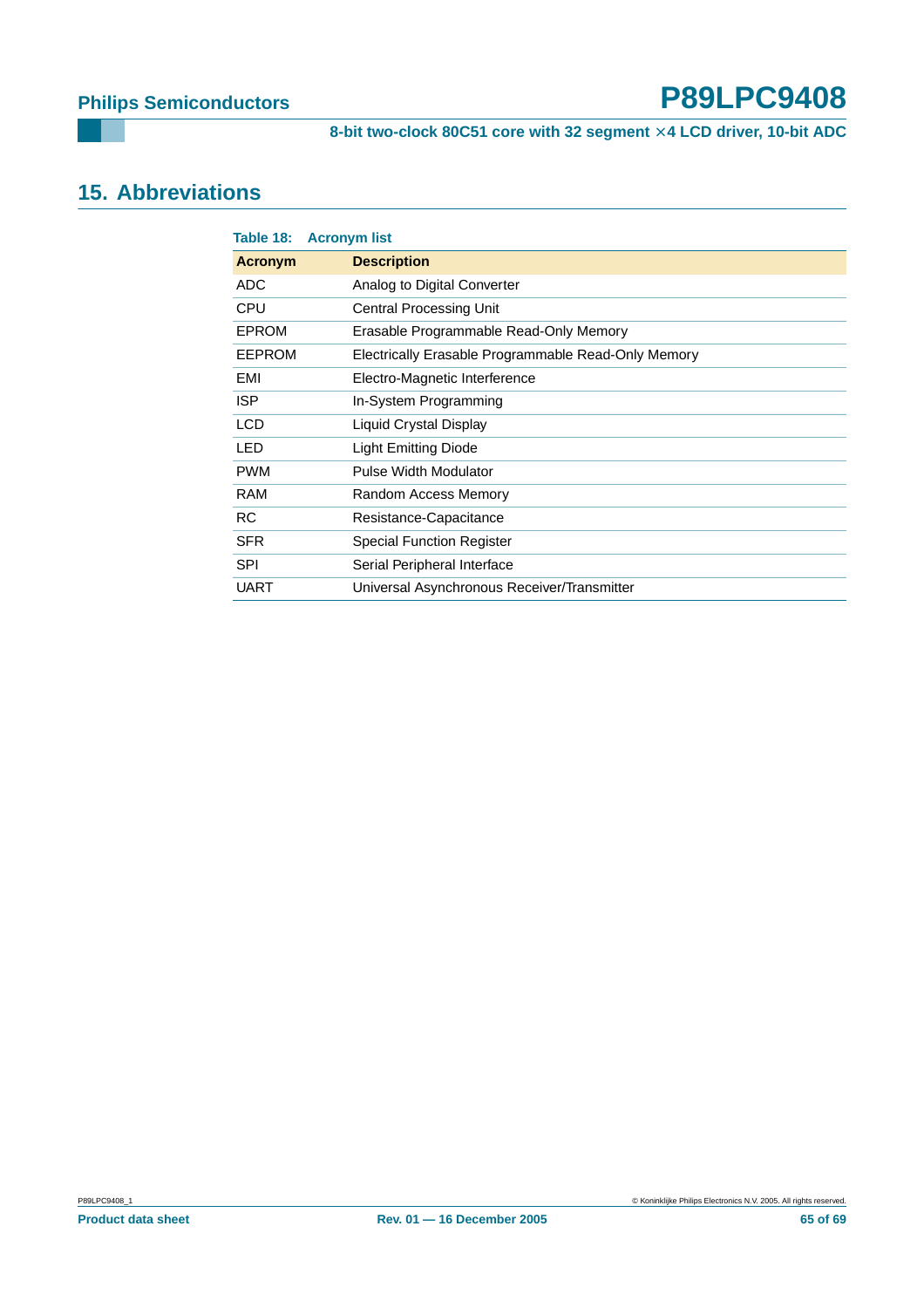## 15. Abbreviations

**Table 18: Acronym list**

| Acronym | Description |
|---|---|
| ADC | Analog to Digital Converter |
| CPU | Central Processing Unit |
| EPROM | Erasable Programmable Read-Only Memory |
| EEPROM | Electrically Erasable Programmable Read-Only Memory |
| EMI | Electro-Magnetic Interference |
| ISP | In-System Programming |
| LCD | Liquid Crystal Display |
| LED | Light Emitting Diode |
| PWM | Pulse Width Modulator |
| RAM | Random Access Memory |
| RC | Resistance-Capacitance |
| SFR | Special Function Register |
| SPI | Serial Peripheral Interface |
| UART | Universal Asynchronous Receiver/Transmitter |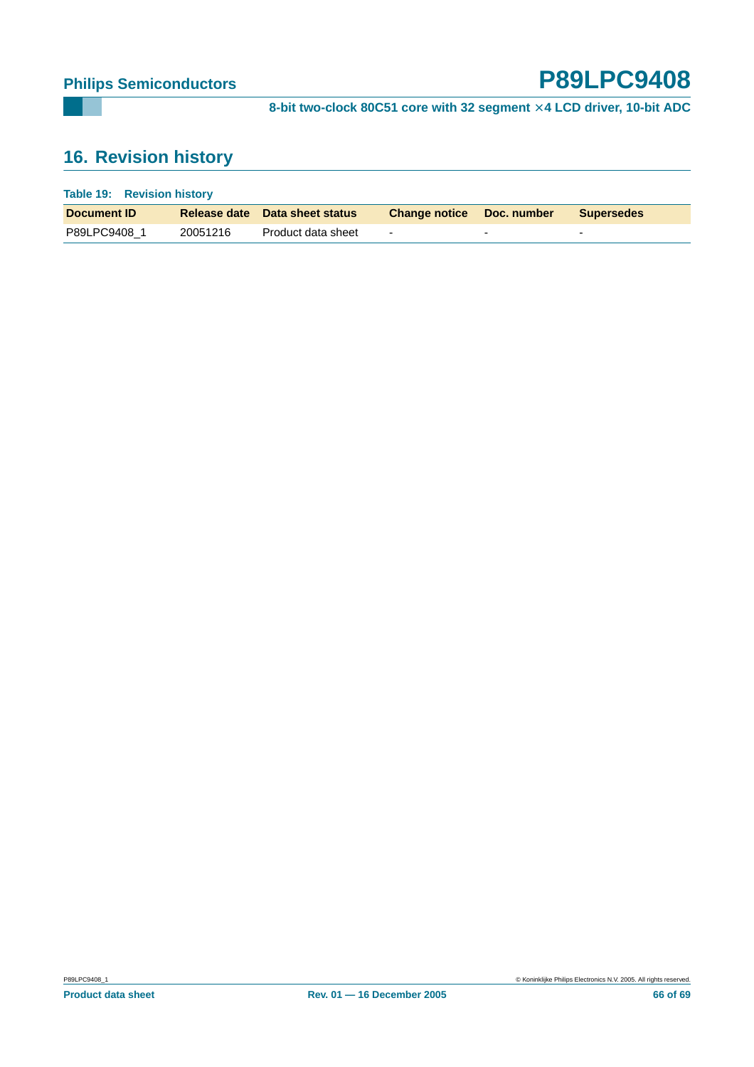## 16. Revision history

**Table 19: Revision history**

| Document ID | Release date | Data sheet status | Change notice | Doc. number | Supersedes |
|---|---|---|---|---|---|
| P89LPC9408_1 | 20051216 | Product data sheet | - | - | - |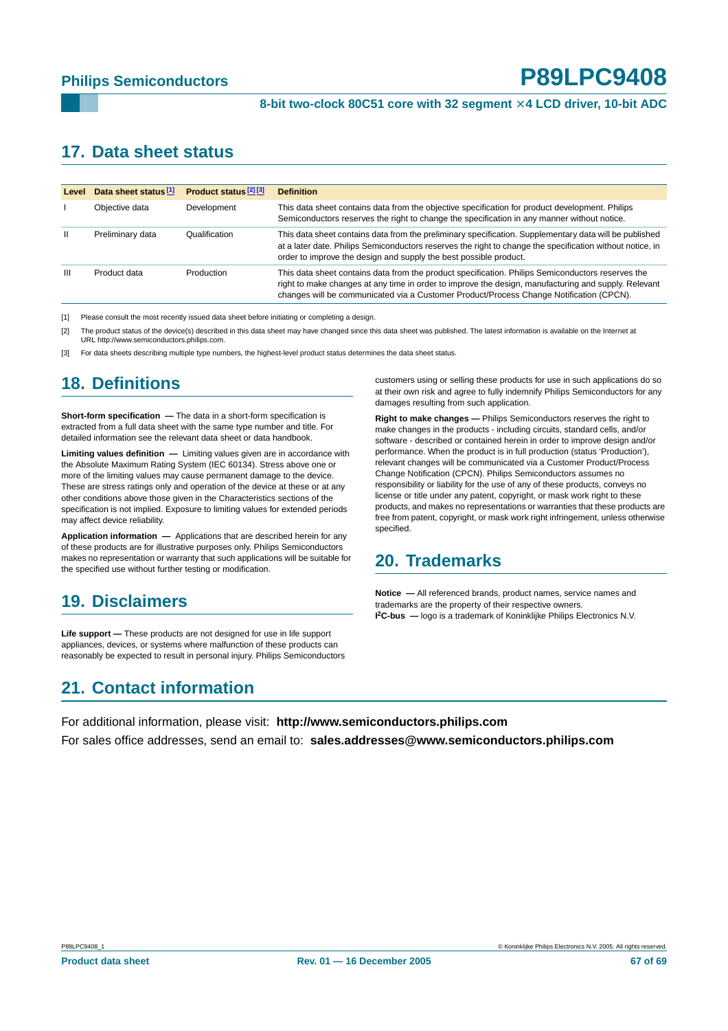## 17. Data sheet status

| Level | Data sheet status [1] | Product status [2] [3] | Definition |
|---|---|---|---|
| I | Objective data | Development | This data sheet contains data from the objective specification for product development. Philips Semiconductors reserves the right to change the specification in any manner without notice. |
| II | Preliminary data | Qualification | This data sheet contains data from the preliminary specification. Supplementary data will be published at a later date. Philips Semiconductors reserves the right to change the specification without notice, in order to improve the design and supply the best possible product. |
| III | Product data | Production | This data sheet contains data from the product specification. Philips Semiconductors reserves the right to make changes at any time in order to improve the design, manufacturing and supply. Relevant changes will be communicated via a Customer Product/Process Change Notification (CPCN). |

[1] Please consult the most recently issued data sheet before initiating or completing a design.

[2] The product status of the device(s) described in this data sheet may have changed since this data sheet was published. The latest information is available on the Internet at URL http://www.semiconductors.philips.com.

[3] For data sheets describing multiple type numbers, the highest-level product status determines the data sheet status.

## 18. Definitions

**Short-form specification —** The data in a short-form specification is extracted from a full data sheet with the same type number and title. For detailed information see the relevant data sheet or data handbook.

**Limiting values definition —** Limiting values given are in accordance with the Absolute Maximum Rating System (IEC 60134). Stress above one or more of the limiting values may cause permanent damage to the device. These are stress ratings only and operation of the device at these or at any other conditions above those given in the Characteristics sections of the specification is not implied. Exposure to limiting values for extended periods may affect device reliability.

**Application information —** Applications that are described herein for any of these products are for illustrative purposes only. Philips Semiconductors makes no representation or warranty that such applications will be suitable for the specified use without further testing or modification.

## 19. Disclaimers

**Life support —** These products are not designed for use in life support appliances, devices, or systems where malfunction of these products can reasonably be expected to result in personal injury. Philips Semiconductors customers using or selling these products for use in such applications do so at their own risk and agree to fully indemnify Philips Semiconductors for any damages resulting from such application.

**Right to make changes —** Philips Semiconductors reserves the right to make changes in the products - including circuits, standard cells, and/or software - described or contained herein in order to improve design and/or performance. When the product is in full production (status 'Production'), relevant changes will be communicated via a Customer Product/Process Change Notification (CPCN). Philips Semiconductors assumes no responsibility or liability for the use of any of these products, conveys no license or title under any patent, copyright, or mask work right to these products, and makes no representations or warranties that these products are free from patent, copyright, or mask work right infringement, unless otherwise specified.

## 20. Trademarks

**Notice —** All referenced brands, product names, service names and trademarks are the property of their respective owners.
**I²C-bus —** logo is a trademark of Koninklijke Philips Electronics N.V.

## 21. Contact information

For additional information, please visit: **http://www.semiconductors.philips.com**

For sales office addresses, send an email to: **sales.addresses@www.semiconductors.philips.com**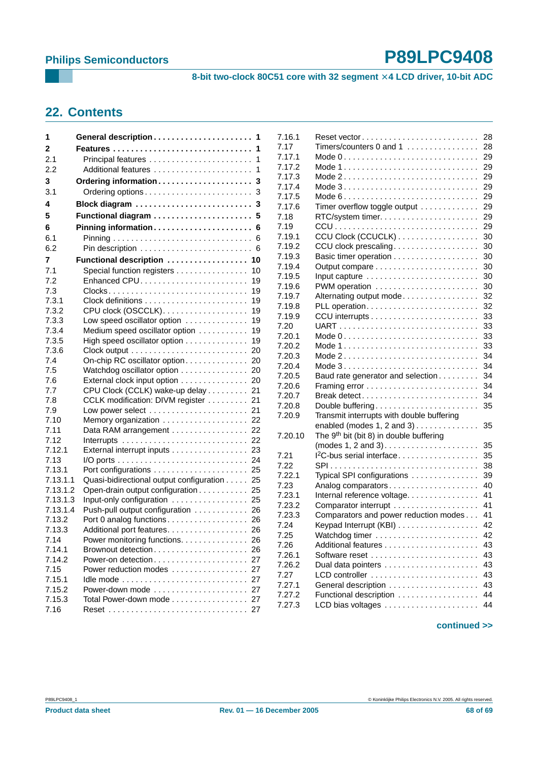## 22. Contents

| | | |
|---|---|---|
| **1** | **General description** | **1** |
| **2** | **Features** | **1** |
| 2.1 | Principal features | 1 |
| 2.2 | Additional features | 1 |
| **3** | **Ordering information** | **3** |
| 3.1 | Ordering options | 3 |
| **4** | **Block diagram** | **3** |
| **5** | **Functional diagram** | **5** |
| **6** | **Pinning information** | **6** |
| 6.1 | Pinning | 6 |
| 6.2 | Pin description | 6 |
| **7** | **Functional description** | **10** |
| 7.1 | Special function registers | 10 |
| 7.2 | Enhanced CPU | 19 |
| 7.3 | Clocks | 19 |
| 7.3.1 | Clock definitions | 19 |
| 7.3.2 | CPU clock (OSCCLK) | 19 |
| 7.3.3 | Low speed oscillator option | 19 |
| 7.3.4 | Medium speed oscillator option | 19 |
| 7.3.5 | High speed oscillator option | 19 |
| 7.3.6 | Clock output | 20 |
| 7.4 | On-chip RC oscillator option | 20 |
| 7.5 | Watchdog oscillator option | 20 |
| 7.6 | External clock input option | 20 |
| 7.7 | CPU Clock (CCLK) wake-up delay | 21 |
| 7.8 | CCLK modification: DIVM register | 21 |
| 7.9 | Low power select | 21 |
| 7.10 | Memory organization | 22 |
| 7.11 | Data RAM arrangement | 22 |
| 7.12 | Interrupts | 22 |
| 7.12.1 | External interrupt inputs | 23 |
| 7.13 | I/O ports | 24 |
| 7.13.1 | Port configurations | 25 |
| 7.13.1.1 | Quasi-bidirectional output configuration | 25 |
| 7.13.1.2 | Open-drain output configuration | 25 |
| 7.13.1.3 | Input-only configuration | 25 |
| 7.13.1.4 | Push-pull output configuration | 26 |
| 7.13.2 | Port 0 analog functions | 26 |
| 7.13.3 | Additional port features | 26 |
| 7.14 | Power monitoring functions | 26 |
| 7.14.1 | Brownout detection | 26 |
| 7.14.2 | Power-on detection | 27 |
| 7.15 | Power reduction modes | 27 |
| 7.15.1 | Idle mode | 27 |
| 7.15.2 | Power-down mode | 27 |
| 7.15.3 | Total Power-down mode | 27 |
| 7.16 | Reset | 27 |
| 7.16.1 | Reset vector | 28 |
| 7.17 | Timers/counters 0 and 1 | 28 |
| 7.17.1 | Mode 0 | 29 |
| 7.17.2 | Mode 1 | 29 |
| 7.17.3 | Mode 2 | 29 |
| 7.17.4 | Mode 3 | 29 |
| 7.17.5 | Mode 6 | 29 |
| 7.17.6 | Timer overflow toggle output | 29 |
| 7.18 | RTC/system timer | 29 |
| 7.19 | CCU | 29 |
| 7.19.1 | CCU Clock (CCUCLK) | 30 |
| 7.19.2 | CCU clock prescaling | 30 |
| 7.19.3 | Basic timer operation | 30 |
| 7.19.4 | Output compare | 30 |
| 7.19.5 | Input capture | 30 |
| 7.19.6 | PWM operation | 30 |
| 7.19.7 | Alternating output mode | 32 |
| 7.19.8 | PLL operation | 32 |
| 7.19.9 | CCU interrupts | 33 |
| 7.20 | UART | 33 |
| 7.20.1 | Mode 0 | 33 |
| 7.20.2 | Mode 1 | 33 |
| 7.20.3 | Mode 2 | 34 |
| 7.20.4 | Mode 3 | 34 |
| 7.20.5 | Baud rate generator and selection | 34 |
| 7.20.6 | Framing error | 34 |
| 7.20.7 | Break detect | 34 |
| 7.20.8 | Double buffering | 35 |
| 7.20.9 | Transmit interrupts with double buffering enabled (modes 1, 2 and 3) | 35 |
| 7.20.10 | The 9th bit (bit 8) in double buffering (modes 1, 2 and 3) | 35 |
| 7.21 | I²C-bus serial interface | 35 |
| 7.22 | SPI | 38 |
| 7.22.1 | Typical SPI configurations | 39 |
| 7.23 | Analog comparators | 40 |
| 7.23.1 | Internal reference voltage | 41 |
| 7.23.2 | Comparator interrupt | 41 |
| 7.23.3 | Comparators and power reduction modes | 41 |
| 7.24 | Keypad Interrupt (KBI) | 42 |
| 7.25 | Watchdog timer | 42 |
| 7.26 | Additional features | 43 |
| 7.26.1 | Software reset | 43 |
| 7.26.2 | Dual data pointers | 43 |
| 7.27 | LCD controller | 43 |
| 7.27.1 | General description | 43 |
| 7.27.2 | Functional description | 44 |
| 7.27.3 | LCD bias voltages | 44 |

**continued >>**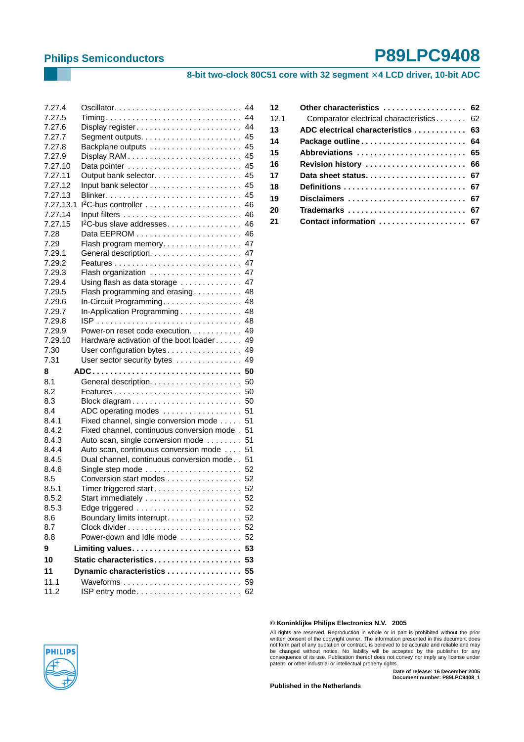7.27.4 Oscillator . . . . . . . . . . . . . . . . . . . . . . . . . . . . 44
7.27.5 Timing . . . . . . . . . . . . . . . . . . . . . . . . . . . . . . 44
7.27.6 Display register . . . . . . . . . . . . . . . . . . . . . . . 44
7.27.7 Segment outputs . . . . . . . . . . . . . . . . . . . . . . 45
7.27.8 Backplane outputs . . . . . . . . . . . . . . . . . . . . 45
7.27.9 Display RAM . . . . . . . . . . . . . . . . . . . . . . . . . 45
7.27.10 Data pointer . . . . . . . . . . . . . . . . . . . . . . . . . 45
7.27.11 Output bank selector . . . . . . . . . . . . . . . . . . . 45
7.27.12 Input bank selector . . . . . . . . . . . . . . . . . . . . 45
7.27.13 Blinker . . . . . . . . . . . . . . . . . . . . . . . . . . . . . 45
7.27.13.1 I²C-bus controller . . . . . . . . . . . . . . . . . . . . . 46
7.27.14 Input filters . . . . . . . . . . . . . . . . . . . . . . . . . . 46
7.27.15 I²C-bus slave addresses . . . . . . . . . . . . . . . . 46
7.28 Data EEPROM . . . . . . . . . . . . . . . . . . . . . . . 46
7.29 Flash program memory . . . . . . . . . . . . . . . . . 47
7.29.1 General description . . . . . . . . . . . . . . . . . . . . 47
7.29.2 Features . . . . . . . . . . . . . . . . . . . . . . . . . . . . 47
7.29.3 Flash organization . . . . . . . . . . . . . . . . . . . . 47
7.29.4 Using flash as data storage . . . . . . . . . . . . . 47
7.29.5 Flash programming and erasing . . . . . . . . . . 48
7.29.6 In-Circuit Programming . . . . . . . . . . . . . . . . . 48
7.29.7 In-Application Programming . . . . . . . . . . . . . 48
7.29.8 ISP . . . . . . . . . . . . . . . . . . . . . . . . . . . . . . . . 48
7.29.9 Power-on reset code execution . . . . . . . . . . . 49
7.29.10 Hardware activation of the boot loader . . . . . . 49
7.30 User configuration bytes . . . . . . . . . . . . . . . . 49
7.31 User sector security bytes . . . . . . . . . . . . . . 49

**8 ADC . . . . . . . . . . . . . . . . . . . . . . . . . . . . . . . . . 50**

8.1 General description . . . . . . . . . . . . . . . . . . . . 50
8.2 Features . . . . . . . . . . . . . . . . . . . . . . . . . . . . 50
8.3 Block diagram . . . . . . . . . . . . . . . . . . . . . . . . 50
8.4 ADC operating modes . . . . . . . . . . . . . . . . . . 51
8.4.1 Fixed channel, single conversion mode . . . . . 51
8.4.2 Fixed channel, continuous conversion mode . 51
8.4.3 Auto scan, single conversion mode . . . . . . . . 51
8.4.4 Auto scan, continuous conversion mode . . . . 51
8.4.5 Dual channel, continuous conversion mode . . 51
8.4.6 Single step mode . . . . . . . . . . . . . . . . . . . . . 52
8.5 Conversion start modes . . . . . . . . . . . . . . . . . 52
8.5.1 Timer triggered start . . . . . . . . . . . . . . . . . . . 52
8.5.2 Start immediately . . . . . . . . . . . . . . . . . . . . . 52
8.5.3 Edge triggered . . . . . . . . . . . . . . . . . . . . . . . 52
8.6 Boundary limits interrupt . . . . . . . . . . . . . . . . 52
8.7 Clock divider . . . . . . . . . . . . . . . . . . . . . . . . . 52
8.8 Power-down and Idle mode . . . . . . . . . . . . . 52

**9 Limiting values . . . . . . . . . . . . . . . . . . . . . . . . 53**

**10 Static characteristics . . . . . . . . . . . . . . . . . . . 53**

**11 Dynamic characteristics . . . . . . . . . . . . . . . . . 55**

11.1 Waveforms . . . . . . . . . . . . . . . . . . . . . . . . . . 59
11.2 ISP entry mode . . . . . . . . . . . . . . . . . . . . . . . 62

**12 Other characteristics . . . . . . . . . . . . . . . . . . . 62**

12.1 Comparator electrical characteristics . . . . . . . 62

**13 ADC electrical characteristics . . . . . . . . . . . . 63**

**14 Package outline . . . . . . . . . . . . . . . . . . . . . . . . 64**

**15 Abbreviations . . . . . . . . . . . . . . . . . . . . . . . . . 65**

**16 Revision history . . . . . . . . . . . . . . . . . . . . . . . 66**

**17 Data sheet status . . . . . . . . . . . . . . . . . . . . . . . 67**

**18 Definitions . . . . . . . . . . . . . . . . . . . . . . . . . . . . 67**

**19 Disclaimers . . . . . . . . . . . . . . . . . . . . . . . . . . . 67**

**20 Trademarks . . . . . . . . . . . . . . . . . . . . . . . . . . . 67**

**21 Contact information . . . . . . . . . . . . . . . . . . . . 67**

**© Koninklijke Philips Electronics N.V. 2005**

All rights are reserved. Reproduction in whole or in part is prohibited without the prior written consent of the copyright owner. The information presented in this document does not form part of any quotation or contract, is believed to be accurate and reliable and may be changed without notice. No liability will be accepted by the publisher for any consequence of its use. Publication thereof does not convey nor imply any license under patent- or other industrial or intellectual property rights.

**Date of release: 16 December 2005**
**Document number: P89LPC9408_1**

**Published in the Netherlands**